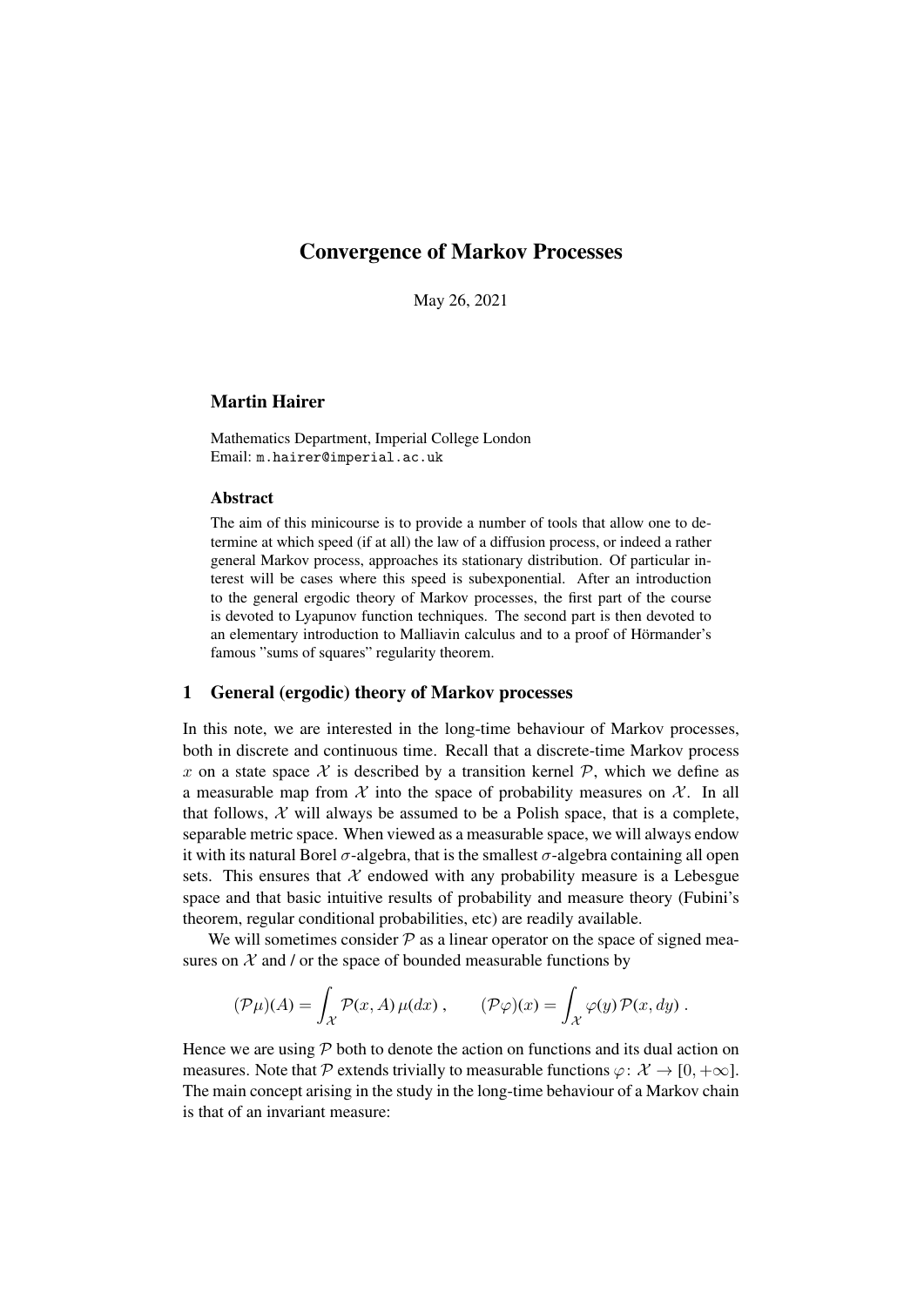# Convergence of Markov Processes

May 26, 2021

**Martin Hairer**

Mathematics Department, Imperial College London
Email: m.hairer@imperial.ac.uk

### Abstract

The aim of this minicourse is to provide a number of tools that allow one to determine at which speed (if at all) the law of a diffusion process, or indeed a rather general Markov process, approaches its stationary distribution. Of particular interest will be cases where this speed is subexponential. After an introduction to the general ergodic theory of Markov processes, the first part of the course is devoted to Lyapunov function techniques. The second part is then devoted to an elementary introduction to Malliavin calculus and to a proof of Hörmander's famous "sums of squares" regularity theorem.

## 1 General (ergodic) theory of Markov processes

In this note, we are interested in the long-time behaviour of Markov processes, both in discrete and continuous time. Recall that a discrete-time Markov process $x$ on a state space $\mathcal{X}$ is described by a transition kernel $\mathcal{P}$, which we define as a measurable map from $\mathcal{X}$ into the space of probability measures on $\mathcal{X}$. In all that follows, $\mathcal{X}$ will always be assumed to be a Polish space, that is a complete, separable metric space. When viewed as a measurable space, we will always endow it with its natural Borel $\sigma$-algebra, that is the smallest $\sigma$-algebra containing all open sets. This ensures that $\mathcal{X}$ endowed with any probability measure is a Lebesgue space and that basic intuitive results of probability and measure theory (Fubini's theorem, regular conditional probabilities, etc) are readily available.

We will sometimes consider $\mathcal{P}$ as a linear operator on the space of signed measures on $\mathcal{X}$ and / or the space of bounded measurable functions by

$$(\mathcal{P}\mu)(A) = \int_{\mathcal{X}} \mathcal{P}(x, A)\, \mu(dx)\;, \qquad (\mathcal{P}\varphi)(x) = \int_{\mathcal{X}} \varphi(y)\, \mathcal{P}(x, dy)\;.$$

Hence we are using $\mathcal{P}$ both to denote the action on functions and its dual action on measures. Note that $\mathcal{P}$ extends trivially to measurable functions $\varphi\colon \mathcal{X} \to [0, +\infty]$. The main concept arising in the study in the long-time behaviour of a Markov chain is that of an invariant measure: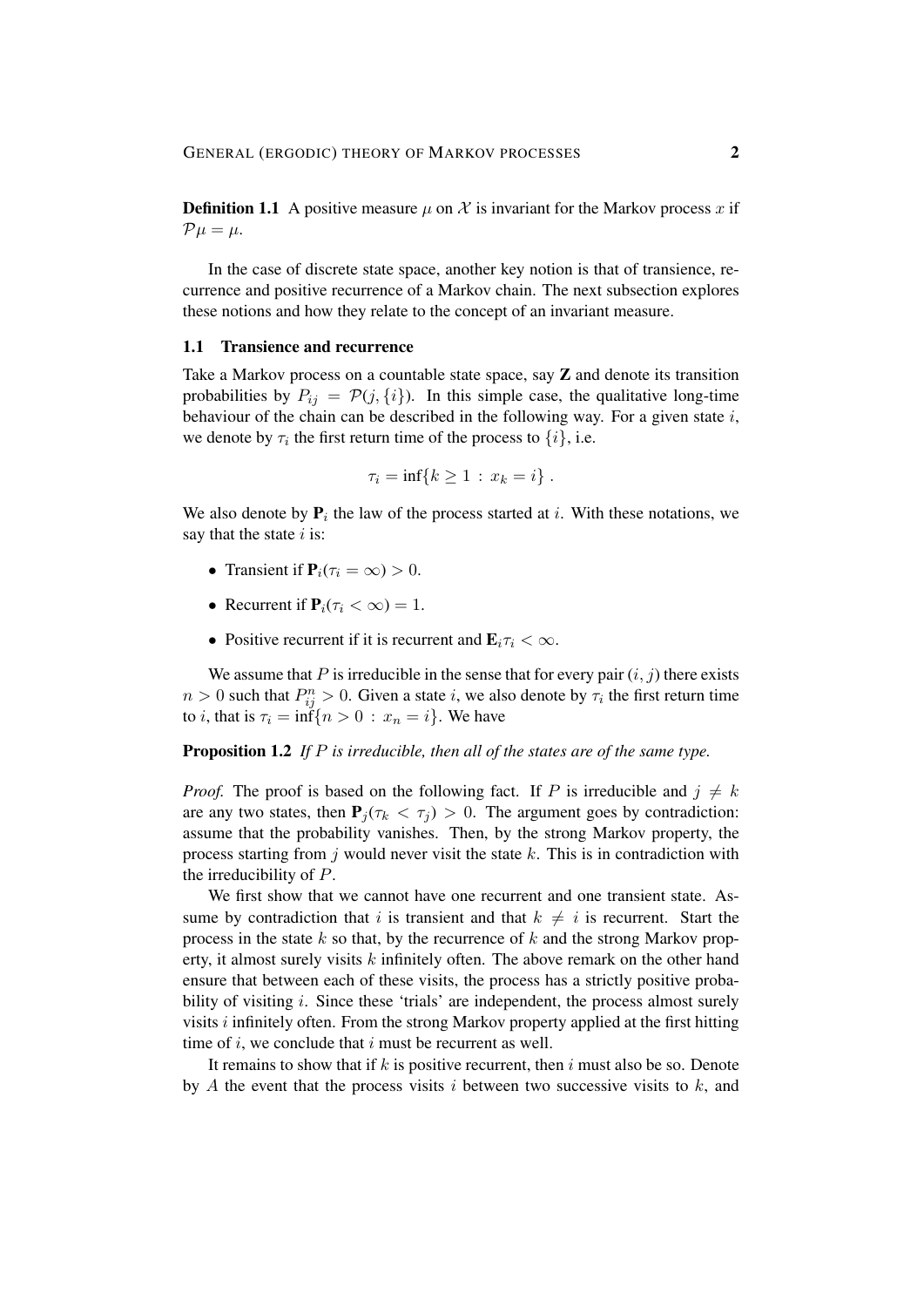**Definition 1.1** A positive measure $\mu$ on $\mathcal{X}$ is invariant for the Markov process $x$ if $\mathcal{P}\mu = \mu$.

In the case of discrete state space, another key notion is that of transience, recurrence and positive recurrence of a Markov chain. The next subsection explores these notions and how they relate to the concept of an invariant measure.

### 1.1 Transience and recurrence

Take a Markov process on a countable state space, say $\mathbf{Z}$ and denote its transition probabilities by $P_{ij} = \mathcal{P}(j, \{i\})$. In this simple case, the qualitative long-time behaviour of the chain can be described in the following way. For a given state $i$, we denote by $\tau_i$ the first return time of the process to $\{i\}$, i.e.

$$\tau_i = \inf\{k \geq 1 \,:\, x_k = i\} \; .$$

We also denote by $\mathbf{P}_i$ the law of the process started at $i$. With these notations, we say that the state $i$ is:

- Transient if $\mathbf{P}_i(\tau_i = \infty) > 0$.
- Recurrent if $\mathbf{P}_i(\tau_i < \infty) = 1$.
- Positive recurrent if it is recurrent and $\mathbf{E}_i \tau_i < \infty$.

We assume that $P$ is irreducible in the sense that for every pair $(i,j)$ there exists $n > 0$ such that $P^n_{ij} > 0$. Given a state $i$, we also denote by $\tau_i$ the first return time to $i$, that is $\tau_i = \inf\{n > 0 \,:\, x_n = i\}$. We have

**Proposition 1.2** *If $P$ is irreducible, then all of the states are of the same type.*

*Proof.* The proof is based on the following fact. If $P$ is irreducible and $j \neq k$ are any two states, then $\mathbf{P}_j(\tau_k < \tau_j) > 0$. The argument goes by contradiction: assume that the probability vanishes. Then, by the strong Markov property, the process starting from $j$ would never visit the state $k$. This is in contradiction with the irreducibility of $P$.

We first show that we cannot have one recurrent and one transient state. Assume by contradiction that $i$ is transient and that $k \neq i$ is recurrent. Start the process in the state $k$ so that, by the recurrence of $k$ and the strong Markov property, it almost surely visits $k$ infinitely often. The above remark on the other hand ensure that between each of these visits, the process has a strictly positive probability of visiting $i$. Since these 'trials' are independent, the process almost surely visits $i$ infinitely often. From the strong Markov property applied at the first hitting time of $i$, we conclude that $i$ must be recurrent as well.

It remains to show that if $k$ is positive recurrent, then $i$ must also be so. Denote by $A$ the event that the process visits $i$ between two successive visits to $k$, and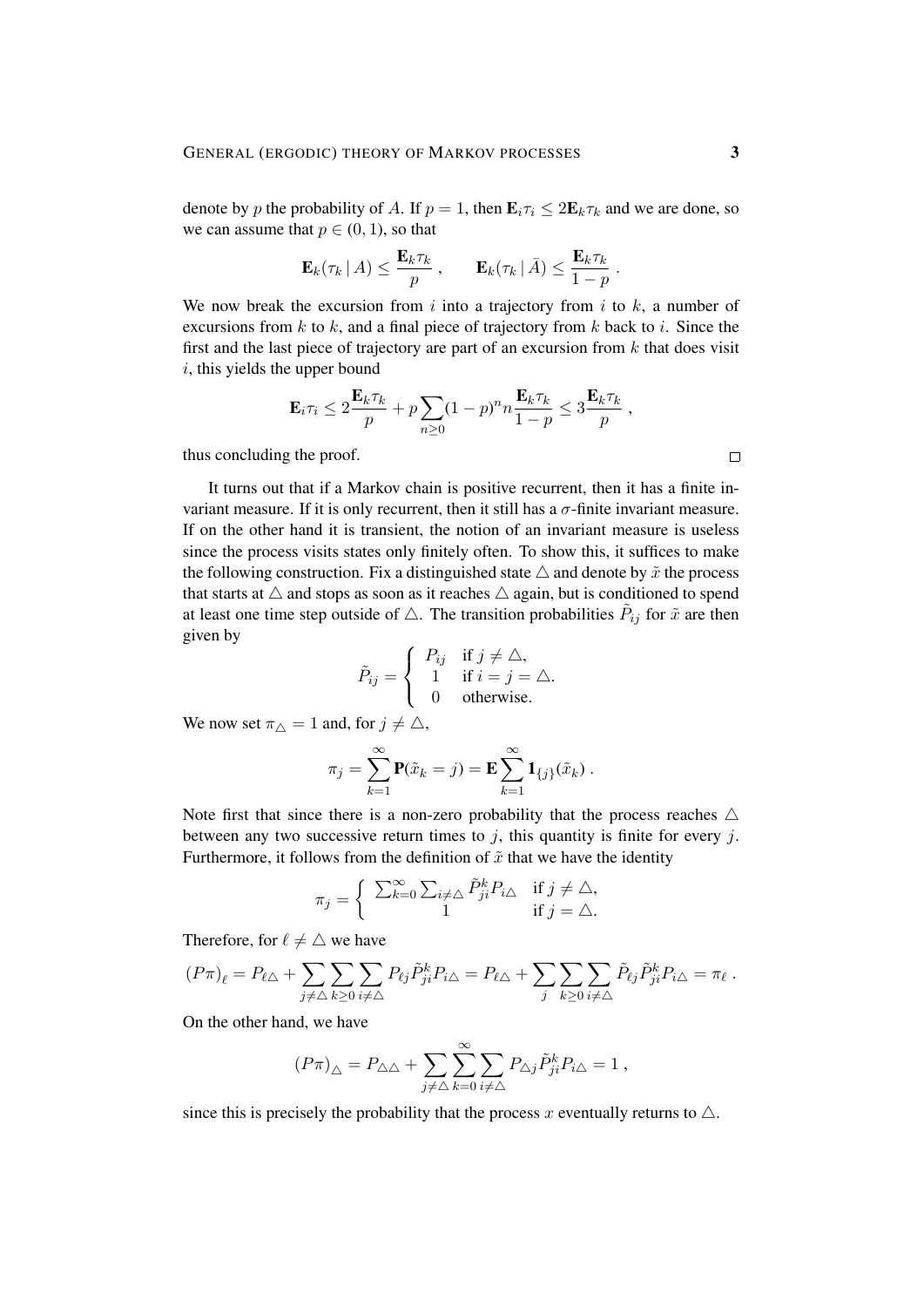denote by $p$ the probability of $A$. If $p = 1$, then $\mathbf{E}_i\tau_i \leq 2\mathbf{E}_k\tau_k$ and we are done, so we can assume that $p \in (0, 1)$, so that

$$\mathbf{E}_k(\tau_k \,|\, A) \leq \frac{\mathbf{E}_k\tau_k}{p}\;, \qquad \mathbf{E}_k(\tau_k \,|\, \bar{A}) \leq \frac{\mathbf{E}_k\tau_k}{1-p}\;.$$

We now break the excursion from $i$ into a trajectory from $i$ to $k$, a number of excursions from $k$ to $k$, and a final piece of trajectory from $k$ back to $i$. Since the first and the last piece of trajectory are part of an excursion from $k$ that does visit $i$, this yields the upper bound

$$\mathbf{E}_i\tau_i \leq 2\frac{\mathbf{E}_k\tau_k}{p} + p\sum_{n\geq 0}(1-p)^n n\frac{\mathbf{E}_k\tau_k}{1-p} \leq 3\frac{\mathbf{E}_k\tau_k}{p}\;,$$

thus concluding the proof. □

It turns out that if a Markov chain is positive recurrent, then it has a finite invariant measure. If it is only recurrent, then it still has a $\sigma$-finite invariant measure. If on the other hand it is transient, the notion of an invariant measure is useless since the process visits states only finitely often. To show this, it suffices to make the following construction. Fix a distinguished state $\triangle$ and denote by $\tilde{x}$ the process that starts at $\triangle$ and stops as soon as it reaches $\triangle$ again, but is conditioned to spend at least one time step outside of $\triangle$. The transition probabilities $\tilde{P}_{ij}$ for $\tilde{x}$ are then given by

$$\tilde{P}_{ij} = \left\{\begin{array}{cl} P_{ij} & \text{if } j \neq \triangle, \\ 1 & \text{if } i = j = \triangle. \\ 0 & \text{otherwise.}\end{array}\right.$$

We now set $\pi_\triangle = 1$ and, for $j \neq \triangle$,

$$\pi_j = \sum_{k=1}^{\infty} \mathbf{P}(\tilde{x}_k = j) = \mathbf{E}\sum_{k=1}^{\infty} \mathbf{1}_{\{j\}}(\tilde{x}_k)\;.$$

Note first that since there is a non-zero probability that the process reaches $\triangle$ between any two successive return times to $j$, this quantity is finite for every $j$. Furthermore, it follows from the definition of $\tilde{x}$ that we have the identity

$$\pi_j = \left\{\begin{array}{cl} \sum_{k=0}^{\infty}\sum_{i\neq\triangle} \tilde{P}^k_{ji} P_{i\triangle} & \text{if } j \neq \triangle, \\ 1 & \text{if } j = \triangle.\end{array}\right.$$

Therefore, for $\ell \neq \triangle$ we have

$$(P\pi)_\ell = P_{\ell\triangle} + \sum_{j\neq\triangle}\sum_{k\geq 0}\sum_{i\neq\triangle} P_{\ell j}\tilde{P}^k_{ji}P_{i\triangle} = P_{\ell\triangle} + \sum_{j}\sum_{k\geq 0}\sum_{i\neq\triangle} \tilde{P}_{\ell j}\tilde{P}^k_{ji}P_{i\triangle} = \pi_\ell\;.$$

On the other hand, we have

$$(P\pi)_\triangle = P_{\triangle\triangle} + \sum_{j\neq\triangle}\sum_{k=0}^{\infty}\sum_{i\neq\triangle} P_{\triangle j}\tilde{P}^k_{ji}P_{i\triangle} = 1\;,$$

since this is precisely the probability that the process $x$ eventually returns to $\triangle$.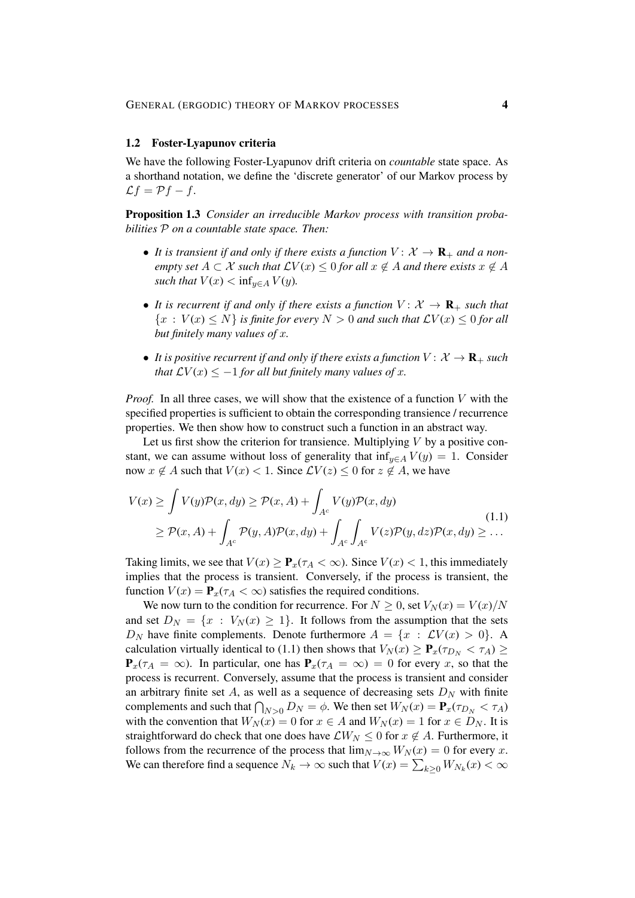## 1.2 Foster-Lyapunov criteria

We have the following Foster-Lyapunov drift criteria on *countable* state space. As a shorthand notation, we define the 'discrete generator' of our Markov process by $\mathcal{L}f = \mathcal{P}f - f$.

**Proposition 1.3** *Consider an irreducible Markov process with transition probabilities $\mathcal{P}$ on a countable state space. Then:*

- *It is transient if and only if there exists a function $V\colon \mathcal{X} \to \mathbf{R}_+$ and a non-empty set $A \subset \mathcal{X}$ such that $\mathcal{L}V(x) \le 0$ for all $x \notin A$ and there exists $x \notin A$ such that $V(x) < \inf_{y\in A} V(y)$.*
- *It is recurrent if and only if there exists a function $V\colon \mathcal{X} \to \mathbf{R}_+$ such that $\{x : V(x) \le N\}$ is finite for every $N > 0$ and such that $\mathcal{L}V(x) \le 0$ for all but finitely many values of $x$.*
- *It is positive recurrent if and only if there exists a function $V\colon \mathcal{X} \to \mathbf{R}_+$ such that $\mathcal{L}V(x) \le -1$ for all but finitely many values of $x$.*

*Proof.* In all three cases, we will show that the existence of a function $V$ with the specified properties is sufficient to obtain the corresponding transience / recurrence properties. We then show how to construct such a function in an abstract way.

Let us first show the criterion for transience. Multiplying $V$ by a positive constant, we can assume without loss of generality that $\inf_{y\in A} V(y) = 1$. Consider now $x \notin A$ such that $V(x) < 1$. Since $\mathcal{L}V(z) \le 0$ for $z \notin A$, we have

$$
\begin{aligned}
V(x) &\ge \int V(y)\mathcal{P}(x,dy) \ge \mathcal{P}(x,A) + \int_{A^c} V(y)\mathcal{P}(x,dy) \\
&\ge \mathcal{P}(x,A) + \int_{A^c} \mathcal{P}(y,A)\mathcal{P}(x,dy) + \int_{A^c}\int_{A^c} V(z)\mathcal{P}(y,dz)\mathcal{P}(x,dy) \ge \ldots
\end{aligned}
\tag{1.1}
$$

Taking limits, we see that $V(x) \ge \mathbf{P}_x(\tau_A < \infty)$. Since $V(x) < 1$, this immediately implies that the process is transient. Conversely, if the process is transient, the function $V(x) = \mathbf{P}_x(\tau_A < \infty)$ satisfies the required conditions.

We now turn to the condition for recurrence. For $N \ge 0$, set $V_N(x) = V(x)/N$ and set $D_N = \{x : V_N(x) \ge 1\}$. It follows from the assumption that the sets $D_N$ have finite complements. Denote furthermore $A = \{x : \mathcal{L}V(x) > 0\}$. A calculation virtually identical to (1.1) then shows that $V_N(x) \ge \mathbf{P}_x(\tau_{D_N} < \tau_A) \ge \mathbf{P}_x(\tau_A = \infty)$. In particular, one has $\mathbf{P}_x(\tau_A = \infty) = 0$ for every $x$, so that the process is recurrent. Conversely, assume that the process is transient and consider an arbitrary finite set $A$, as well as a sequence of decreasing sets $D_N$ with finite complements and such that $\bigcap_{N>0} D_N = \phi$. We then set $W_N(x) = \mathbf{P}_x(\tau_{D_N} < \tau_A)$ with the convention that $W_N(x) = 0$ for $x \in A$ and $W_N(x) = 1$ for $x \in D_N$. It is straightforward do check that one does have $\mathcal{L}W_N \le 0$ for $x \notin A$. Furthermore, it follows from the recurrence of the process that $\lim_{N\to\infty} W_N(x) = 0$ for every $x$. We can therefore find a sequence $N_k \to \infty$ such that $V(x) = \sum_{k\ge 0} W_{N_k}(x) < \infty$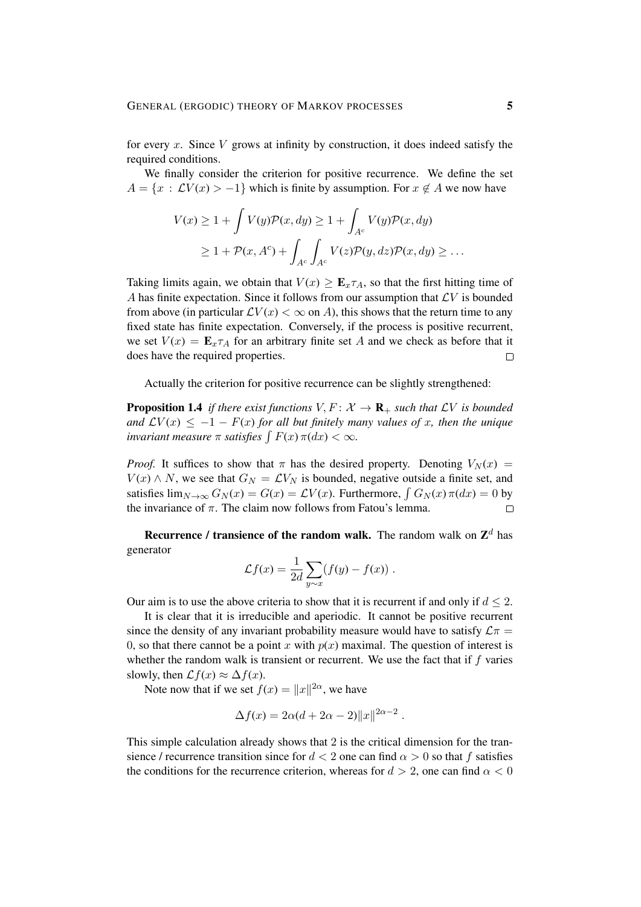for every $x$. Since $V$ grows at infinity by construction, it does indeed satisfy the required conditions.

We finally consider the criterion for positive recurrence. We define the set $A = \{x : \mathcal{L}V(x) > -1\}$ which is finite by assumption. For $x \notin A$ we now have

$$V(x) \geq 1 + \int V(y)\mathcal{P}(x, dy) \geq 1 + \int_{A^c} V(y)\mathcal{P}(x, dy)$$
$$\geq 1 + \mathcal{P}(x, A^c) + \int_{A^c}\int_{A^c} V(z)\mathcal{P}(y, dz)\mathcal{P}(x, dy) \geq \ldots$$

Taking limits again, we obtain that $V(x) \geq \mathbf{E}_x \tau_A$, so that the first hitting time of $A$ has finite expectation. Since it follows from our assumption that $\mathcal{L}V$ is bounded from above (in particular $\mathcal{L}V(x) < \infty$ on $A$), this shows that the return time to any fixed state has finite expectation. Conversely, if the process is positive recurrent, we set $V(x) = \mathbf{E}_x \tau_A$ for an arbitrary finite set $A$ and we check as before that it does have the required properties. $\square$

Actually the criterion for positive recurrence can be slightly strengthened:

**Proposition 1.4** *if there exist functions $V, F \colon \mathcal{X} \to \mathbf{R}_+$ such that $\mathcal{L}V$ is bounded and $\mathcal{L}V(x) \leq -1 - F(x)$ for all but finitely many values of $x$, then the unique invariant measure $\pi$ satisfies $\int F(x)\,\pi(dx) < \infty$.*

*Proof.* It suffices to show that $\pi$ has the desired property. Denoting $V_N(x) = V(x) \wedge N$, we see that $G_N = \mathcal{L}V_N$ is bounded, negative outside a finite set, and satisfies $\lim_{N\to\infty} G_N(x) = G(x) = \mathcal{L}V(x)$. Furthermore, $\int G_N(x)\,\pi(dx) = 0$ by the invariance of $\pi$. The claim now follows from Fatou's lemma. $\square$

**Recurrence / transience of the random walk.** The random walk on $\mathbf{Z}^d$ has generator

$$\mathcal{L}f(x) = \frac{1}{2d}\sum_{y\sim x}(f(y) - f(x)) .$$

Our aim is to use the above criteria to show that it is recurrent if and only if $d \leq 2$.

It is clear that it is irreducible and aperiodic. It cannot be positive recurrent since the density of any invariant probability measure would have to satisfy $\mathcal{L}\pi = 0$, so that there cannot be a point $x$ with $p(x)$ maximal. The question of interest is whether the random walk is transient or recurrent. We use the fact that if $f$ varies slowly, then $\mathcal{L}f(x) \approx \Delta f(x)$.

Note now that if we set $f(x) = \|x\|^{2\alpha}$, we have

$$\Delta f(x) = 2\alpha(d + 2\alpha - 2)\|x\|^{2\alpha-2} .$$

This simple calculation already shows that 2 is the critical dimension for the transience / recurrence transition since for $d < 2$ one can find $\alpha > 0$ so that $f$ satisfies the conditions for the recurrence criterion, whereas for $d > 2$, one can find $\alpha < 0$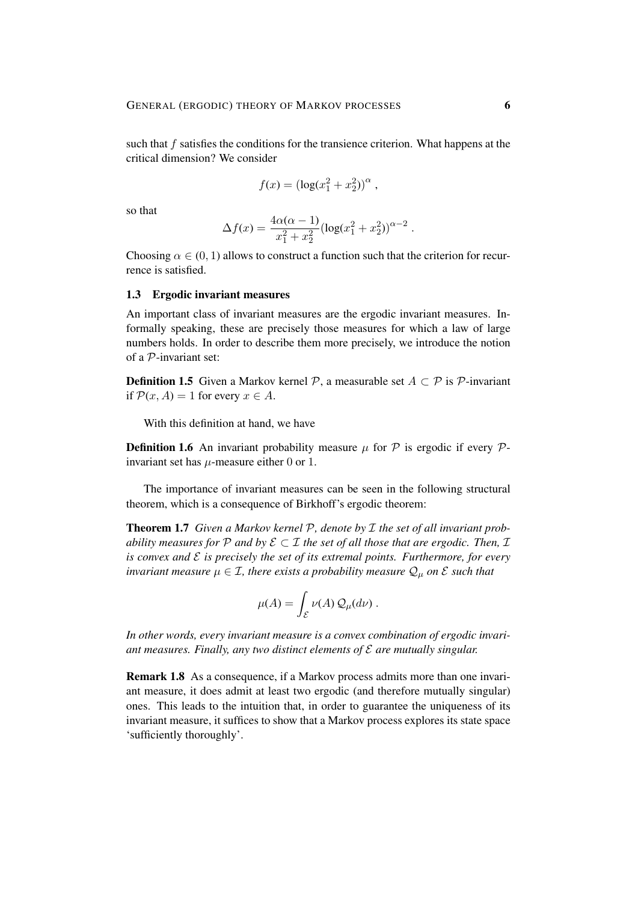such that $f$ satisfies the conditions for the transience criterion. What happens at the critical dimension? We consider

$$f(x) = (\log(x_1^2 + x_2^2))^\alpha ,$$

so that

$$\Delta f(x) = \frac{4\alpha(\alpha - 1)}{x_1^2 + x_2^2} (\log(x_1^2 + x_2^2))^{\alpha - 2} .$$

Choosing $\alpha \in (0, 1)$ allows to construct a function such that the criterion for recurrence is satisfied.

### 1.3 Ergodic invariant measures

An important class of invariant measures are the ergodic invariant measures. Informally speaking, these are precisely those measures for which a law of large numbers holds. In order to describe them more precisely, we introduce the notion of a $\mathcal{P}$-invariant set:

**Definition 1.5** Given a Markov kernel $\mathcal{P}$, a measurable set $A \subset \mathcal{P}$ is $\mathcal{P}$-invariant if $\mathcal{P}(x, A) = 1$ for every $x \in A$.

With this definition at hand, we have

**Definition 1.6** An invariant probability measure $\mu$ for $\mathcal{P}$ is ergodic if every $\mathcal{P}$-invariant set has $\mu$-measure either 0 or 1.

The importance of invariant measures can be seen in the following structural theorem, which is a consequence of Birkhoff's ergodic theorem:

**Theorem 1.7** *Given a Markov kernel $\mathcal{P}$, denote by $\mathcal{I}$ the set of all invariant probability measures for $\mathcal{P}$ and by $\mathcal{E} \subset \mathcal{I}$ the set of all those that are ergodic. Then, $\mathcal{I}$ is convex and $\mathcal{E}$ is precisely the set of its extremal points. Furthermore, for every invariant measure $\mu \in \mathcal{I}$, there exists a probability measure $\mathcal{Q}_\mu$ on $\mathcal{E}$ such that*

$$\mu(A) = \int_{\mathcal{E}} \nu(A) \, \mathcal{Q}_\mu(d\nu) .$$

*In other words, every invariant measure is a convex combination of ergodic invariant measures. Finally, any two distinct elements of $\mathcal{E}$ are mutually singular.*

**Remark 1.8** As a consequence, if a Markov process admits more than one invariant measure, it does admit at least two ergodic (and therefore mutually singular) ones. This leads to the intuition that, in order to guarantee the uniqueness of its invariant measure, it suffices to show that a Markov process explores its state space 'sufficiently thoroughly'.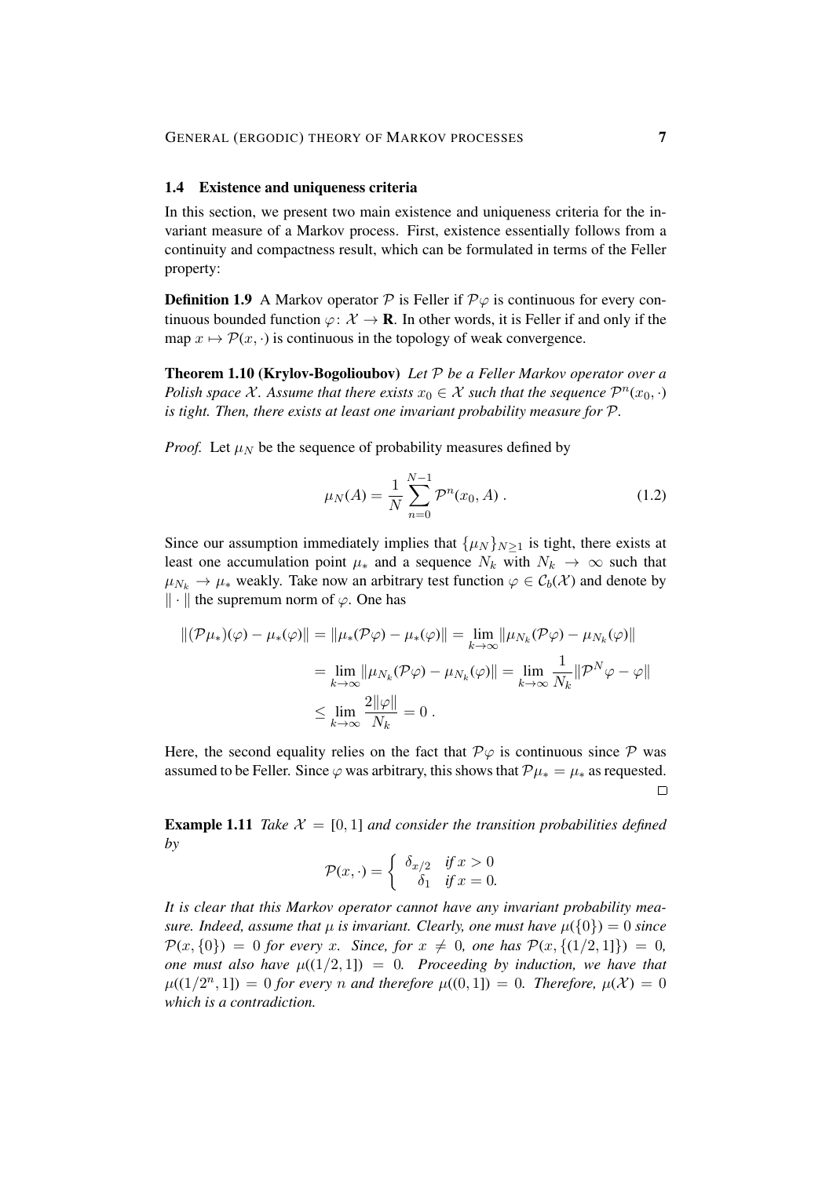### 1.4 Existence and uniqueness criteria

In this section, we present two main existence and uniqueness criteria for the invariant measure of a Markov process. First, existence essentially follows from a continuity and compactness result, which can be formulated in terms of the Feller property:

**Definition 1.9** A Markov operator $\mathcal{P}$ is Feller if $\mathcal{P}\varphi$ is continuous for every continuous bounded function $\varphi\colon \mathcal{X} \to \mathbf{R}$. In other words, it is Feller if and only if the map $x \mapsto \mathcal{P}(x, \cdot)$ is continuous in the topology of weak convergence.

**Theorem 1.10 (Krylov-Bogolioubov)** *Let $\mathcal{P}$ be a Feller Markov operator over a Polish space $\mathcal{X}$. Assume that there exists $x_0 \in \mathcal{X}$ such that the sequence $\mathcal{P}^n(x_0, \cdot)$ is tight. Then, there exists at least one invariant probability measure for $\mathcal{P}$.*

*Proof.* Let $\mu_N$ be the sequence of probability measures defined by

$$\mu_N(A) = \frac{1}{N} \sum_{n=0}^{N-1} \mathcal{P}^n(x_0, A) . \tag{1.2}$$

Since our assumption immediately implies that $\{\mu_N\}_{N \geq 1}$ is tight, there exists at least one accumulation point $\mu_*$ and a sequence $N_k$ with $N_k \to \infty$ such that $\mu_{N_k} \to \mu_*$ weakly. Take now an arbitrary test function $\varphi \in \mathcal{C}_b(\mathcal{X})$ and denote by $\|\cdot\|$ the supremum norm of $\varphi$. One has

$$\begin{aligned}
\|(\mathcal{P}\mu_*)(\varphi) - \mu_*(\varphi)\| &= \|\mu_*(\mathcal{P}\varphi) - \mu_*(\varphi)\| = \lim_{k\to\infty} \|\mu_{N_k}(\mathcal{P}\varphi) - \mu_{N_k}(\varphi)\| \\
&= \lim_{k\to\infty} \|\mu_{N_k}(\mathcal{P}\varphi) - \mu_{N_k}(\varphi)\| = \lim_{k\to\infty} \frac{1}{N_k} \|\mathcal{P}^N\varphi - \varphi\| \\
&\leq \lim_{k\to\infty} \frac{2\|\varphi\|}{N_k} = 0 .
\end{aligned}$$

Here, the second equality relies on the fact that $\mathcal{P}\varphi$ is continuous since $\mathcal{P}$ was assumed to be Feller. Since $\varphi$ was arbitrary, this shows that $\mathcal{P}\mu_* = \mu_*$ as requested. □

**Example 1.11** *Take $\mathcal{X} = [0, 1]$ and consider the transition probabilities defined by*

$$\mathcal{P}(x, \cdot) = \begin{cases} \delta_{x/2} & \text{if } x > 0 \\ \delta_1 & \text{if } x = 0. \end{cases}$$

*It is clear that this Markov operator cannot have any invariant probability measure. Indeed, assume that $\mu$ is invariant. Clearly, one must have $\mu(\{0\}) = 0$ since $\mathcal{P}(x, \{0\}) = 0$ for every $x$. Since, for $x \neq 0$, one has $\mathcal{P}(x, \{(1/2, 1]\}) = 0$, one must also have $\mu((1/2, 1]) = 0$. Proceeding by induction, we have that $\mu((1/2^n, 1]) = 0$ for every $n$ and therefore $\mu((0, 1]) = 0$. Therefore, $\mu(\mathcal{X}) = 0$ which is a contradiction.*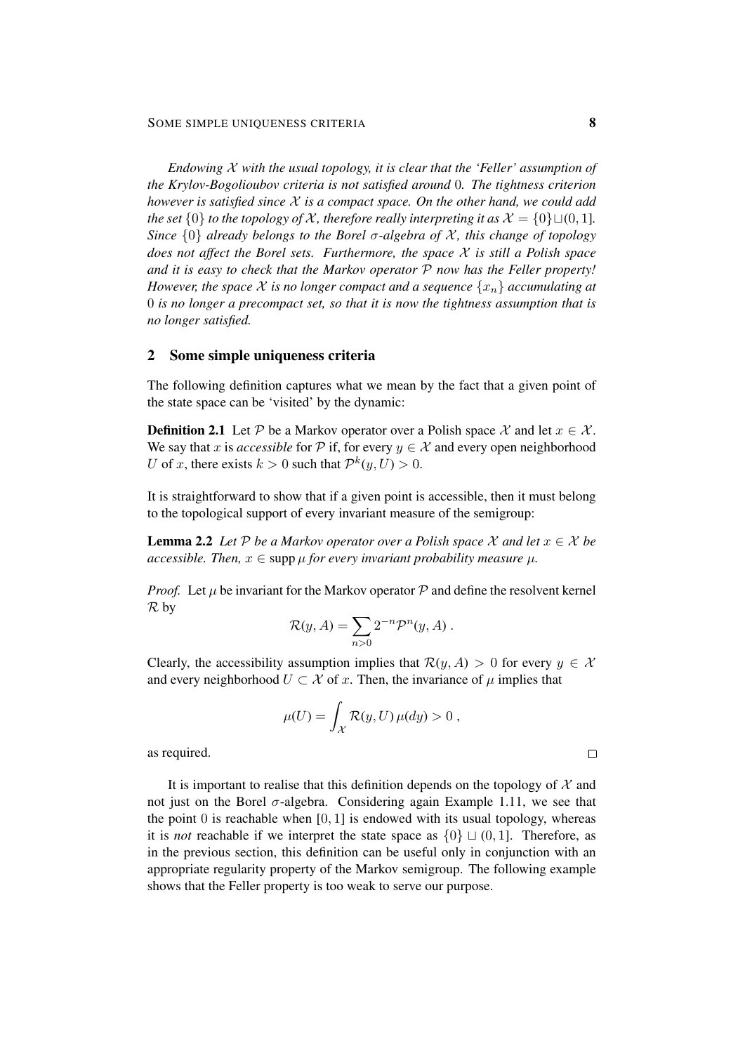*Endowing $\mathcal{X}$ with the usual topology, it is clear that the 'Feller' assumption of the Krylov-Bogolioubov criteria is not satisfied around* $0$*. The tightness criterion however is satisfied since $\mathcal{X}$ is a compact space. On the other hand, we could add the set $\{0\}$ to the topology of $\mathcal{X}$, therefore really interpreting it as $\mathcal{X} = \{0\} \sqcup (0, 1]$. Since $\{0\}$ already belongs to the Borel $\sigma$-algebra of $\mathcal{X}$, this change of topology does not affect the Borel sets. Furthermore, the space $\mathcal{X}$ is still a Polish space and it is easy to check that the Markov operator $\mathcal{P}$ now has the Feller property! However, the space $\mathcal{X}$ is no longer compact and a sequence $\{x_n\}$ accumulating at* $0$ *is no longer a precompact set, so that it is now the tightness assumption that is no longer satisfied.*

## 2 Some simple uniqueness criteria

The following definition captures what we mean by the fact that a given point of the state space can be 'visited' by the dynamic:

**Definition 2.1** Let $\mathcal{P}$ be a Markov operator over a Polish space $\mathcal{X}$ and let $x \in \mathcal{X}$. We say that $x$ is *accessible* for $\mathcal{P}$ if, for every $y \in \mathcal{X}$ and every open neighborhood $U$ of $x$, there exists $k > 0$ such that $\mathcal{P}^k(y, U) > 0$.

It is straightforward to show that if a given point is accessible, then it must belong to the topological support of every invariant measure of the semigroup:

**Lemma 2.2** *Let $\mathcal{P}$ be a Markov operator over a Polish space $\mathcal{X}$ and let $x \in \mathcal{X}$ be accessible. Then, $x \in \operatorname{supp} \mu$ for every invariant probability measure $\mu$.*

*Proof.* Let $\mu$ be invariant for the Markov operator $\mathcal{P}$ and define the resolvent kernel $\mathcal{R}$ by

$$\mathcal{R}(y, A) = \sum_{n>0} 2^{-n} \mathcal{P}^n(y, A) .$$

Clearly, the accessibility assumption implies that $\mathcal{R}(y, A) > 0$ for every $y \in \mathcal{X}$ and every neighborhood $U \subset \mathcal{X}$ of $x$. Then, the invariance of $\mu$ implies that

$$\mu(U) = \int_{\mathcal{X}} \mathcal{R}(y, U)\, \mu(dy) > 0 ,$$

as required. □

It is important to realise that this definition depends on the topology of $\mathcal{X}$ and not just on the Borel $\sigma$-algebra. Considering again Example 1.11, we see that the point $0$ is reachable when $[0, 1]$ is endowed with its usual topology, whereas it is *not* reachable if we interpret the state space as $\{0\} \sqcup (0, 1]$. Therefore, as in the previous section, this definition can be useful only in conjunction with an appropriate regularity property of the Markov semigroup. The following example shows that the Feller property is too weak to serve our purpose.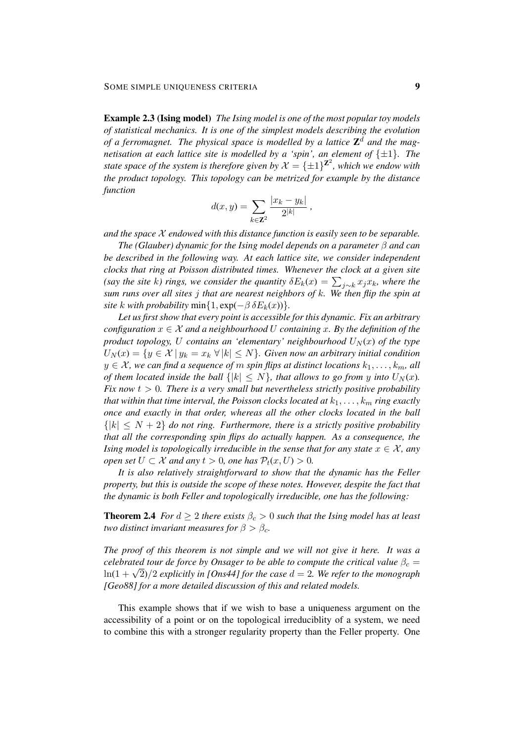**Example 2.3 (Ising model)** *The Ising model is one of the most popular toy models of statistical mechanics. It is one of the simplest models describing the evolution of a ferromagnet. The physical space is modelled by a lattice $\mathbf{Z}^d$ and the magnetisation at each lattice site is modelled by a 'spin', an element of $\{\pm 1\}$. The state space of the system is therefore given by $\mathcal{X} = \{\pm 1\}^{\mathbf{Z}^2}$, which we endow with the product topology. This topology can be metrized for example by the distance function*

$$d(x,y) = \sum_{k \in \mathbf{Z}^2} \frac{|x_k - y_k|}{2^{|k|}} ,$$

*and the space $\mathcal{X}$ endowed with this distance function is easily seen to be separable.*

*The (Glauber) dynamic for the Ising model depends on a parameter $\beta$ and can be described in the following way. At each lattice site, we consider independent clocks that ring at Poisson distributed times. Whenever the clock at a given site (say the site $k$) rings, we consider the quantity $\delta E_k(x) = \sum_{j \sim k} x_j x_k$, where the sum runs over all sites $j$ that are nearest neighbors of $k$. We then flip the spin at site $k$ with probability $\min\{1, \exp(-\beta\, \delta E_k(x))\}$.*

*Let us first show that every point is accessible for this dynamic. Fix an arbitrary configuration $x \in \mathcal{X}$ and a neighbourhood $U$ containing $x$. By the definition of the product topology, $U$ contains an 'elementary' neighbourhood $U_N(x)$ of the type $U_N(x) = \{y \in \mathcal{X} \,|\, y_k = x_k \;\forall\, |k| \leq N\}$. Given now an arbitrary initial condition $y \in \mathcal{X}$, we can find a sequence of $m$ spin flips at distinct locations $k_1, \ldots, k_m$, all of them located inside the ball $\{|k| \leq N\}$, that allows to go from $y$ into $U_N(x)$. Fix now $t > 0$. There is a very small but nevertheless strictly positive probability that within that time interval, the Poisson clocks located at $k_1, \ldots, k_m$ ring exactly once and exactly in that order, whereas all the other clocks located in the ball $\{|k| \leq N + 2\}$ do not ring. Furthermore, there is a strictly positive probability that all the corresponding spin flips do actually happen. As a consequence, the Ising model is topologically irreducible in the sense that for any state $x \in \mathcal{X}$, any open set $U \subset \mathcal{X}$ and any $t > 0$, one has $\mathcal{P}_t(x, U) > 0$.*

*It is also relatively straightforward to show that the dynamic has the Feller property, but this is outside the scope of these notes. However, despite the fact that the dynamic is both Feller and topologically irreducible, one has the following:*

**Theorem 2.4** *For $d \geq 2$ there exists $\beta_c > 0$ such that the Ising model has at least two distinct invariant measures for $\beta > \beta_c$.*

*The proof of this theorem is not simple and we will not give it here. It was a celebrated tour de force by Onsager to be able to compute the critical value $\beta_c = \ln(1 + \sqrt{2})/2$ explicitly in [Ons44] for the case $d = 2$. We refer to the monograph [Geo88] for a more detailed discussion of this and related models.*

This example shows that if we wish to base a uniqueness argument on the accessibility of a point or on the topological irreduciblity of a system, we need to combine this with a stronger regularity property than the Feller property. One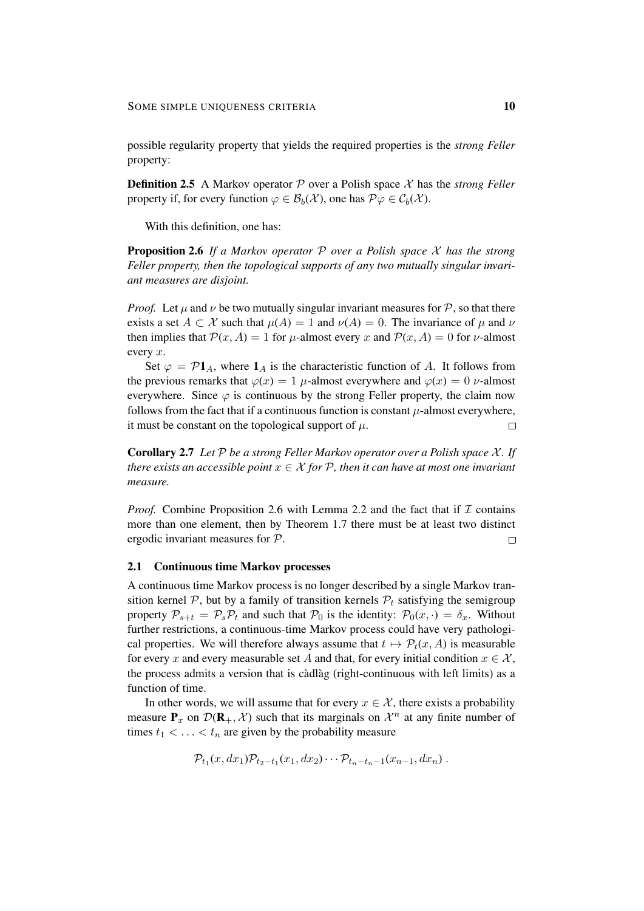possible regularity property that yields the required properties is the *strong Feller* property:

**Definition 2.5** A Markov operator $\mathcal{P}$ over a Polish space $\mathcal{X}$ has the *strong Feller* property if, for every function $\varphi \in \mathcal{B}_b(\mathcal{X})$, one has $\mathcal{P}\varphi \in \mathcal{C}_b(\mathcal{X})$.

With this definition, one has:

**Proposition 2.6** *If a Markov operator $\mathcal{P}$ over a Polish space $\mathcal{X}$ has the strong Feller property, then the topological supports of any two mutually singular invariant measures are disjoint.*

*Proof.* Let $\mu$ and $\nu$ be two mutually singular invariant measures for $\mathcal{P}$, so that there exists a set $A \subset \mathcal{X}$ such that $\mu(A) = 1$ and $\nu(A) = 0$. The invariance of $\mu$ and $\nu$ then implies that $\mathcal{P}(x, A) = 1$ for $\mu$-almost every $x$ and $\mathcal{P}(x, A) = 0$ for $\nu$-almost every $x$.

Set $\varphi = \mathcal{P}\mathbf{1}_A$, where $\mathbf{1}_A$ is the characteristic function of $A$. It follows from the previous remarks that $\varphi(x) = 1$ $\mu$-almost everywhere and $\varphi(x) = 0$ $\nu$-almost everywhere. Since $\varphi$ is continuous by the strong Feller property, the claim now follows from the fact that if a continuous function is constant $\mu$-almost everywhere, it must be constant on the topological support of $\mu$. $\square$

**Corollary 2.7** *Let $\mathcal{P}$ be a strong Feller Markov operator over a Polish space $\mathcal{X}$. If there exists an accessible point $x \in \mathcal{X}$ for $\mathcal{P}$, then it can have at most one invariant measure.*

*Proof.* Combine Proposition 2.6 with Lemma 2.2 and the fact that if $\mathcal{I}$ contains more than one element, then by Theorem 1.7 there must be at least two distinct ergodic invariant measures for $\mathcal{P}$. $\square$

### 2.1 Continuous time Markov processes

A continuous time Markov process is no longer described by a single Markov transition kernel $\mathcal{P}$, but by a family of transition kernels $\mathcal{P}_t$ satisfying the semigroup property $\mathcal{P}_{s+t} = \mathcal{P}_s\mathcal{P}_t$ and such that $\mathcal{P}_0$ is the identity: $\mathcal{P}_0(x, \cdot) = \delta_x$. Without further restrictions, a continuous-time Markov process could have very pathological properties. We will therefore always assume that $t \mapsto \mathcal{P}_t(x, A)$ is measurable for every $x$ and every measurable set $A$ and that, for every initial condition $x \in \mathcal{X}$, the process admits a version that is càdlàg (right-continuous with left limits) as a function of time.

In other words, we will assume that for every $x \in \mathcal{X}$, there exists a probability measure $\mathbf{P}_x$ on $\mathcal{D}(\mathbf{R}_+, \mathcal{X})$ such that its marginals on $\mathcal{X}^n$ at any finite number of times $t_1 < \ldots < t_n$ are given by the probability measure

$$\mathcal{P}_{t_1}(x, dx_1)\mathcal{P}_{t_2-t_1}(x_1, dx_2) \cdots \mathcal{P}_{t_n-t_n-1}(x_{n-1}, dx_n) .$$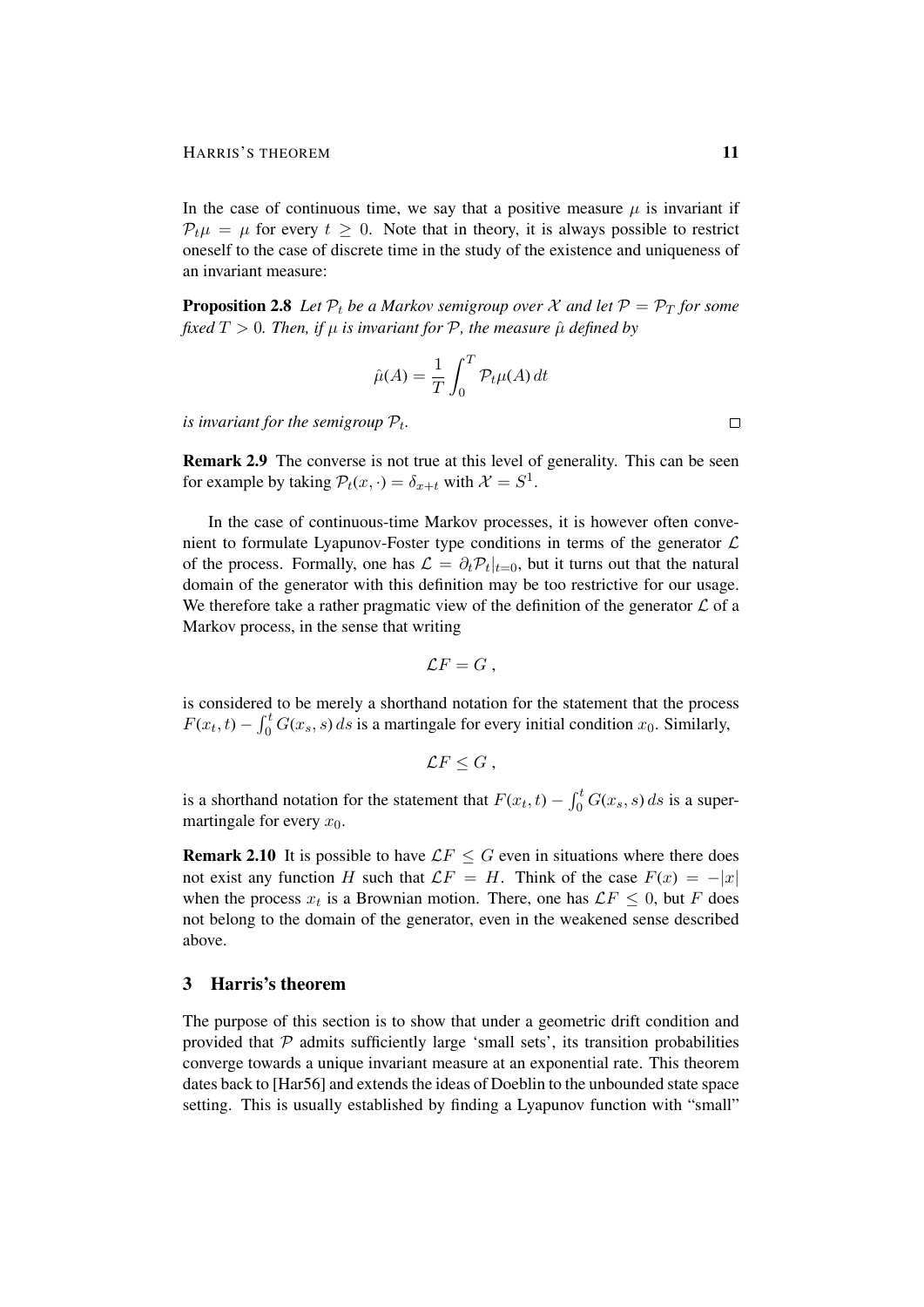In the case of continuous time, we say that a positive measure $\mu$ is invariant if $\mathcal{P}_t \mu = \mu$ for every $t \geq 0$. Note that in theory, it is always possible to restrict oneself to the case of discrete time in the study of the existence and uniqueness of an invariant measure:

**Proposition 2.8** *Let $\mathcal{P}_t$ be a Markov semigroup over $\mathcal{X}$ and let $\mathcal{P} = \mathcal{P}_T$ for some fixed $T > 0$. Then, if $\mu$ is invariant for $\mathcal{P}$, the measure $\hat{\mu}$ defined by*

$$\hat{\mu}(A) = \frac{1}{T} \int_0^T \mathcal{P}_t \mu(A)\, dt$$

*is invariant for the semigroup $\mathcal{P}_t$.* □

**Remark 2.9** The converse is not true at this level of generality. This can be seen for example by taking $\mathcal{P}_t(x, \cdot) = \delta_{x+t}$ with $\mathcal{X} = S^1$.

In the case of continuous-time Markov processes, it is however often convenient to formulate Lyapunov-Foster type conditions in terms of the generator $\mathcal{L}$ of the process. Formally, one has $\mathcal{L} = \partial_t \mathcal{P}_t|_{t=0}$, but it turns out that the natural domain of the generator with this definition may be too restrictive for our usage. We therefore take a rather pragmatic view of the definition of the generator $\mathcal{L}$ of a Markov process, in the sense that writing

$$\mathcal{L}F = G\,,$$

is considered to be merely a shorthand notation for the statement that the process $F(x_t, t) - \int_0^t G(x_s, s)\, ds$ is a martingale for every initial condition $x_0$. Similarly,

$$\mathcal{L}F \leq G\,,$$

is a shorthand notation for the statement that $F(x_t, t) - \int_0^t G(x_s, s)\, ds$ is a supermartingale for every $x_0$.

**Remark 2.10** It is possible to have $\mathcal{L}F \leq G$ even in situations where there does not exist any function $H$ such that $\mathcal{L}F = H$. Think of the case $F(x) = -|x|$ when the process $x_t$ is a Brownian motion. There, one has $\mathcal{L}F \leq 0$, but $F$ does not belong to the domain of the generator, even in the weakened sense described above.

## 3 Harris's theorem

The purpose of this section is to show that under a geometric drift condition and provided that $\mathcal{P}$ admits sufficiently large 'small sets', its transition probabilities converge towards a unique invariant measure at an exponential rate. This theorem dates back to [Har56] and extends the ideas of Doeblin to the unbounded state space setting. This is usually established by finding a Lyapunov function with "small"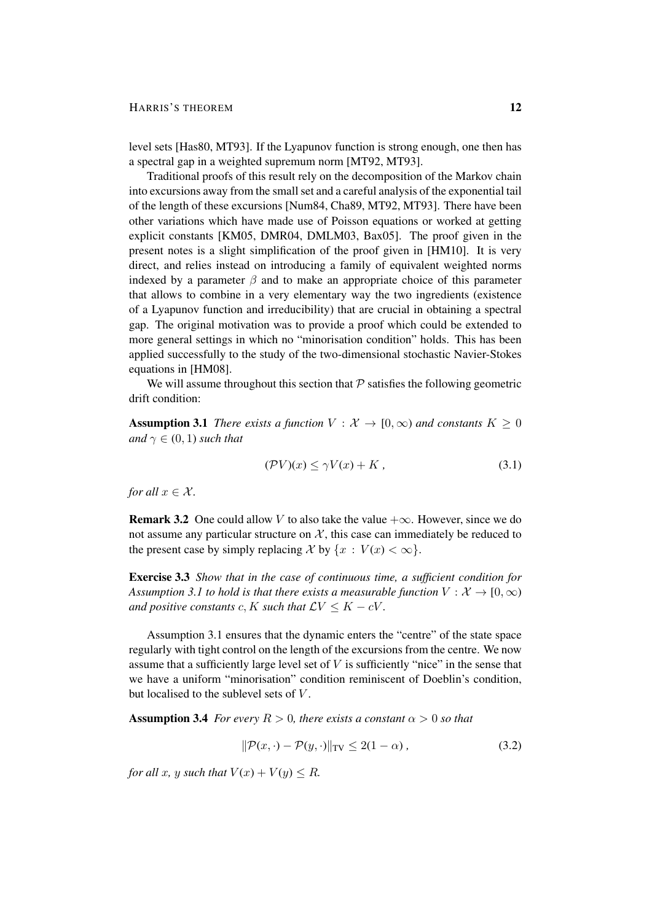level sets [Has80, MT93]. If the Lyapunov function is strong enough, one then has a spectral gap in a weighted supremum norm [MT92, MT93].

Traditional proofs of this result rely on the decomposition of the Markov chain into excursions away from the small set and a careful analysis of the exponential tail of the length of these excursions [Num84, Cha89, MT92, MT93]. There have been other variations which have made use of Poisson equations or worked at getting explicit constants [KM05, DMR04, DMLM03, Bax05]. The proof given in the present notes is a slight simplification of the proof given in [HM10]. It is very direct, and relies instead on introducing a family of equivalent weighted norms indexed by a parameter $\beta$ and to make an appropriate choice of this parameter that allows to combine in a very elementary way the two ingredients (existence of a Lyapunov function and irreducibility) that are crucial in obtaining a spectral gap. The original motivation was to provide a proof which could be extended to more general settings in which no "minorisation condition" holds. This has been applied successfully to the study of the two-dimensional stochastic Navier-Stokes equations in [HM08].

We will assume throughout this section that $\mathcal{P}$ satisfies the following geometric drift condition:

**Assumption 3.1** *There exists a function $V : \mathcal{X} \to [0, \infty)$ and constants $K \geq 0$ and $\gamma \in (0, 1)$ such that*

$$(\mathcal{P}V)(x) \leq \gamma V(x) + K \,, \tag{3.1}$$

*for all $x \in \mathcal{X}$.*

**Remark 3.2** One could allow $V$ to also take the value $+\infty$. However, since we do not assume any particular structure on $\mathcal{X}$, this case can immediately be reduced to the present case by simply replacing $\mathcal{X}$ by $\{x : V(x) < \infty\}$.

**Exercise 3.3** *Show that in the case of continuous time, a sufficient condition for Assumption 3.1 to hold is that there exists a measurable function $V : \mathcal{X} \to [0, \infty)$ and positive constants $c, K$ such that $\mathcal{L}V \leq K - cV$.*

Assumption 3.1 ensures that the dynamic enters the "centre" of the state space regularly with tight control on the length of the excursions from the centre. We now assume that a sufficiently large level set of $V$ is sufficiently "nice" in the sense that we have a uniform "minorisation" condition reminiscent of Doeblin's condition, but localised to the sublevel sets of $V$.

**Assumption 3.4** *For every $R > 0$, there exists a constant $\alpha > 0$ so that*

$$\|\mathcal{P}(x, \cdot) - \mathcal{P}(y, \cdot)\|_{\mathrm{TV}} \leq 2(1 - \alpha) \,, \tag{3.2}$$

*for all $x$, $y$ such that $V(x) + V(y) \leq R$.*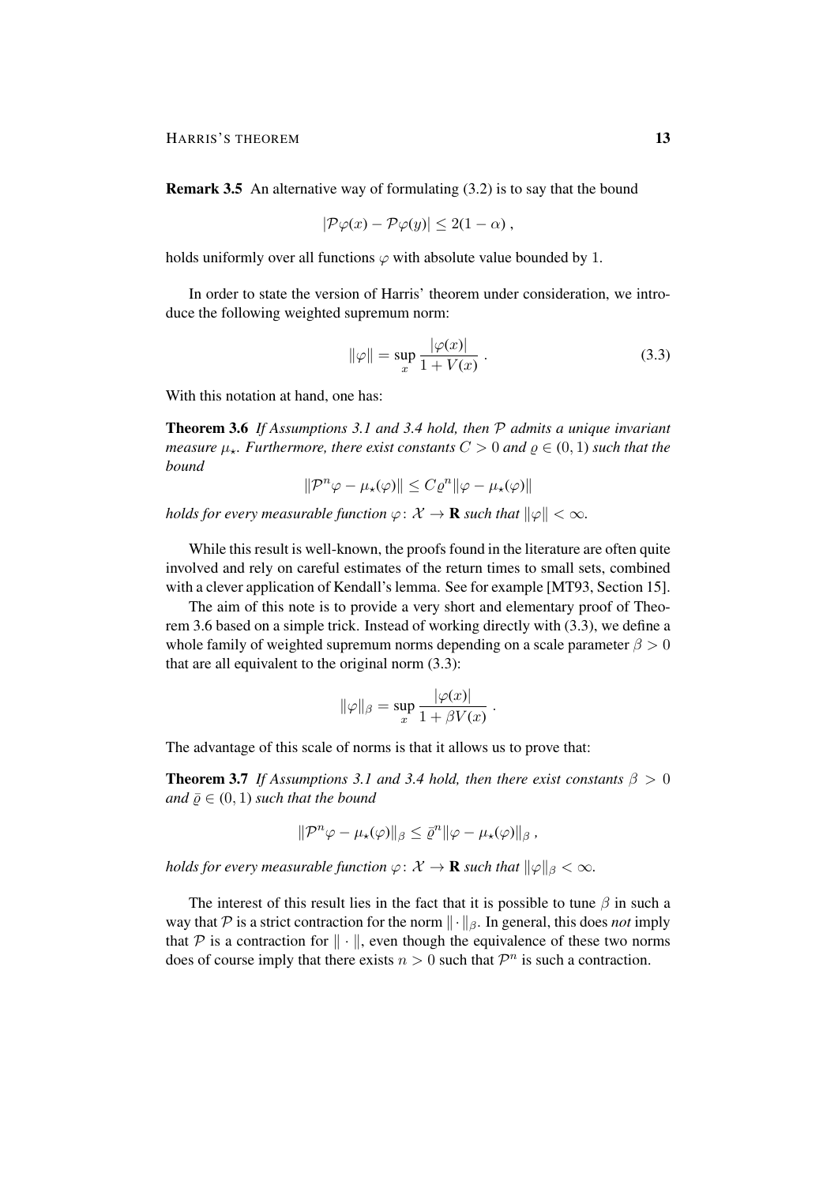**Remark 3.5** An alternative way of formulating (3.2) is to say that the bound

$$|\mathcal{P}\varphi(x) - \mathcal{P}\varphi(y)| \le 2(1-\alpha)\;,$$

holds uniformly over all functions $\varphi$ with absolute value bounded by 1.

In order to state the version of Harris' theorem under consideration, we introduce the following weighted supremum norm:

$$\|\varphi\| = \sup_x \frac{|\varphi(x)|}{1+V(x)}\;. \tag{3.3}$$

With this notation at hand, one has:

**Theorem 3.6** *If Assumptions 3.1 and 3.4 hold, then $\mathcal{P}$ admits a unique invariant measure $\mu_\star$. Furthermore, there exist constants $C>0$ and $\varrho \in (0,1)$ such that the bound*

$$\|\mathcal{P}^n\varphi - \mu_\star(\varphi)\| \le C\varrho^n \|\varphi - \mu_\star(\varphi)\|$$

*holds for every measurable function $\varphi\colon \mathcal{X} \to \mathbf{R}$ such that $\|\varphi\| < \infty$.*

While this result is well-known, the proofs found in the literature are often quite involved and rely on careful estimates of the return times to small sets, combined with a clever application of Kendall's lemma. See for example [MT93, Section 15].

The aim of this note is to provide a very short and elementary proof of Theorem 3.6 based on a simple trick. Instead of working directly with (3.3), we define a whole family of weighted supremum norms depending on a scale parameter $\beta > 0$ that are all equivalent to the original norm (3.3):

$$\|\varphi\|_\beta = \sup_x \frac{|\varphi(x)|}{1+\beta V(x)}\;.$$

The advantage of this scale of norms is that it allows us to prove that:

**Theorem 3.7** *If Assumptions 3.1 and 3.4 hold, then there exist constants $\beta > 0$ and $\bar\varrho \in (0,1)$ such that the bound*

$$\|\mathcal{P}^n\varphi - \mu_\star(\varphi)\|_\beta \le \bar\varrho^n \|\varphi - \mu_\star(\varphi)\|_\beta\;,$$

*holds for every measurable function $\varphi\colon \mathcal{X} \to \mathbf{R}$ such that $\|\varphi\|_\beta < \infty$.*

The interest of this result lies in the fact that it is possible to tune $\beta$ in such a way that $\mathcal{P}$ is a strict contraction for the norm $\|\cdot\|_\beta$. In general, this does *not* imply that $\mathcal{P}$ is a contraction for $\|\cdot\|$, even though the equivalence of these two norms does of course imply that there exists $n > 0$ such that $\mathcal{P}^n$ is such a contraction.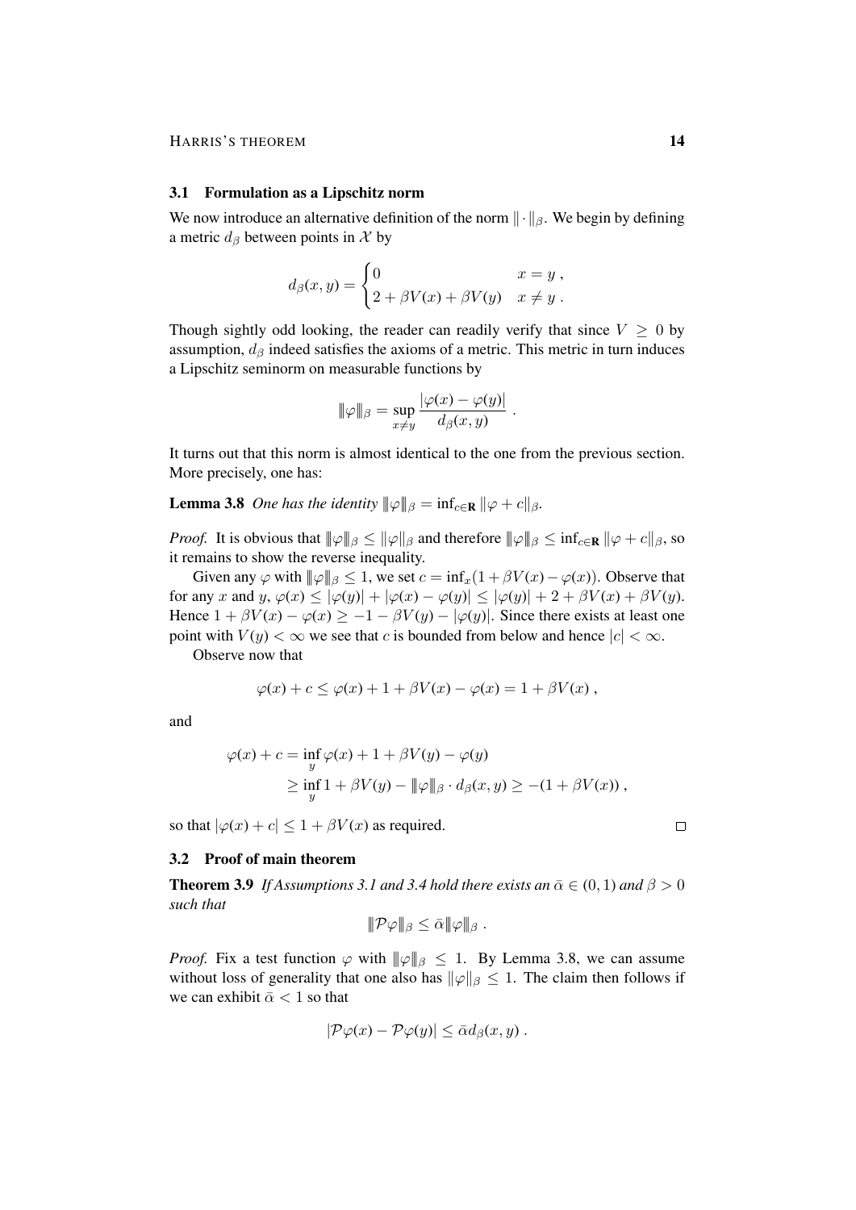### 3.1 Formulation as a Lipschitz norm

We now introduce an alternative definition of the norm $\|\cdot\|_\beta$. We begin by defining a metric $d_\beta$ between points in $\mathcal{X}$ by

$$
d_\beta(x,y) = \begin{cases} 0 & x = y\;, \\ 2 + \beta V(x) + \beta V(y) & x \neq y\;. \end{cases}
$$

Though sightly odd looking, the reader can readily verify that since $V \geq 0$ by assumption, $d_\beta$ indeed satisfies the axioms of a metric. This metric in turn induces a Lipschitz seminorm on measurable functions by

$$
\|\!|\varphi|\!\|_\beta = \sup_{x \neq y} \frac{|\varphi(x) - \varphi(y)|}{d_\beta(x,y)}\;.
$$

It turns out that this norm is almost identical to the one from the previous section. More precisely, one has:

**Lemma 3.8** *One has the identity* $\|\!|\varphi|\!\|_\beta = \inf_{c\in\mathbf{R}} \|\varphi + c\|_\beta$.

*Proof.* It is obvious that $\|\!|\varphi|\!\|_\beta \leq \|\varphi\|_\beta$ and therefore $\|\!|\varphi|\!\|_\beta \leq \inf_{c\in\mathbf{R}} \|\varphi + c\|_\beta$, so it remains to show the reverse inequality.

Given any $\varphi$ with $\|\!|\varphi|\!\|_\beta \leq 1$, we set $c = \inf_x (1 + \beta V(x) - \varphi(x))$. Observe that for any $x$ and $y$, $\varphi(x) \leq |\varphi(y)| + |\varphi(x) - \varphi(y)| \leq |\varphi(y)| + 2 + \beta V(x) + \beta V(y)$. Hence $1 + \beta V(x) - \varphi(x) \geq -1 - \beta V(y) - |\varphi(y)|$. Since there exists at least one point with $V(y) < \infty$ we see that $c$ is bounded from below and hence $|c| < \infty$.

Observe now that

$$
\varphi(x) + c \leq \varphi(x) + 1 + \beta V(x) - \varphi(x) = 1 + \beta V(x)\;,
$$

and

$$
\begin{aligned}
\varphi(x) + c &= \inf_y \varphi(x) + 1 + \beta V(y) - \varphi(y) \\
&\geq \inf_y 1 + \beta V(y) - \|\!|\varphi|\!\|_\beta \cdot d_\beta(x,y) \geq -(1 + \beta V(x))\;,
\end{aligned}
$$

so that $|\varphi(x) + c| \leq 1 + \beta V(x)$ as required. □

### 3.2 Proof of main theorem

**Theorem 3.9** *If Assumptions 3.1 and 3.4 hold there exists an* $\bar\alpha \in (0,1)$ *and* $\beta > 0$ *such that*

$$
\|\!|\mathcal{P}\varphi|\!\|_\beta \leq \bar\alpha \|\!|\varphi|\!\|_\beta\;.
$$

*Proof.* Fix a test function $\varphi$ with $\|\!|\varphi|\!\|_\beta \leq 1$. By Lemma 3.8, we can assume without loss of generality that one also has $\|\varphi\|_\beta \leq 1$. The claim then follows if we can exhibit $\bar\alpha < 1$ so that

$$
|\mathcal{P}\varphi(x) - \mathcal{P}\varphi(y)| \leq \bar\alpha d_\beta(x,y)\;.
$$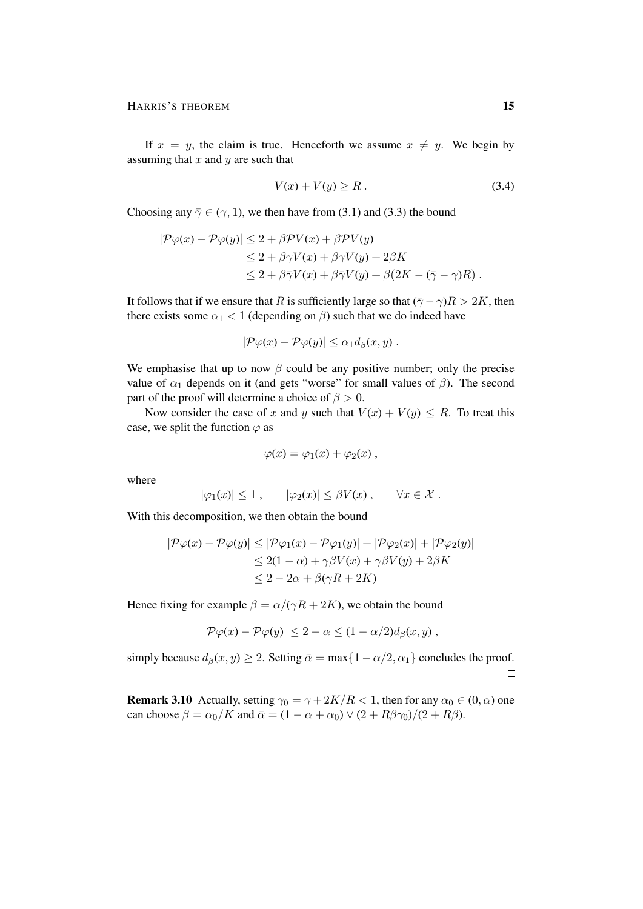If $x = y$, the claim is true. Henceforth we assume $x \neq y$. We begin by assuming that $x$ and $y$ are such that

$$V(x) + V(y) \geq R \,. \tag{3.4}$$

Choosing any $\bar{\gamma} \in (\gamma, 1)$, we then have from (3.1) and (3.3) the bound

$$\begin{aligned}
|\mathcal{P}\varphi(x) - \mathcal{P}\varphi(y)| &\leq 2 + \beta \mathcal{P}V(x) + \beta \mathcal{P}V(y) \\
&\leq 2 + \beta\gamma V(x) + \beta\gamma V(y) + 2\beta K \\
&\leq 2 + \beta\bar{\gamma} V(x) + \beta\bar{\gamma} V(y) + \beta(2K - (\bar{\gamma} - \gamma)R) \,.
\end{aligned}$$

It follows that if we ensure that $R$ is sufficiently large so that $(\bar{\gamma} - \gamma)R > 2K$, then there exists some $\alpha_1 < 1$ (depending on $\beta$) such that we do indeed have

$$|\mathcal{P}\varphi(x) - \mathcal{P}\varphi(y)| \leq \alpha_1 d_\beta(x, y) \,.$$

We emphasise that up to now $\beta$ could be any positive number; only the precise value of $\alpha_1$ depends on it (and gets "worse" for small values of $\beta$). The second part of the proof will determine a choice of $\beta > 0$.

Now consider the case of $x$ and $y$ such that $V(x) + V(y) \leq R$. To treat this case, we split the function $\varphi$ as

$$\varphi(x) = \varphi_1(x) + \varphi_2(x) \,,$$

where

$$|\varphi_1(x)| \leq 1 \,, \qquad |\varphi_2(x)| \leq \beta V(x) \,, \qquad \forall x \in \mathcal{X} \,.$$

With this decomposition, we then obtain the bound

$$\begin{aligned}
|\mathcal{P}\varphi(x) - \mathcal{P}\varphi(y)| &\leq |\mathcal{P}\varphi_1(x) - \mathcal{P}\varphi_1(y)| + |\mathcal{P}\varphi_2(x)| + |\mathcal{P}\varphi_2(y)| \\
&\leq 2(1 - \alpha) + \gamma\beta V(x) + \gamma\beta V(y) + 2\beta K \\
&\leq 2 - 2\alpha + \beta(\gamma R + 2K)
\end{aligned}$$

Hence fixing for example $\beta = \alpha/(\gamma R + 2K)$, we obtain the bound

$$|\mathcal{P}\varphi(x) - \mathcal{P}\varphi(y)| \leq 2 - \alpha \leq (1 - \alpha/2) d_\beta(x, y) \,,$$

simply because $d_\beta(x, y) \geq 2$. Setting $\bar{\alpha} = \max\{1 - \alpha/2, \alpha_1\}$ concludes the proof. □

**Remark 3.10** Actually, setting $\gamma_0 = \gamma + 2K/R < 1$, then for any $\alpha_0 \in (0, \alpha)$ one can choose $\beta = \alpha_0/K$ and $\bar{\alpha} = (1 - \alpha + \alpha_0) \vee (2 + R\beta\gamma_0)/(2 + R\beta)$.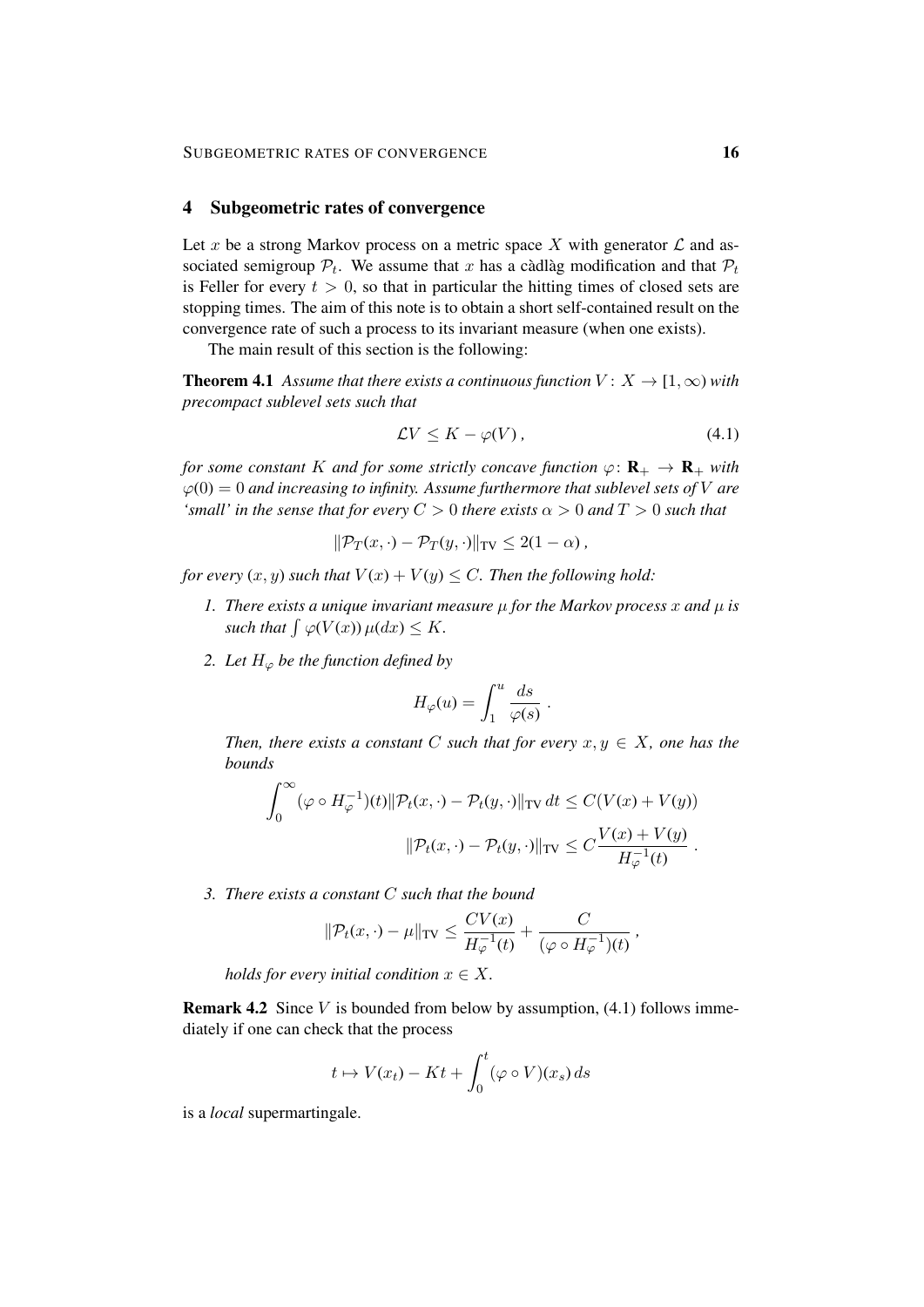## 4 Subgeometric rates of convergence

Let $x$ be a strong Markov process on a metric space $X$ with generator $\mathcal{L}$ and associated semigroup $\mathcal{P}_t$. We assume that $x$ has a càdlàg modification and that $\mathcal{P}_t$ is Feller for every $t > 0$, so that in particular the hitting times of closed sets are stopping times. The aim of this note is to obtain a short self-contained result on the convergence rate of such a process to its invariant measure (when one exists).

The main result of this section is the following:

**Theorem 4.1** *Assume that there exists a continuous function $V : X \to [1, \infty)$ with precompact sublevel sets such that*

$$\mathcal{L}V \leq K - \varphi(V)\,, \tag{4.1}$$

*for some constant $K$ and for some strictly concave function $\varphi : \mathbf{R}_+ \to \mathbf{R}_+$ with $\varphi(0) = 0$ and increasing to infinity. Assume furthermore that sublevel sets of $V$ are 'small' in the sense that for every $C > 0$ there exists $\alpha > 0$ and $T > 0$ such that*

$$\|\mathcal{P}_T(x, \cdot) - \mathcal{P}_T(y, \cdot)\|_{\mathrm{TV}} \leq 2(1 - \alpha)\,,$$

*for every $(x, y)$ such that $V(x) + V(y) \leq C$. Then the following hold:*

1. *There exists a unique invariant measure $\mu$ for the Markov process $x$ and $\mu$ is such that $\int \varphi(V(x))\,\mu(dx) \leq K$.*
2. *Let $H_\varphi$ be the function defined by*

$$H_\varphi(u) = \int_1^u \frac{ds}{\varphi(s)}\,.$$

*Then, there exists a constant $C$ such that for every $x, y \in X$, one has the bounds*

$$\int_0^\infty (\varphi \circ H_\varphi^{-1})(t) \|\mathcal{P}_t(x, \cdot) - \mathcal{P}_t(y, \cdot)\|_{\mathrm{TV}}\, dt \leq C(V(x) + V(y))$$

$$\|\mathcal{P}_t(x, \cdot) - \mathcal{P}_t(y, \cdot)\|_{\mathrm{TV}} \leq C \frac{V(x) + V(y)}{H_\varphi^{-1}(t)}\,.$$

3. *There exists a constant $C$ such that the bound*

$$\|\mathcal{P}_t(x, \cdot) - \mu\|_{\mathrm{TV}} \leq \frac{CV(x)}{H_\varphi^{-1}(t)} + \frac{C}{(\varphi \circ H_\varphi^{-1})(t)}\,,$$

*holds for every initial condition $x \in X$.*

**Remark 4.2** Since $V$ is bounded from below by assumption, (4.1) follows immediately if one can check that the process

$$t \mapsto V(x_t) - Kt + \int_0^t (\varphi \circ V)(x_s)\, ds$$

is a *local* supermartingale.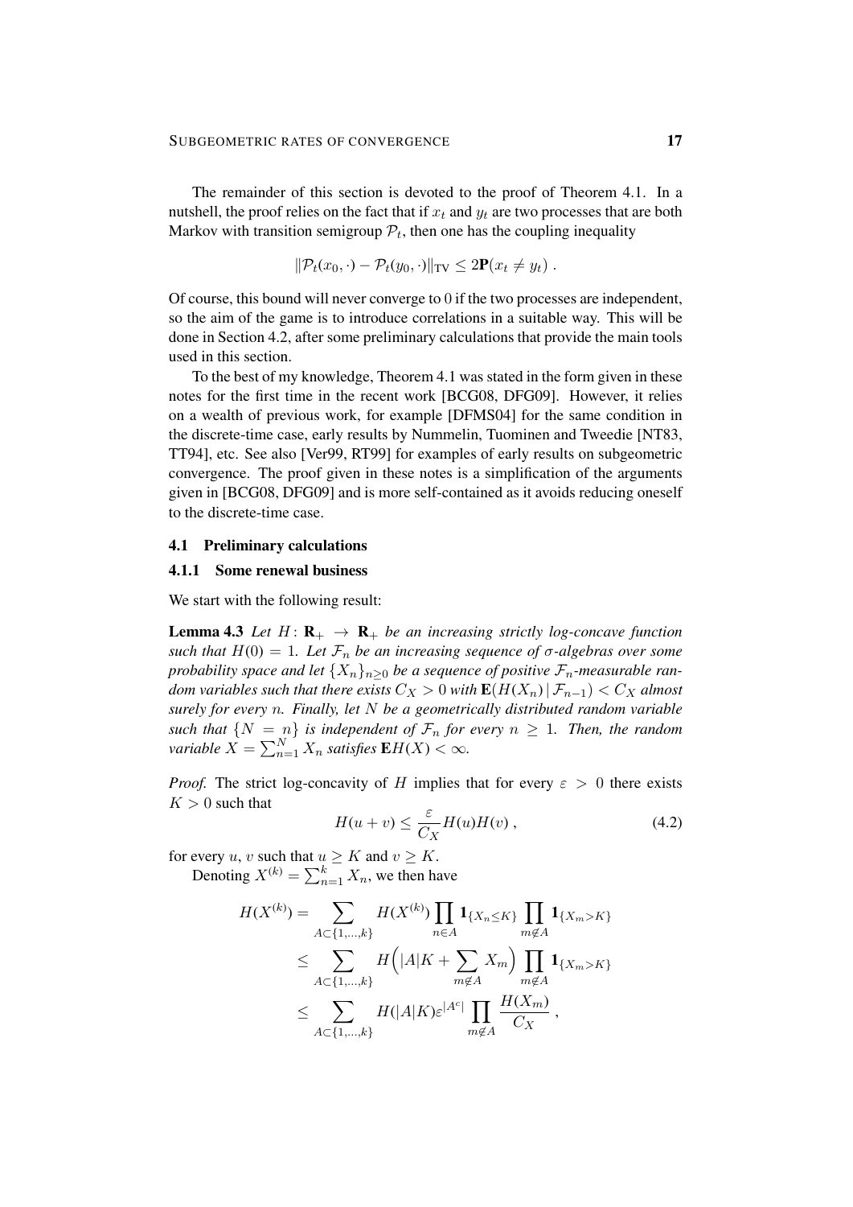The remainder of this section is devoted to the proof of Theorem 4.1. In a nutshell, the proof relies on the fact that if $x_t$ and $y_t$ are two processes that are both Markov with transition semigroup $\mathcal{P}_t$, then one has the coupling inequality

$$\|\mathcal{P}_t(x_0, \cdot) - \mathcal{P}_t(y_0, \cdot)\|_{\mathrm{TV}} \leq 2\mathbf{P}(x_t \neq y_t) .$$

Of course, this bound will never converge to 0 if the two processes are independent, so the aim of the game is to introduce correlations in a suitable way. This will be done in Section 4.2, after some preliminary calculations that provide the main tools used in this section.

To the best of my knowledge, Theorem 4.1 was stated in the form given in these notes for the first time in the recent work [BCG08, DFG09]. However, it relies on a wealth of previous work, for example [DFMS04] for the same condition in the discrete-time case, early results by Nummelin, Tuominen and Tweedie [NT83, TT94], etc. See also [Ver99, RT99] for examples of early results on subgeometric convergence. The proof given in these notes is a simplification of the arguments given in [BCG08, DFG09] and is more self-contained as it avoids reducing oneself to the discrete-time case.

## 4.1 Preliminary calculations

### 4.1.1 Some renewal business

We start with the following result:

**Lemma 4.3** *Let $H\colon \mathbf{R}_+ \to \mathbf{R}_+$ be an increasing strictly log-concave function such that $H(0) = 1$. Let $\mathcal{F}_n$ be an increasing sequence of $\sigma$-algebras over some probability space and let $\{X_n\}_{n\geq 0}$ be a sequence of positive $\mathcal{F}_n$-measurable random variables such that there exists $C_X > 0$ with $\mathbf{E}(H(X_n)\,|\,\mathcal{F}_{n-1}) < C_X$ almost surely for every $n$. Finally, let $N$ be a geometrically distributed random variable such that $\{N = n\}$ is independent of $\mathcal{F}_n$ for every $n \geq 1$. Then, the random variable $X = \sum_{n=1}^N X_n$ satisfies $\mathbf{E}H(X) < \infty$.*

*Proof.* The strict log-concavity of $H$ implies that for every $\varepsilon > 0$ there exists $K > 0$ such that

$$H(u+v) \leq \frac{\varepsilon}{C_X} H(u)H(v) , \tag{4.2}$$

for every $u, v$ such that $u \geq K$ and $v \geq K$.

Denoting $X^{(k)} = \sum_{n=1}^k X_n$, we then have

$$\begin{aligned}
H(X^{(k)}) &= \sum_{A\subset\{1,\ldots,k\}} H(X^{(k)}) \prod_{n\in A} \mathbf{1}_{\{X_n\leq K\}} \prod_{m\notin A} \mathbf{1}_{\{X_m>K\}} \\
&\leq \sum_{A\subset\{1,\ldots,k\}} H\Big(|A|K + \sum_{m\notin A} X_m\Big) \prod_{m\notin A} \mathbf{1}_{\{X_m>K\}} \\
&\leq \sum_{A\subset\{1,\ldots,k\}} H(|A|K)\varepsilon^{|A^c|} \prod_{m\notin A} \frac{H(X_m)}{C_X} ,
\end{aligned}$$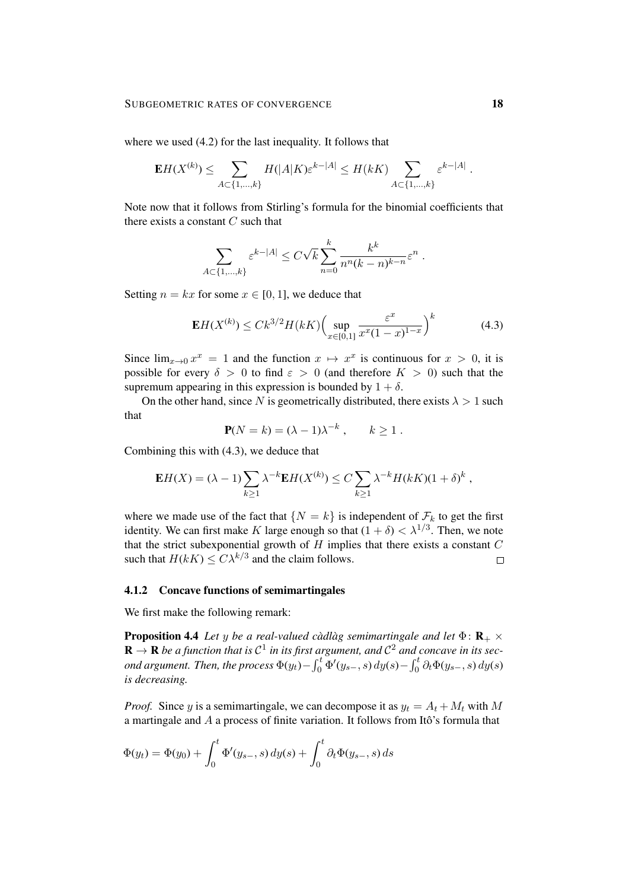where we used (4.2) for the last inequality. It follows that

$$\mathbf{E}H(X^{(k)}) \le \sum_{A\subset\{1,\ldots,k\}} H(|A|K)\varepsilon^{k-|A|} \le H(kK) \sum_{A\subset\{1,\ldots,k\}} \varepsilon^{k-|A|} \;.$$

Note now that it follows from Stirling's formula for the binomial coefficients that there exists a constant $C$ such that

$$\sum_{A\subset\{1,\ldots,k\}} \varepsilon^{k-|A|} \le C\sqrt{k}\sum_{n=0}^{k} \frac{k^k}{n^n(k-n)^{k-n}}\varepsilon^n \;.$$

Setting $n = kx$ for some $x \in [0,1]$, we deduce that

$$\mathbf{E}H(X^{(k)}) \le Ck^{3/2}H(kK)\Big(\sup_{x\in[0,1]} \frac{\varepsilon^x}{x^x(1-x)^{1-x}}\Big)^k \tag{4.3}$$

Since $\lim_{x\to 0} x^x = 1$ and the function $x \mapsto x^x$ is continuous for $x > 0$, it is possible for every $\delta > 0$ to find $\varepsilon > 0$ (and therefore $K > 0$) such that the supremum appearing in this expression is bounded by $1 + \delta$.

On the other hand, since $N$ is geometrically distributed, there exists $\lambda > 1$ such that

$$\mathbf{P}(N = k) = (\lambda - 1)\lambda^{-k} \;, \qquad k \ge 1 \;.$$

Combining this with (4.3), we deduce that

$$\mathbf{E}H(X) = (\lambda-1)\sum_{k\ge 1}\lambda^{-k}\mathbf{E}H(X^{(k)}) \le C\sum_{k\ge1}\lambda^{-k}H(kK)(1+\delta)^k \;,$$

where we made use of the fact that $\{N = k\}$ is independent of $\mathcal{F}_k$ to get the first identity. We can first make $K$ large enough so that $(1 + \delta) < \lambda^{1/3}$. Then, we note that the strict subexponential growth of $H$ implies that there exists a constant $C$ such that $H(kK) \le C\lambda^{k/3}$ and the claim follows. □

### 4.1.2 Concave functions of semimartingales

We first make the following remark:

**Proposition 4.4** *Let $y$ be a real-valued càdlàg semimartingale and let $\Phi\colon \mathbf{R}_+ \times \mathbf{R} \to \mathbf{R}$ be a function that is $\mathcal{C}^1$ in its first argument, and $\mathcal{C}^2$ and concave in its second argument. Then, the process $\Phi(y_t) - \int_0^t \Phi'(y_{s-}, s)\,dy(s) - \int_0^t \partial_t\Phi(y_{s-}, s)\,dy(s)$ is decreasing.*

*Proof.* Since $y$ is a semimartingale, we can decompose it as $y_t = A_t + M_t$ with $M$ a martingale and $A$ a process of finite variation. It follows from Itô's formula that

$$\Phi(y_t) = \Phi(y_0) + \int_0^t \Phi'(y_{s-}, s)\,dy(s) + \int_0^t \partial_t\Phi(y_{s-}, s)\,ds$$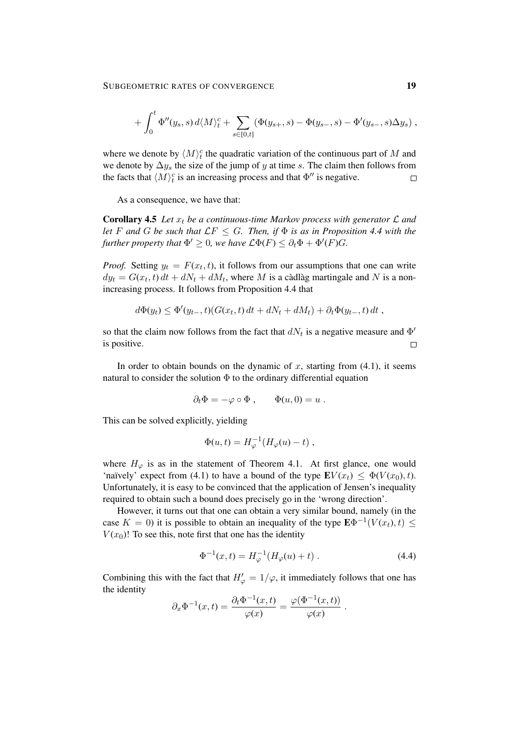$$
+ \int_0^t \Phi''(y_s, s)\, d\langle M\rangle_t^c + \sum_{s\in[0,t]} \left(\Phi(y_{s+}, s) - \Phi(y_{s-}, s) - \Phi'(y_{s-}, s)\Delta y_s\right) ,
$$

where we denote by $\langle M\rangle_t^c$ the quadratic variation of the continuous part of $M$ and we denote by $\Delta y_s$ the size of the jump of $y$ at time $s$. The claim then follows from the facts that $\langle M\rangle_t^c$ is an increasing process and that $\Phi''$ is negative. □

As a consequence, we have that:

**Corollary 4.5** *Let $x_t$ be a continuous-time Markov process with generator $\mathcal{L}$ and let $F$ and $G$ be such that $\mathcal{L}F \leq G$. Then, if $\Phi$ is as in Proposition 4.4 with the further property that $\Phi' \geq 0$, we have $\mathcal{L}\Phi(F) \leq \partial_t\Phi + \Phi'(F)G$.*

*Proof.* Setting $y_t = F(x_t, t)$, it follows from our assumptions that one can write $dy_t = G(x_t, t)\, dt + dN_t + dM_t$, where $M$ is a càdlàg martingale and $N$ is a non-increasing process. It follows from Proposition 4.4 that

$$
d\Phi(y_t) \leq \Phi'(y_{t-}, t)(G(x_t, t)\, dt + dN_t + dM_t) + \partial_t\Phi(y_{t-}, t)\, dt ,
$$

so that the claim now follows from the fact that $dN_t$ is a negative measure and $\Phi'$ is positive. □

In order to obtain bounds on the dynamic of $x$, starting from (4.1), it seems natural to consider the solution $\Phi$ to the ordinary differential equation

$$
\partial_t\Phi = -\varphi \circ \Phi , \qquad \Phi(u, 0) = u .
$$

This can be solved explicitly, yielding

$$
\Phi(u, t) = H_\varphi^{-1}(H_\varphi(u) - t) ,
$$

where $H_\varphi$ is as in the statement of Theorem 4.1. At first glance, one would 'naïvely' expect from (4.1) to have a bound of the type $\mathbf{E}V(x_t) \leq \Phi(V(x_0), t)$. Unfortunately, it is easy to be convinced that the application of Jensen's inequality required to obtain such a bound does precisely go in the 'wrong direction'.

However, it turns out that one can obtain a very similar bound, namely (in the case $K = 0$) it is possible to obtain an inequality of the type $\mathbf{E}\Phi^{-1}(V(x_t), t) \leq V(x_0)$! To see this, note first that one has the identity

$$
\Phi^{-1}(x, t) = H_\varphi^{-1}(H_\varphi(u) + t) . \tag{4.4}
$$

Combining this with the fact that $H_\varphi' = 1/\varphi$, it immediately follows that one has the identity

$$
\partial_x\Phi^{-1}(x, t) = \frac{\partial_t\Phi^{-1}(x, t)}{\varphi(x)} = \frac{\varphi(\Phi^{-1}(x, t))}{\varphi(x)} .
$$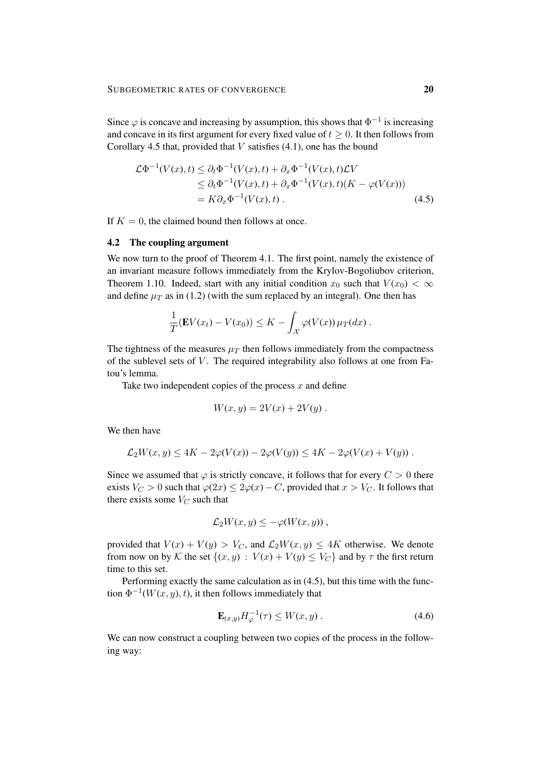Since $\varphi$ is concave and increasing by assumption, this shows that $\Phi^{-1}$ is increasing and concave in its first argument for every fixed value of $t \geq 0$. It then follows from Corollary 4.5 that, provided that $V$ satisfies (4.1), one has the bound

$$
\begin{aligned}
\mathcal{L}\Phi^{-1}(V(x), t) &\leq \partial_t \Phi^{-1}(V(x), t) + \partial_x \Phi^{-1}(V(x), t)\mathcal{L}V \\
&\leq \partial_t \Phi^{-1}(V(x), t) + \partial_x \Phi^{-1}(V(x), t)\big(K - \varphi(V(x))\big) \\
&= K \partial_x \Phi^{-1}(V(x), t) \; . \qquad (4.5)
\end{aligned}
$$

If $K = 0$, the claimed bound then follows at once.

### 4.2 The coupling argument

We now turn to the proof of Theorem 4.1. The first point, namely the existence of an invariant measure follows immediately from the Krylov-Bogoliubov criterion, Theorem 1.10. Indeed, start with any initial condition $x_0$ such that $V(x_0) < \infty$ and define $\mu_T$ as in (1.2) (with the sum replaced by an integral). One then has

$$
\frac{1}{T}(\mathbf{E}V(x_t) - V(x_0)) \leq K - \int_{\mathcal{X}} \varphi(V(x))\, \mu_T(dx) \; .
$$

The tightness of the measures $\mu_T$ then follows immediately from the compactness of the sublevel sets of $V$. The required integrability also follows at one from Fatou's lemma.

Take two independent copies of the process $x$ and define

$$
W(x, y) = 2V(x) + 2V(y) \; .
$$

We then have

$$
\mathcal{L}_2 W(x, y) \leq 4K - 2\varphi(V(x)) - 2\varphi(V(y)) \leq 4K - 2\varphi(V(x) + V(y)) \; .
$$

Since we assumed that $\varphi$ is strictly concave, it follows that for every $C > 0$ there exists $V_C > 0$ such that $\varphi(2x) \leq 2\varphi(x) - C$, provided that $x > V_C$. It follows that there exists some $V_C$ such that

$$
\mathcal{L}_2 W(x, y) \leq -\varphi(W(x, y)) \; ,
$$

provided that $V(x) + V(y) > V_C$, and $\mathcal{L}_2 W(x, y) \leq 4K$ otherwise. We denote from now on by $\mathcal{K}$ the set $\{(x, y) \, : \, V(x) + V(y) \leq V_C\}$ and by $\tau$ the first return time to this set.

Performing exactly the same calculation as in (4.5), but this time with the function $\Phi^{-1}(W(x, y), t)$, it then follows immediately that

$$
\mathbf{E}_{(x,y)} H_\varphi^{-1}(\tau) \leq W(x, y) \; . \qquad (4.6)
$$

We can now construct a coupling between two copies of the process in the following way: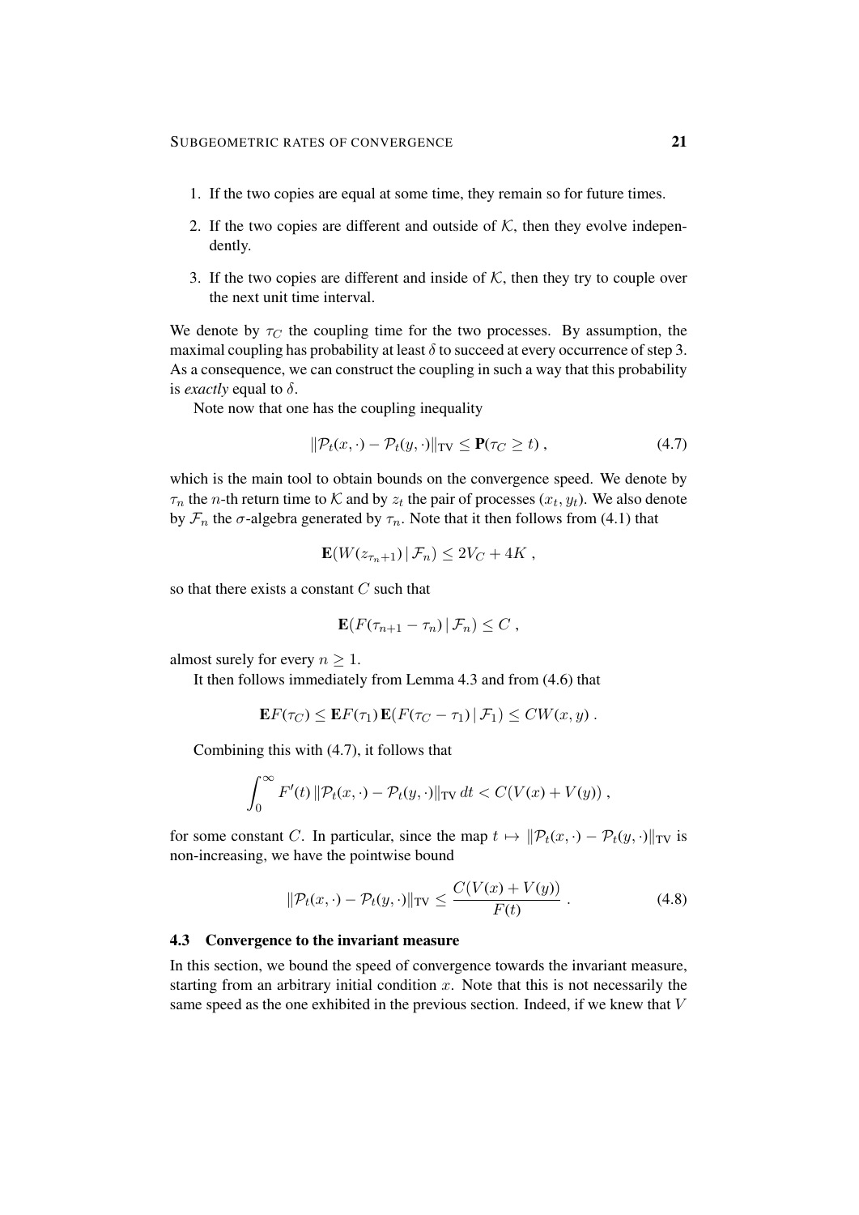1. If the two copies are equal at some time, they remain so for future times.
2. If the two copies are different and outside of $\mathcal{K}$, then they evolve independently.
3. If the two copies are different and inside of $\mathcal{K}$, then they try to couple over the next unit time interval.

We denote by $\tau_C$ the coupling time for the two processes. By assumption, the maximal coupling has probability at least $\delta$ to succeed at every occurrence of step 3. As a consequence, we can construct the coupling in such a way that this probability is *exactly* equal to $\delta$.

Note now that one has the coupling inequality

$$\|\mathcal{P}_t(x,\cdot) - \mathcal{P}_t(y,\cdot)\|_{\mathrm{TV}} \leq \mathbf{P}(\tau_C \geq t) , \tag{4.7}$$

which is the main tool to obtain bounds on the convergence speed. We denote by $\tau_n$ the $n$-th return time to $\mathcal{K}$ and by $z_t$ the pair of processes $(x_t, y_t)$. We also denote by $\mathcal{F}_n$ the $\sigma$-algebra generated by $\tau_n$. Note that it then follows from (4.1) that

$$\mathbf{E}(W(z_{\tau_n+1}) \,|\, \mathcal{F}_n) \leq 2V_C + 4K ,$$

so that there exists a constant $C$ such that

$$\mathbf{E}(F(\tau_{n+1} - \tau_n) \,|\, \mathcal{F}_n) \leq C ,$$

almost surely for every $n \geq 1$.

It then follows immediately from Lemma 4.3 and from (4.6) that

$$\mathbf{E}F(\tau_C) \leq \mathbf{E}F(\tau_1)\, \mathbf{E}(F(\tau_C - \tau_1) \,|\, \mathcal{F}_1) \leq CW(x,y) .$$

Combining this with (4.7), it follows that

$$\int_0^\infty F'(t)\, \|\mathcal{P}_t(x,\cdot) - \mathcal{P}_t(y,\cdot)\|_{\mathrm{TV}}\, dt < C(V(x) + V(y)) ,$$

for some constant $C$. In particular, since the map $t \mapsto \|\mathcal{P}_t(x,\cdot) - \mathcal{P}_t(y,\cdot)\|_{\mathrm{TV}}$ is non-increasing, we have the pointwise bound

$$\|\mathcal{P}_t(x,\cdot) - \mathcal{P}_t(y,\cdot)\|_{\mathrm{TV}} \leq \frac{C(V(x) + V(y))}{F(t)} . \tag{4.8}$$

### 4.3 Convergence to the invariant measure

In this section, we bound the speed of convergence towards the invariant measure, starting from an arbitrary initial condition $x$. Note that this is not necessarily the same speed as the one exhibited in the previous section. Indeed, if we knew that $V$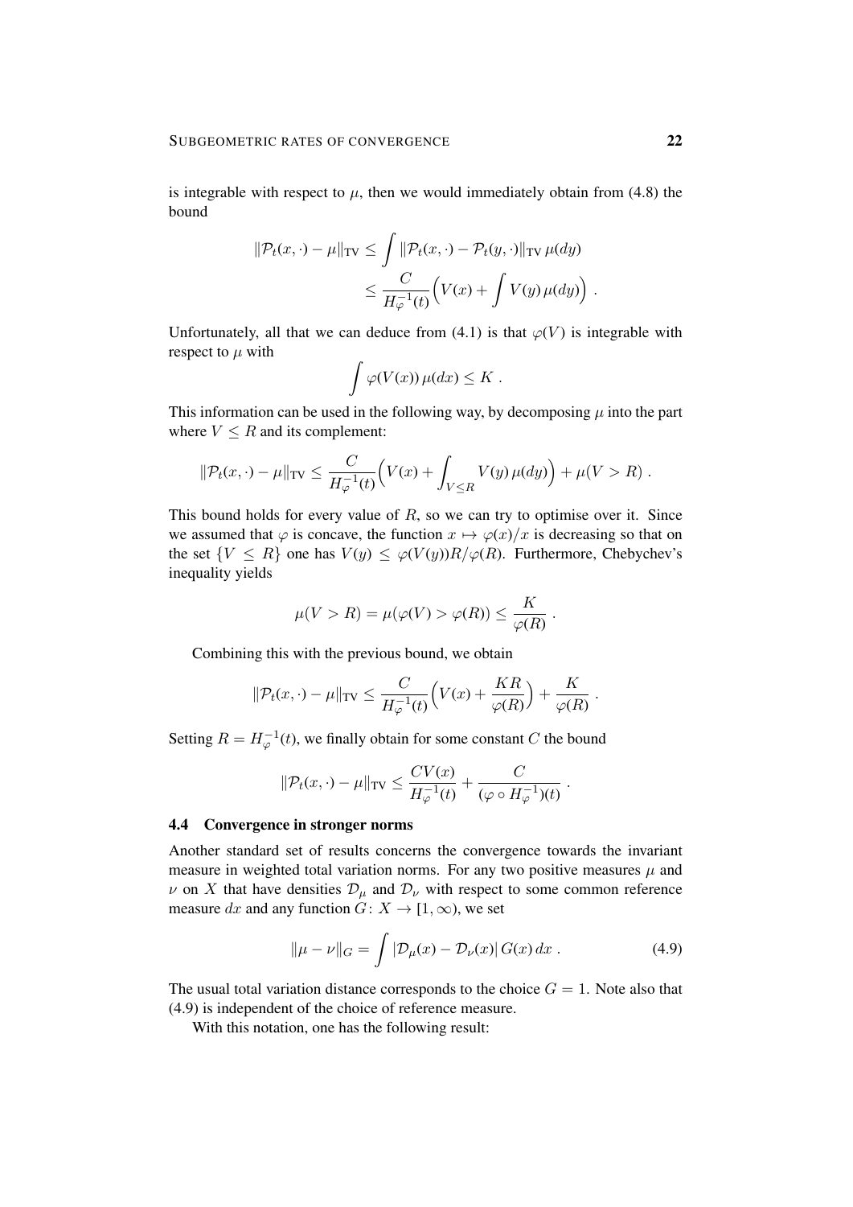is integrable with respect to $\mu$, then we would immediately obtain from (4.8) the bound

$$
\begin{aligned}
\|\mathcal{P}_t(x,\cdot) - \mu\|_{\mathrm{TV}} &\le \int \|\mathcal{P}_t(x,\cdot) - \mathcal{P}_t(y,\cdot)\|_{\mathrm{TV}}\, \mu(dy) \\
&\le \frac{C}{H_\varphi^{-1}(t)} \Big( V(x) + \int V(y)\,\mu(dy) \Big) .
\end{aligned}
$$

Unfortunately, all that we can deduce from (4.1) is that $\varphi(V)$ is integrable with respect to $\mu$ with

$$
\int \varphi(V(x))\,\mu(dx) \le K .
$$

This information can be used in the following way, by decomposing $\mu$ into the part where $V \le R$ and its complement:

$$
\|\mathcal{P}_t(x,\cdot) - \mu\|_{\mathrm{TV}} \le \frac{C}{H_\varphi^{-1}(t)} \Big( V(x) + \int_{V \le R} V(y)\,\mu(dy) \Big) + \mu(V > R) .
$$

This bound holds for every value of $R$, so we can try to optimise over it. Since we assumed that $\varphi$ is concave, the function $x \mapsto \varphi(x)/x$ is decreasing so that on the set $\{V \le R\}$ one has $V(y) \le \varphi(V(y)) R/\varphi(R)$. Furthermore, Chebychev's inequality yields

$$
\mu(V > R) = \mu(\varphi(V) > \varphi(R)) \le \frac{K}{\varphi(R)} .
$$

Combining this with the previous bound, we obtain

$$
\|\mathcal{P}_t(x,\cdot) - \mu\|_{\mathrm{TV}} \le \frac{C}{H_\varphi^{-1}(t)} \Big( V(x) + \frac{KR}{\varphi(R)} \Big) + \frac{K}{\varphi(R)} .
$$

Setting $R = H_\varphi^{-1}(t)$, we finally obtain for some constant $C$ the bound

$$
\|\mathcal{P}_t(x,\cdot) - \mu\|_{\mathrm{TV}} \le \frac{C V(x)}{H_\varphi^{-1}(t)} + \frac{C}{(\varphi \circ H_\varphi^{-1})(t)} .
$$

### 4.4 Convergence in stronger norms

Another standard set of results concerns the convergence towards the invariant measure in weighted total variation norms. For any two positive measures $\mu$ and $\nu$ on $X$ that have densities $\mathcal{D}_\mu$ and $\mathcal{D}_\nu$ with respect to some common reference measure $dx$ and any function $G \colon X \to [1,\infty)$, we set

$$
\|\mu - \nu\|_G = \int |\mathcal{D}_\mu(x) - \mathcal{D}_\nu(x)|\, G(x)\, dx . \tag{4.9}
$$

The usual total variation distance corresponds to the choice $G = 1$. Note also that (4.9) is independent of the choice of reference measure.

With this notation, one has the following result: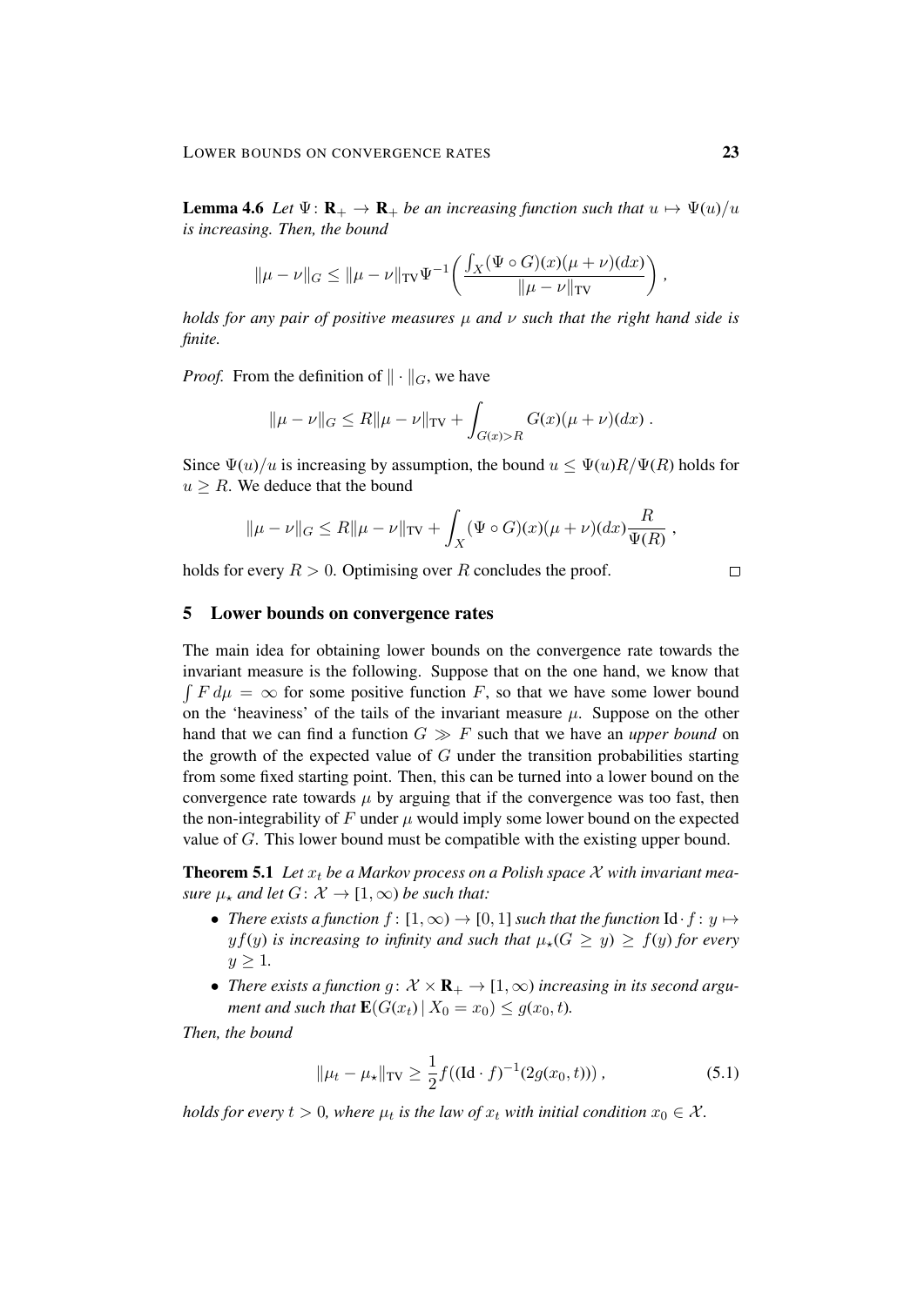**Lemma 4.6** *Let $\Psi \colon \mathbf{R}_+ \to \mathbf{R}_+$ be an increasing function such that $u \mapsto \Psi(u)/u$ is increasing. Then, the bound*

$$\|\mu - \nu\|_G \le \|\mu - \nu\|_{\mathrm{TV}} \Psi^{-1}\left( \frac{\int_X (\Psi \circ G)(x)(\mu + \nu)(dx)}{\|\mu - \nu\|_{\mathrm{TV}}} \right) ,$$

*holds for any pair of positive measures $\mu$ and $\nu$ such that the right hand side is finite.*

*Proof.* From the definition of $\|\cdot\|_G$, we have

$$\|\mu - \nu\|_G \le R\|\mu - \nu\|_{\mathrm{TV}} + \int_{G(x)>R} G(x)(\mu + \nu)(dx) .$$

Since $\Psi(u)/u$ is increasing by assumption, the bound $u \le \Psi(u)R/\Psi(R)$ holds for $u \ge R$. We deduce that the bound

$$\|\mu - \nu\|_G \le R\|\mu - \nu\|_{\mathrm{TV}} + \int_X (\Psi \circ G)(x)(\mu + \nu)(dx)\frac{R}{\Psi(R)} ,$$

holds for every $R > 0$. Optimising over $R$ concludes the proof. □

## 5 Lower bounds on convergence rates

The main idea for obtaining lower bounds on the convergence rate towards the invariant measure is the following. Suppose that on the one hand, we know that $\int F\, d\mu = \infty$ for some positive function $F$, so that we have some lower bound on the 'heaviness' of the tails of the invariant measure $\mu$. Suppose on the other hand that we can find a function $G \gg F$ such that we have an *upper bound* on the growth of the expected value of $G$ under the transition probabilities starting from some fixed starting point. Then, this can be turned into a lower bound on the convergence rate towards $\mu$ by arguing that if the convergence was too fast, then the non-integrability of $F$ under $\mu$ would imply some lower bound on the expected value of $G$. This lower bound must be compatible with the existing upper bound.

**Theorem 5.1** *Let $x_t$ be a Markov process on a Polish space $\mathcal{X}$ with invariant measure $\mu_\star$ and let $G \colon \mathcal{X} \to [1, \infty)$ be such that:*

- *There exists a function $f \colon [1, \infty) \to [0, 1]$ such that the function $\mathrm{Id} \cdot f \colon y \mapsto yf(y)$ is increasing to infinity and such that $\mu_\star(G \ge y) \ge f(y)$ for every $y \ge 1$.*
- *There exists a function $g \colon \mathcal{X} \times \mathbf{R}_+ \to [1, \infty)$ increasing in its second argument and such that $\mathbf{E}(G(x_t) \,|\, X_0 = x_0) \le g(x_0, t)$.*

*Then, the bound*

$$\|\mu_t - \mu_\star\|_{\mathrm{TV}} \ge \frac{1}{2} f((\mathrm{Id} \cdot f)^{-1}(2g(x_0, t))) , \tag{5.1}$$

*holds for every $t > 0$, where $\mu_t$ is the law of $x_t$ with initial condition $x_0 \in \mathcal{X}$.*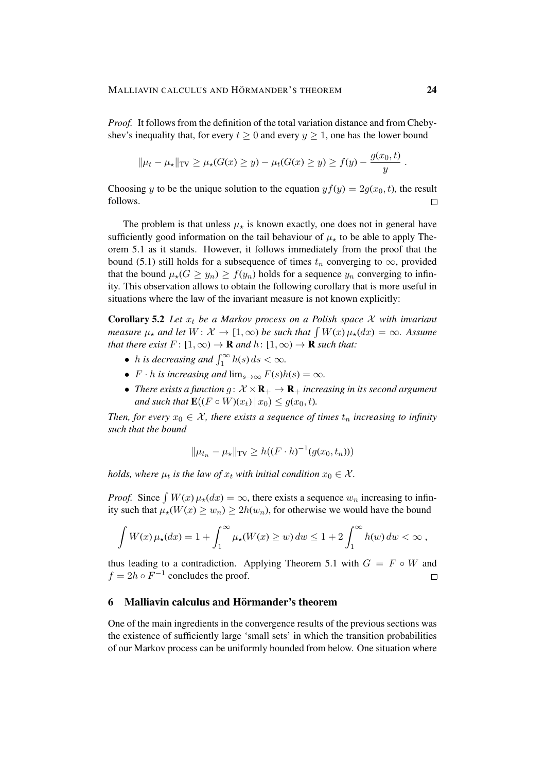*Proof.* It follows from the definition of the total variation distance and from Chebyshev's inequality that, for every $t \geq 0$ and every $y \geq 1$, one has the lower bound

$$\|\mu_t - \mu_\star\|_{\mathrm{TV}} \geq \mu_\star(G(x) \geq y) - \mu_t(G(x) \geq y) \geq f(y) - \frac{g(x_0, t)}{y} .$$

Choosing $y$ to be the unique solution to the equation $y f(y) = 2g(x_0, t)$, the result follows. □

The problem is that unless $\mu_\star$ is known exactly, one does not in general have sufficiently good information on the tail behaviour of $\mu_\star$ to be able to apply Theorem 5.1 as it stands. However, it follows immediately from the proof that the bound (5.1) still holds for a subsequence of times $t_n$ converging to $\infty$, provided that the bound $\mu_\star(G \geq y_n) \geq f(y_n)$ holds for a sequence $y_n$ converging to infinity. This observation allows to obtain the following corollary that is more useful in situations where the law of the invariant measure is not known explicitly:

**Corollary 5.2** *Let $x_t$ be a Markov process on a Polish space $\mathcal{X}$ with invariant measure $\mu_\star$ and let $W \colon \mathcal{X} \to [1, \infty)$ be such that $\int W(x)\, \mu_\star(dx) = \infty$. Assume that there exist $F \colon [1, \infty) \to \mathbf{R}$ and $h \colon [1, \infty) \to \mathbf{R}$ such that:*

- *$h$ is decreasing and $\int_1^\infty h(s)\, ds < \infty$.*
- *$F \cdot h$ is increasing and $\lim_{s \to \infty} F(s)h(s) = \infty$.*
- *There exists a function $g \colon \mathcal{X} \times \mathbf{R}_+ \to \mathbf{R}_+$ increasing in its second argument and such that $\mathbf{E}((F \circ W)(x_t) \,|\, x_0) \leq g(x_0, t)$.*

*Then, for every $x_0 \in \mathcal{X}$, there exists a sequence of times $t_n$ increasing to infinity such that the bound*

$$\|\mu_{t_n} - \mu_\star\|_{\mathrm{TV}} \geq h((F \cdot h)^{-1}(g(x_0, t_n)))$$

*holds, where $\mu_t$ is the law of $x_t$ with initial condition $x_0 \in \mathcal{X}$.*

*Proof.* Since $\int W(x)\, \mu_\star(dx) = \infty$, there exists a sequence $w_n$ increasing to infinity such that $\mu_\star(W(x) \geq w_n) \geq 2h(w_n)$, for otherwise we would have the bound

$$\int W(x)\, \mu_\star(dx) = 1 + \int_1^\infty \mu_\star(W(x) \geq w)\, dw \leq 1 + 2\int_1^\infty h(w)\, dw < \infty ,$$

thus leading to a contradiction. Applying Theorem 5.1 with $G = F \circ W$ and $f = 2h \circ F^{-1}$ concludes the proof. □

## 6 Malliavin calculus and Hörmander's theorem

One of the main ingredients in the convergence results of the previous sections was the existence of sufficiently large 'small sets' in which the transition probabilities of our Markov process can be uniformly bounded from below. One situation where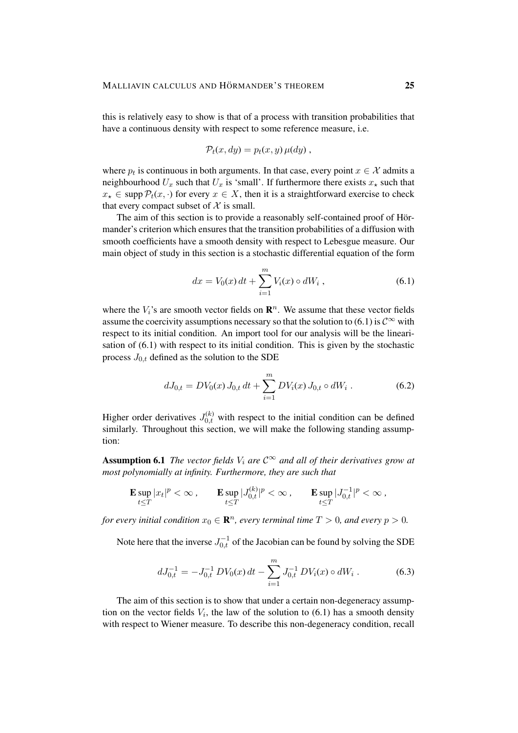this is relatively easy to show is that of a process with transition probabilities that have a continuous density with respect to some reference measure, i.e.

$$\mathcal{P}_t(x, dy) = p_t(x, y)\,\mu(dy)\;,$$

where $p_t$ is continuous in both arguments. In that case, every point $x \in \mathcal{X}$ admits a neighbourhood $U_x$ such that $U_x$ is 'small'. If furthermore there exists $x_\star$ such that $x_\star \in \operatorname{supp} \mathcal{P}_t(x, \cdot)$ for every $x \in X$, then it is a straightforward exercise to check that every compact subset of $\mathcal{X}$ is small.

The aim of this section is to provide a reasonably self-contained proof of Hörmander's criterion which ensures that the transition probabilities of a diffusion with smooth coefficients have a smooth density with respect to Lebesgue measure. Our main object of study in this section is a stochastic differential equation of the form

$$dx = V_0(x)\,dt + \sum_{i=1}^m V_i(x) \circ dW_i\;, \tag{6.1}$$

where the $V_i$'s are smooth vector fields on $\mathbf{R}^n$. We assume that these vector fields assume the coercivity assumptions necessary so that the solution to (6.1) is $\mathcal{C}^\infty$ with respect to its initial condition. An import tool for our analysis will be the linearisation of (6.1) with respect to its initial condition. This is given by the stochastic process $J_{0,t}$ defined as the solution to the SDE

$$dJ_{0,t} = DV_0(x)\,J_{0,t}\,dt + \sum_{i=1}^m DV_i(x)\,J_{0,t} \circ dW_i\;. \tag{6.2}$$

Higher order derivatives $J_{0,t}^{(k)}$ with respect to the initial condition can be defined similarly. Throughout this section, we will make the following standing assumption:

**Assumption 6.1** *The vector fields $V_i$ are $\mathcal{C}^\infty$ and all of their derivatives grow at most polynomially at infinity. Furthermore, they are such that*

$$\mathbf{E} \sup_{t\le T} |x_t|^p < \infty\;, \qquad \mathbf{E} \sup_{t\le T} |J_{0,t}^{(k)}|^p < \infty\;, \qquad \mathbf{E} \sup_{t\le T} |J_{0,t}^{-1}|^p < \infty\;,$$

*for every initial condition $x_0 \in \mathbf{R}^n$, every terminal time $T > 0$, and every $p > 0$.*

Note here that the inverse $J_{0,t}^{-1}$ of the Jacobian can be found by solving the SDE

$$dJ_{0,t}^{-1} = -J_{0,t}^{-1}\,DV_0(x)\,dt - \sum_{i=1}^m J_{0,t}^{-1}\,DV_i(x) \circ dW_i\;. \tag{6.3}$$

The aim of this section is to show that under a certain non-degeneracy assumption on the vector fields $V_i$, the law of the solution to (6.1) has a smooth density with respect to Wiener measure. To describe this non-degeneracy condition, recall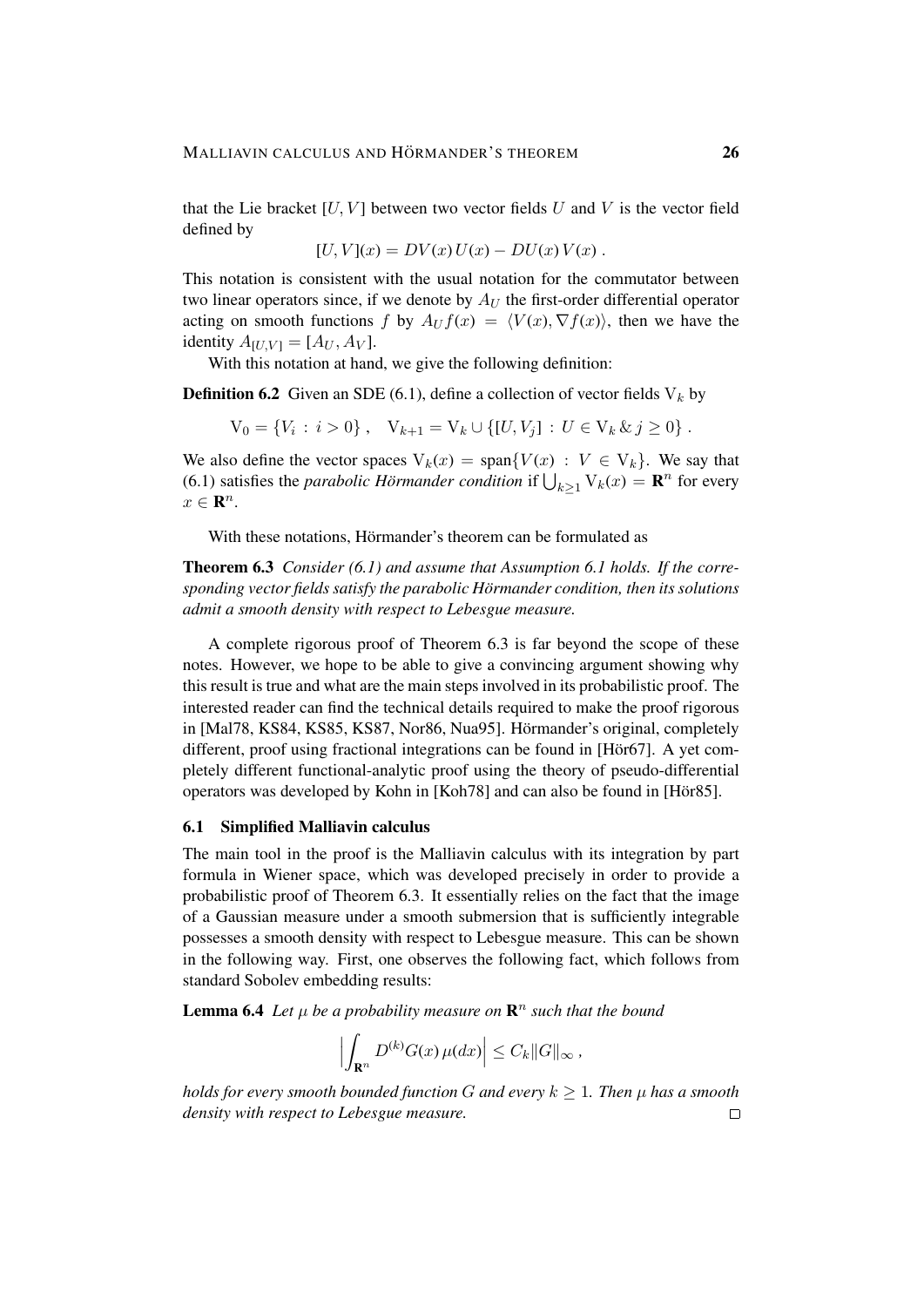that the Lie bracket $[U, V]$ between two vector fields $U$ and $V$ is the vector field defined by

$$[U, V](x) = DV(x)\,U(x) - DU(x)\,V(x)\;.$$

This notation is consistent with the usual notation for the commutator between two linear operators since, if we denote by $A_U$ the first-order differential operator acting on smooth functions $f$ by $A_U f(x) = \langle V(x), \nabla f(x)\rangle$, then we have the identity $A_{[U,V]} = [A_U, A_V]$.

With this notation at hand, we give the following definition:

**Definition 6.2** Given an SDE (6.1), define a collection of vector fields $\mathrm{V}_k$ by

$$\mathrm{V}_0 = \{V_i \,:\, i > 0\}\;, \quad \mathrm{V}_{k+1} = \mathrm{V}_k \cup \{[U, V_j] \,:\, U \in \mathrm{V}_k \,\&\, j \geq 0\}\;.$$

We also define the vector spaces $\mathrm{V}_k(x) = \mathrm{span}\{V(x) \,:\, V \in \mathrm{V}_k\}$. We say that (6.1) satisfies the *parabolic Hörmander condition* if $\bigcup_{k\geq 1} \mathrm{V}_k(x) = \mathbf{R}^n$ for every $x \in \mathbf{R}^n$.

With these notations, Hörmander's theorem can be formulated as

**Theorem 6.3** *Consider (6.1) and assume that Assumption 6.1 holds. If the corresponding vector fields satisfy the parabolic Hörmander condition, then its solutions admit a smooth density with respect to Lebesgue measure.*

A complete rigorous proof of Theorem 6.3 is far beyond the scope of these notes. However, we hope to be able to give a convincing argument showing why this result is true and what are the main steps involved in its probabilistic proof. The interested reader can find the technical details required to make the proof rigorous in [Mal78, KS84, KS85, KS87, Nor86, Nua95]. Hörmander's original, completely different, proof using fractional integrations can be found in [Hör67]. A yet completely different functional-analytic proof using the theory of pseudo-differential operators was developed by Kohn in [Koh78] and can also be found in [Hör85].

### 6.1 Simplified Malliavin calculus

The main tool in the proof is the Malliavin calculus with its integration by part formula in Wiener space, which was developed precisely in order to provide a probabilistic proof of Theorem 6.3. It essentially relies on the fact that the image of a Gaussian measure under a smooth submersion that is sufficiently integrable possesses a smooth density with respect to Lebesgue measure. This can be shown in the following way. First, one observes the following fact, which follows from standard Sobolev embedding results:

**Lemma 6.4** *Let $\mu$ be a probability measure on $\mathbf{R}^n$ such that the bound*

$$\Big|\int_{\mathbf{R}^n} D^{(k)}G(x)\,\mu(dx)\Big| \leq C_k \|G\|_\infty\;,$$

*holds for every smooth bounded function $G$ and every $k \geq 1$. Then $\mu$ has a smooth density with respect to Lebesgue measure.* □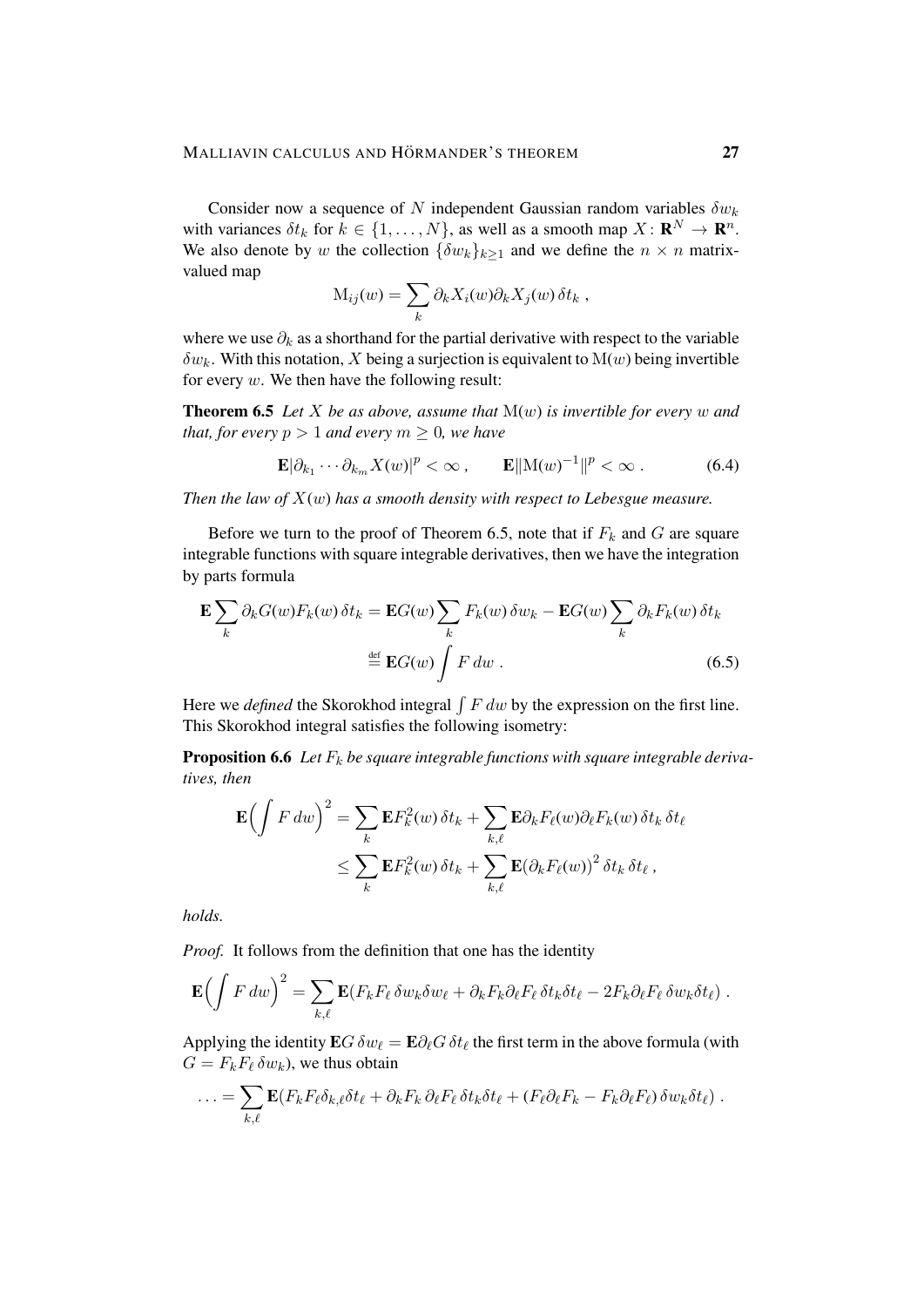Consider now a sequence of $N$ independent Gaussian random variables $\delta w_k$ with variances $\delta t_k$ for $k \in \{1, \ldots, N\}$, as well as a smooth map $X : \mathbf{R}^N \to \mathbf{R}^n$. We also denote by $w$ the collection $\{\delta w_k\}_{k \geq 1}$ and we define the $n \times n$ matrix-valued map

$$\mathrm{M}_{ij}(w) = \sum_k \partial_k X_i(w) \partial_k X_j(w) \, \delta t_k \;,$$

where we use $\partial_k$ as a shorthand for the partial derivative with respect to the variable $\delta w_k$. With this notation, $X$ being a surjection is equivalent to $\mathrm{M}(w)$ being invertible for every $w$. We then have the following result:

**Theorem 6.5** *Let $X$ be as above, assume that $\mathrm{M}(w)$ is invertible for every $w$ and that, for every $p > 1$ and every $m \geq 0$, we have*

$$\mathbf{E}|\partial_{k_1} \cdots \partial_{k_m} X(w)|^p < \infty \;, \qquad \mathbf{E}\|\mathrm{M}(w)^{-1}\|^p < \infty \;. \tag{6.4}$$

*Then the law of $X(w)$ has a smooth density with respect to Lebesgue measure.*

Before we turn to the proof of Theorem 6.5, note that if $F_k$ and $G$ are square integrable functions with square integrable derivatives, then we have the integration by parts formula

$$\begin{aligned}
\mathbf{E} \sum_k \partial_k G(w) F_k(w) \, \delta t_k &= \mathbf{E} G(w) \sum_k F_k(w) \, \delta w_k - \mathbf{E} G(w) \sum_k \partial_k F_k(w) \, \delta t_k \\
&\stackrel{\text{def}}{=} \mathbf{E} G(w) \int F \, dw \;.
\end{aligned} \tag{6.5}$$

Here we *defined* the Skorokhod integral $\int F \, dw$ by the expression on the first line. This Skorokhod integral satisfies the following isometry:

**Proposition 6.6** *Let $F_k$ be square integrable functions with square integrable derivatives, then*

$$\begin{aligned}
\mathbf{E}\Big( \int F \, dw \Big)^2 &= \sum_k \mathbf{E} F_k^2(w) \, \delta t_k + \sum_{k,\ell} \mathbf{E} \partial_k F_\ell(w) \partial_\ell F_k(w) \, \delta t_k \, \delta t_\ell \\
&\leq \sum_k \mathbf{E} F_k^2(w) \, \delta t_k + \sum_{k,\ell} \mathbf{E} \big(\partial_k F_\ell(w)\big)^2 \, \delta t_k \, \delta t_\ell \;,
\end{aligned}$$

*holds.*

*Proof.* It follows from the definition that one has the identity

$$\mathbf{E}\Big( \int F \, dw \Big)^2 = \sum_{k,\ell} \mathbf{E}(F_k F_\ell \, \delta w_k \delta w_\ell + \partial_k F_k \partial_\ell F_\ell \, \delta t_k \delta t_\ell - 2 F_k \partial_\ell F_\ell \, \delta w_k \delta t_\ell) \;.$$

Applying the identity $\mathbf{E} G \, \delta w_\ell = \mathbf{E} \partial_\ell G \, \delta t_\ell$ the first term in the above formula (with $G = F_k F_\ell \, \delta w_k$), we thus obtain

$$\ldots = \sum_{k,\ell} \mathbf{E}(F_k F_\ell \delta_{k,\ell} \delta t_\ell + \partial_k F_k \, \partial_\ell F_\ell \, \delta t_k \delta t_\ell + (F_\ell \partial_\ell F_k - F_k \partial_\ell F_\ell) \, \delta w_k \delta t_\ell) \;.$$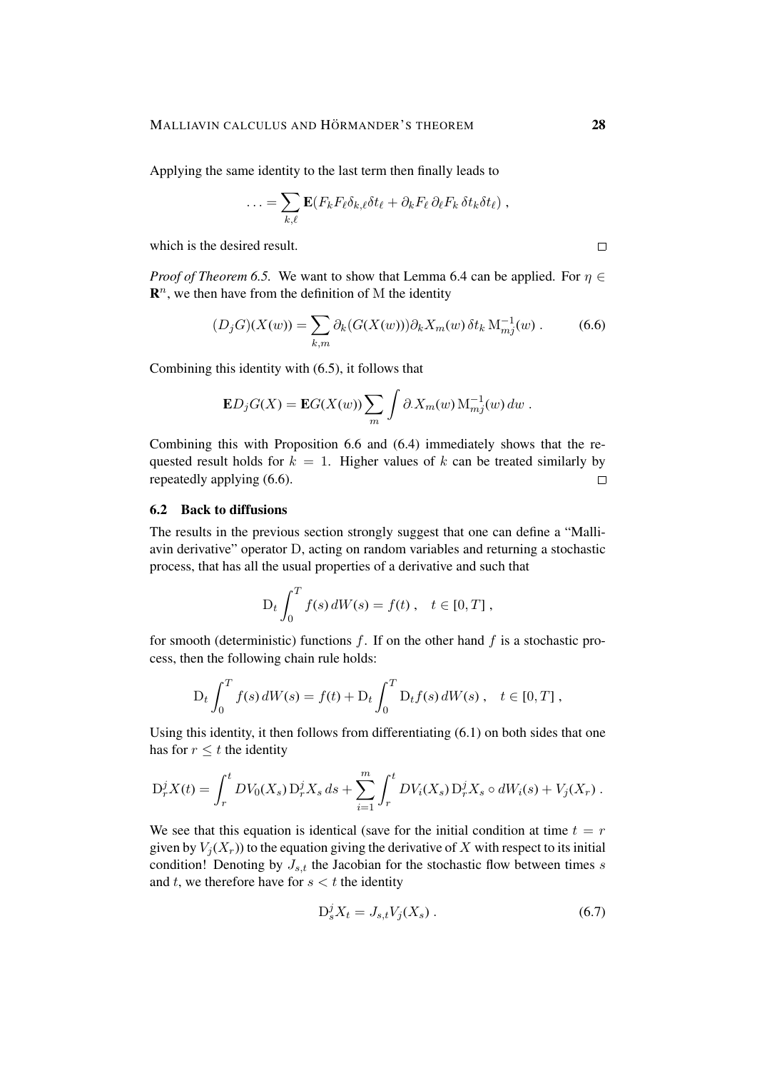Applying the same identity to the last term then finally leads to

$$\dots = \sum_{k,\ell} \mathbf{E}(F_k F_\ell \delta_{k,\ell} \delta t_\ell + \partial_k F_\ell \, \partial_\ell F_k \, \delta t_k \delta t_\ell) ,$$

which is the desired result. $\square$

*Proof of Theorem 6.5.* We want to show that Lemma 6.4 can be applied. For $\eta \in \mathbf{R}^n$, we then have from the definition of $\mathrm{M}$ the identity

$$(D_j G)(X(w)) = \sum_{k,m} \partial_k (G(X(w))) \partial_k X_m(w) \, \delta t_k \, \mathrm{M}^{-1}_{mj}(w) . \tag{6.6}$$

Combining this identity with (6.5), it follows that

$$\mathbf{E} D_j G(X) = \mathbf{E} G(X(w)) \sum_m \int \partial_\cdot X_m(w) \, \mathrm{M}^{-1}_{mj}(w) \, dw .$$

Combining this with Proposition 6.6 and (6.4) immediately shows that the requested result holds for $k = 1$. Higher values of $k$ can be treated similarly by repeatedly applying (6.6). $\square$

### 6.2 Back to diffusions

The results in the previous section strongly suggest that one can define a "Malliavin derivative" operator $\mathrm{D}$, acting on random variables and returning a stochastic process, that has all the usual properties of a derivative and such that

$$\mathrm{D}_t \int_0^T f(s) \, dW(s) = f(t) , \quad t \in [0, T] ,$$

for smooth (deterministic) functions $f$. If on the other hand $f$ is a stochastic process, then the following chain rule holds:

$$\mathrm{D}_t \int_0^T f(s) \, dW(s) = f(t) + \mathrm{D}_t \int_0^T \mathrm{D}_t f(s) \, dW(s) , \quad t \in [0, T] ,$$

Using this identity, it then follows from differentiating (6.1) on both sides that one has for $r \le t$ the identity

$$\mathrm{D}^j_r X(t) = \int_r^t DV_0(X_s) \, \mathrm{D}^j_r X_s \, ds + \sum_{i=1}^m \int_r^t DV_i(X_s) \, \mathrm{D}^j_r X_s \circ dW_i(s) + V_j(X_r) .$$

We see that this equation is identical (save for the initial condition at time $t = r$ given by $V_j(X_r)$) to the equation giving the derivative of $X$ with respect to its initial condition! Denoting by $J_{s,t}$ the Jacobian for the stochastic flow between times $s$ and $t$, we therefore have for $s < t$ the identity

$$\mathrm{D}^j_s X_t = J_{s,t} V_j(X_s) . \tag{6.7}$$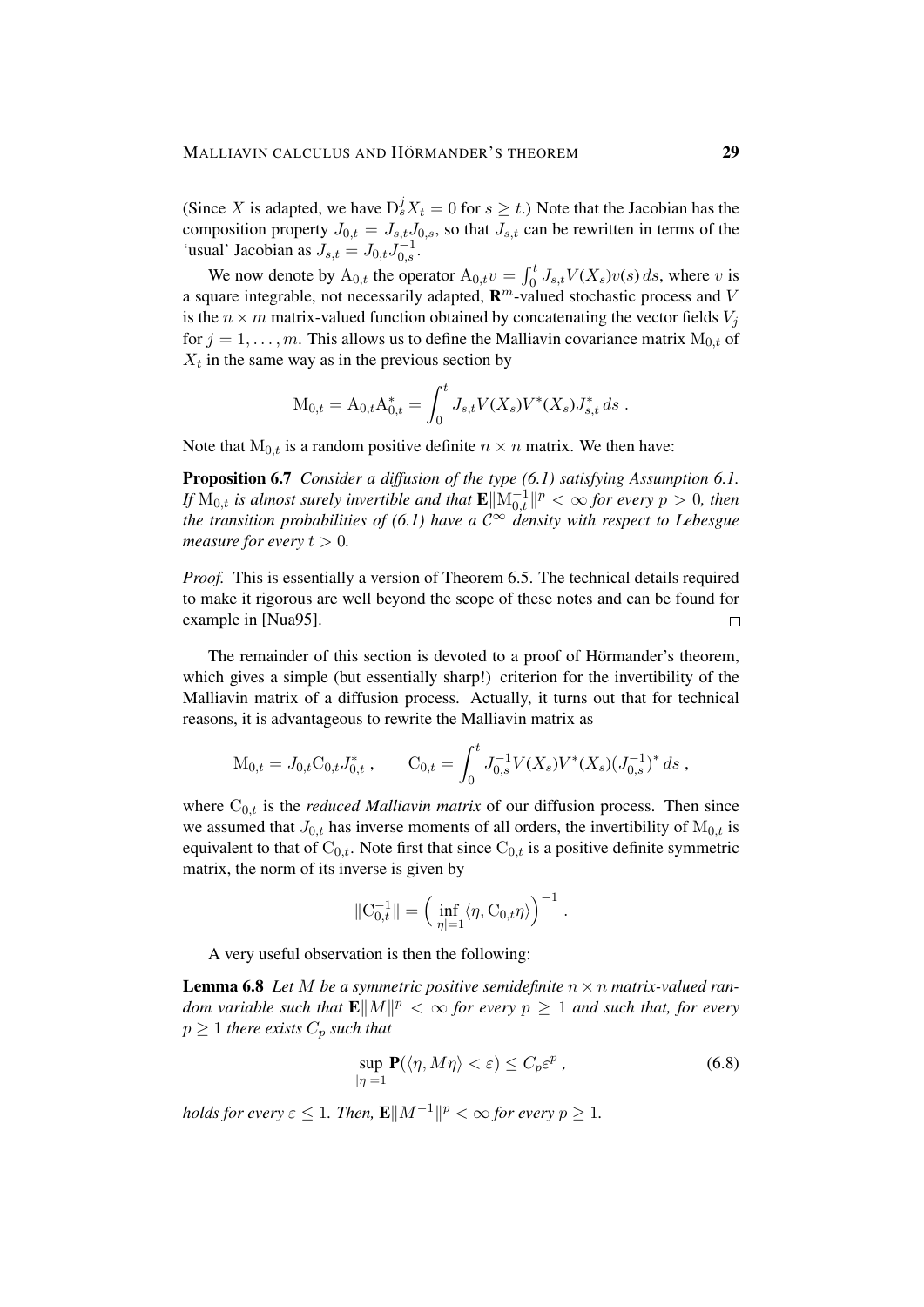(Since $X$ is adapted, we have $\mathrm{D}_s^j X_t = 0$ for $s \geq t$.) Note that the Jacobian has the composition property $J_{0,t} = J_{s,t} J_{0,s}$, so that $J_{s,t}$ can be rewritten in terms of the 'usual' Jacobian as $J_{s,t} = J_{0,t} J_{0,s}^{-1}$.

We now denote by $\mathrm{A}_{0,t}$ the operator $\mathrm{A}_{0,t} v = \int_0^t J_{s,t} V(X_s) v(s)\, ds$, where $v$ is a square integrable, not necessarily adapted, $\mathbf{R}^m$-valued stochastic process and $V$ is the $n \times m$ matrix-valued function obtained by concatenating the vector fields $V_j$ for $j = 1, \ldots, m$. This allows us to define the Malliavin covariance matrix $\mathrm{M}_{0,t}$ of $X_t$ in the same way as in the previous section by

$$\mathrm{M}_{0,t} = \mathrm{A}_{0,t} \mathrm{A}_{0,t}^* = \int_0^t J_{s,t} V(X_s) V^*(X_s) J_{s,t}^*\, ds\ .$$

Note that $\mathrm{M}_{0,t}$ is a random positive definite $n \times n$ matrix. We then have:

**Proposition 6.7** *Consider a diffusion of the type (6.1) satisfying Assumption 6.1. If $\mathrm{M}_{0,t}$ is almost surely invertible and that $\mathbf{E}\|\mathrm{M}_{0,t}^{-1}\|^p < \infty$ for every $p > 0$, then the transition probabilities of (6.1) have a $\mathcal{C}^\infty$ density with respect to Lebesgue measure for every $t > 0$.*

*Proof.* This is essentially a version of Theorem 6.5. The technical details required to make it rigorous are well beyond the scope of these notes and can be found for example in [Nua95]. □

The remainder of this section is devoted to a proof of Hörmander's theorem, which gives a simple (but essentially sharp!) criterion for the invertibility of the Malliavin matrix of a diffusion process. Actually, it turns out that for technical reasons, it is advantageous to rewrite the Malliavin matrix as

$$\mathrm{M}_{0,t} = J_{0,t} \mathrm{C}_{0,t} J_{0,t}^*\ , \qquad \mathrm{C}_{0,t} = \int_0^t J_{0,s}^{-1} V(X_s) V^*(X_s) (J_{0,s}^{-1})^*\, ds\ ,$$

where $\mathrm{C}_{0,t}$ is the *reduced Malliavin matrix* of our diffusion process. Then since we assumed that $J_{0,t}$ has inverse moments of all orders, the invertibility of $\mathrm{M}_{0,t}$ is equivalent to that of $\mathrm{C}_{0,t}$. Note first that since $\mathrm{C}_{0,t}$ is a positive definite symmetric matrix, the norm of its inverse is given by

$$\|\mathrm{C}_{0,t}^{-1}\| = \Big(\inf_{|\eta|=1} \langle \eta, \mathrm{C}_{0,t} \eta\rangle\Big)^{-1}\ .$$

A very useful observation is then the following:

**Lemma 6.8** *Let $M$ be a symmetric positive semidefinite $n \times n$ matrix-valued random variable such that $\mathbf{E}\|M\|^p < \infty$ for every $p \geq 1$ and such that, for every $p \geq 1$ there exists $C_p$ such that*

$$\sup_{|\eta|=1} \mathbf{P}(\langle \eta, M\eta\rangle < \varepsilon) \leq C_p \varepsilon^p\ , \tag{6.8}$$

*holds for every $\varepsilon \leq 1$. Then, $\mathbf{E}\|M^{-1}\|^p < \infty$ for every $p \geq 1$.*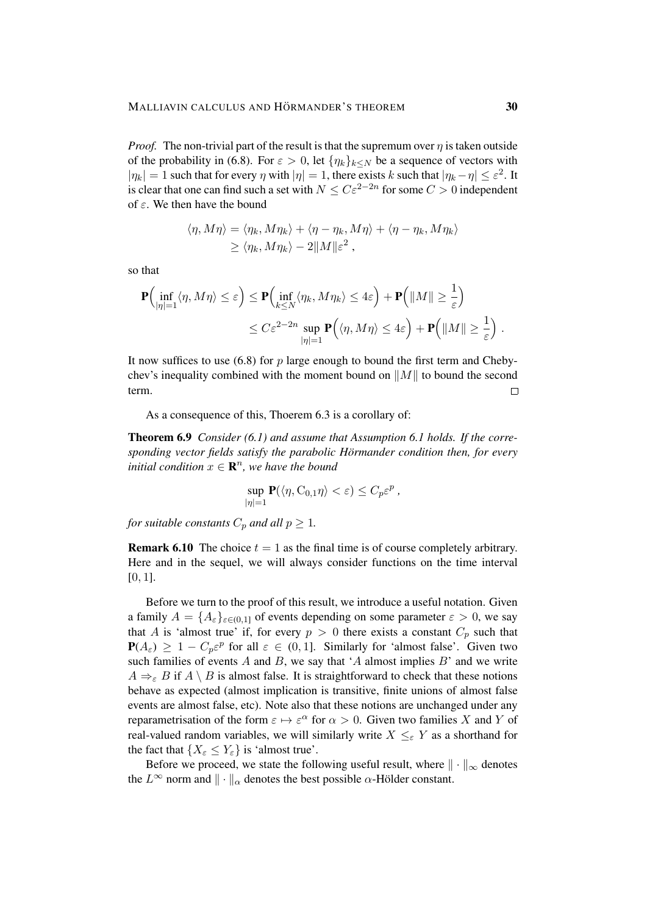*Proof.* The non-trivial part of the result is that the supremum over $\eta$ is taken outside of the probability in (6.8). For $\varepsilon > 0$, let $\{\eta_k\}_{k\leq N}$ be a sequence of vectors with $|\eta_k| = 1$ such that for every $\eta$ with $|\eta| = 1$, there exists $k$ such that $|\eta_k - \eta| \leq \varepsilon^2$. It is clear that one can find such a set with $N \leq C\varepsilon^{2-2n}$ for some $C > 0$ independent of $\varepsilon$. We then have the bound

$$
\begin{aligned}
\langle \eta, M\eta\rangle &= \langle \eta_k, M\eta_k\rangle + \langle \eta - \eta_k, M\eta\rangle + \langle \eta - \eta_k, M\eta_k\rangle \\
&\geq \langle \eta_k, M\eta_k\rangle - 2\|M\|\varepsilon^2 \;,
\end{aligned}
$$

so that

$$
\begin{aligned}
\mathbf{P}\Big(\inf_{|\eta|=1} \langle \eta, M\eta\rangle \leq \varepsilon\Big) &\leq \mathbf{P}\Big(\inf_{k\leq N} \langle \eta_k, M\eta_k\rangle \leq 4\varepsilon\Big) + \mathbf{P}\Big(\|M\| \geq \frac{1}{\varepsilon}\Big) \\
&\leq C\varepsilon^{2-2n} \sup_{|\eta|=1} \mathbf{P}\Big(\langle \eta, M\eta\rangle \leq 4\varepsilon\Big) + \mathbf{P}\Big(\|M\| \geq \frac{1}{\varepsilon}\Big) \;.
\end{aligned}
$$

It now suffices to use (6.8) for $p$ large enough to bound the first term and Chebychev's inequality combined with the moment bound on $\|M\|$ to bound the second term. □

As a consequence of this, Thoerem 6.3 is a corollary of:

**Theorem 6.9** *Consider (6.1) and assume that Assumption 6.1 holds. If the corresponding vector fields satisfy the parabolic Hörmander condition then, for every initial condition $x \in \mathbf{R}^n$, we have the bound*

$$
\sup_{|\eta|=1} \mathbf{P}(\langle \eta, \mathrm{C}_{0,1}\eta\rangle < \varepsilon) \leq C_p \varepsilon^p \;,
$$

*for suitable constants $C_p$ and all $p \geq 1$.*

**Remark 6.10** The choice $t = 1$ as the final time is of course completely arbitrary. Here and in the sequel, we will always consider functions on the time interval $[0, 1]$.

Before we turn to the proof of this result, we introduce a useful notation. Given a family $A = \{A_\varepsilon\}_{\varepsilon\in(0,1]}$ of events depending on some parameter $\varepsilon > 0$, we say that $A$ is 'almost true' if, for every $p > 0$ there exists a constant $C_p$ such that $\mathbf{P}(A_\varepsilon) \geq 1 - C_p\varepsilon^p$ for all $\varepsilon \in (0, 1]$. Similarly for 'almost false'. Given two such families of events $A$ and $B$, we say that '$A$ almost implies $B$' and we write $A \Rightarrow_\varepsilon B$ if $A \setminus B$ is almost false. It is straightforward to check that these notions behave as expected (almost implication is transitive, finite unions of almost false events are almost false, etc). Note also that these notions are unchanged under any reparametrisation of the form $\varepsilon \mapsto \varepsilon^\alpha$ for $\alpha > 0$. Given two families $X$ and $Y$ of real-valued random variables, we will similarly write $X \leq_\varepsilon Y$ as a shorthand for the fact that $\{X_\varepsilon \leq Y_\varepsilon\}$ is 'almost true'.

Before we proceed, we state the following useful result, where $\|\cdot\|_\infty$ denotes the $L^\infty$ norm and $\|\cdot\|_\alpha$ denotes the best possible $\alpha$-Hölder constant.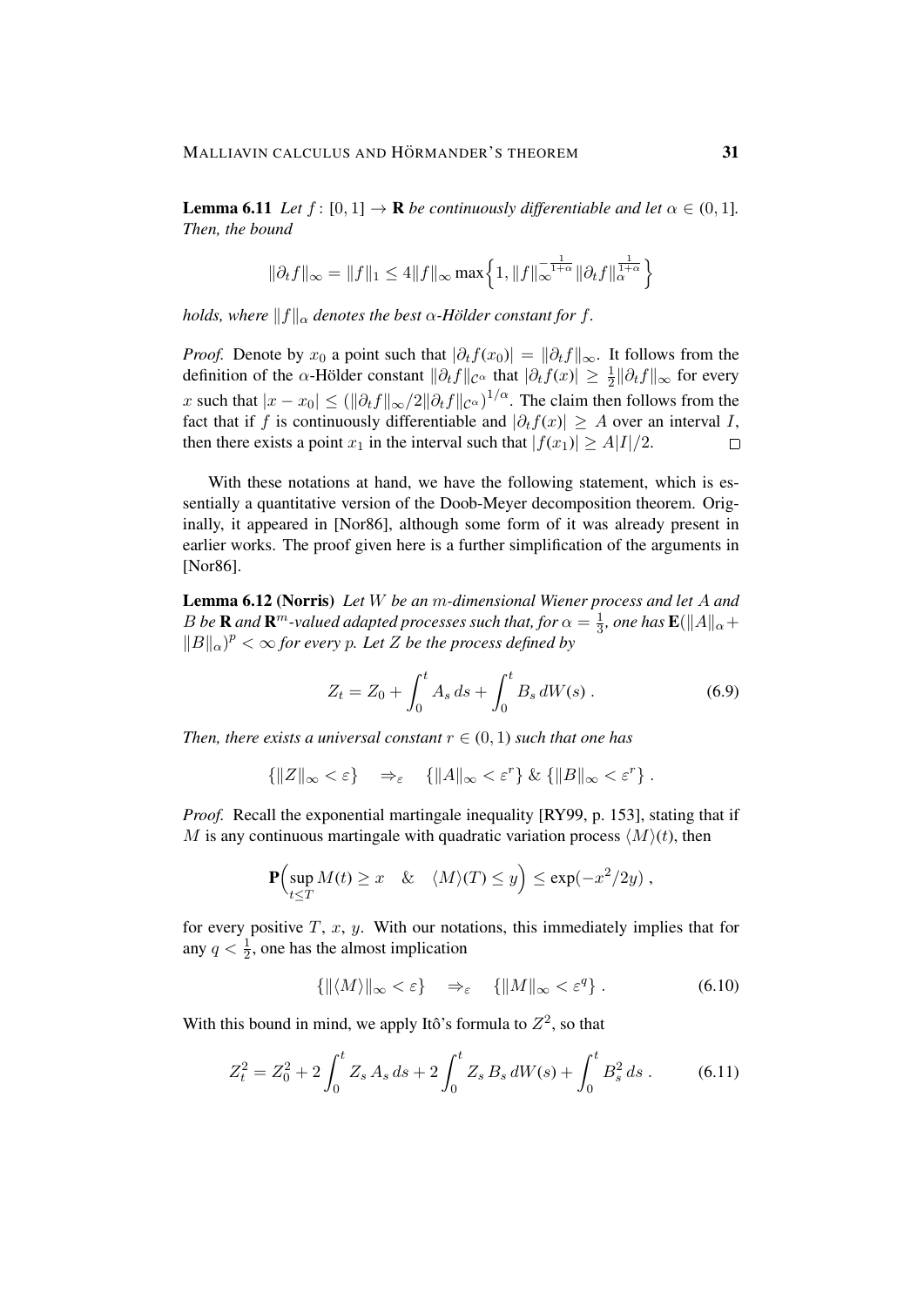**Lemma 6.11** *Let $f\colon [0,1] \to \mathbf{R}$ be continuously differentiable and let $\alpha \in (0,1]$. Then, the bound*

$$\|\partial_t f\|_\infty = \|f\|_1 \le 4\|f\|_\infty \max\Big\{1, \|f\|_\infty^{-\frac{1}{1+\alpha}} \|\partial_t f\|_\alpha^{\frac{1}{1+\alpha}}\Big\}$$

*holds, where $\|f\|_\alpha$ denotes the best $\alpha$-Hölder constant for $f$.*

*Proof.* Denote by $x_0$ a point such that $|\partial_t f(x_0)| = \|\partial_t f\|_\infty$. It follows from the definition of the $\alpha$-Hölder constant $\|\partial_t f\|_{\mathcal{C}^\alpha}$ that $|\partial_t f(x)| \ge \frac{1}{2}\|\partial_t f\|_\infty$ for every $x$ such that $|x - x_0| \le (\|\partial_t f\|_\infty / 2\|\partial_t f\|_{\mathcal{C}^\alpha})^{1/\alpha}$. The claim then follows from the fact that if $f$ is continuously differentiable and $|\partial_t f(x)| \ge A$ over an interval $I$, then there exists a point $x_1$ in the interval such that $|f(x_1)| \ge A|I|/2$. $\square$

With these notations at hand, we have the following statement, which is essentially a quantitative version of the Doob-Meyer decomposition theorem. Originally, it appeared in [Nor86], although some form of it was already present in earlier works. The proof given here is a further simplification of the arguments in [Nor86].

**Lemma 6.12 (Norris)** *Let $W$ be an $m$-dimensional Wiener process and let $A$ and $B$ be $\mathbf{R}$ and $\mathbf{R}^m$-valued adapted processes such that, for $\alpha = \frac{1}{3}$, one has $\mathbf{E}(\|A\|_\alpha + \|B\|_\alpha)^p < \infty$ for every $p$. Let $Z$ be the process defined by*

$$Z_t = Z_0 + \int_0^t A_s\, ds + \int_0^t B_s\, dW(s)\ . \tag{6.9}$$

*Then, there exists a universal constant $r \in (0,1)$ such that one has*

$$\{\|Z\|_\infty < \varepsilon\} \quad \Rightarrow_\varepsilon \quad \{\|A\|_\infty < \varepsilon^r\}\ \&\ \{\|B\|_\infty < \varepsilon^r\}\ .$$

*Proof.* Recall the exponential martingale inequality [RY99, p. 153], stating that if $M$ is any continuous martingale with quadratic variation process $\langle M\rangle(t)$, then

$$\mathbf{P}\Big(\sup_{t\le T} M(t) \ge x \quad \& \quad \langle M\rangle(T) \le y\Big) \le \exp(-x^2/2y)\ ,$$

for every positive $T$, $x$, $y$. With our notations, this immediately implies that for any $q < \frac{1}{2}$, one has the almost implication

$$\{\|\langle M\rangle\|_\infty < \varepsilon\} \quad \Rightarrow_\varepsilon \quad \{\|M\|_\infty < \varepsilon^q\}\ . \tag{6.10}$$

With this bound in mind, we apply Itô's formula to $Z^2$, so that

$$Z_t^2 = Z_0^2 + 2\int_0^t Z_s\, A_s\, ds + 2\int_0^t Z_s\, B_s\, dW(s) + \int_0^t B_s^2\, ds\ . \tag{6.11}$$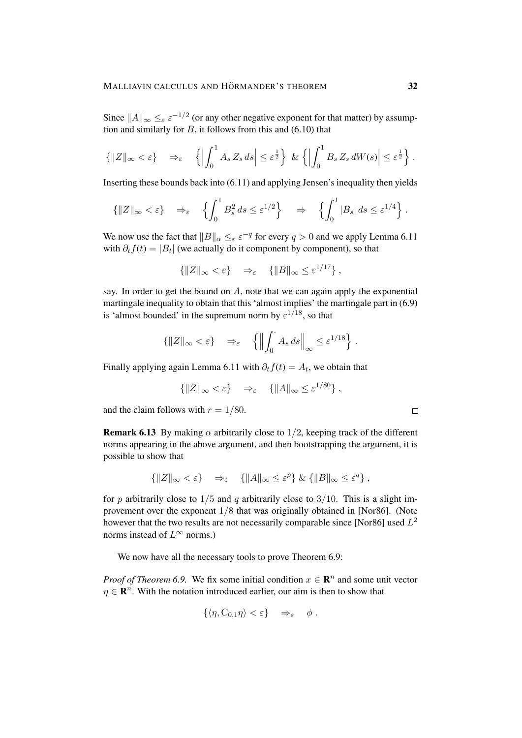Since $\|A\|_\infty \leq_\varepsilon \varepsilon^{-1/2}$ (or any other negative exponent for that matter) by assumption and similarly for $B$, it follows from this and (6.10) that

$$\{\|Z\|_\infty < \varepsilon\} \quad \Rightarrow_\varepsilon \quad \Big\{\Big|\int_0^1 A_s\, Z_s\, ds\Big| \leq \varepsilon^{\frac{1}{2}}\Big\} \ \& \ \Big\{\Big|\int_0^1 B_s\, Z_s\, dW(s)\Big| \leq \varepsilon^{\frac{1}{2}}\Big\} .$$

Inserting these bounds back into (6.11) and applying Jensen's inequality then yields

$$\{\|Z\|_\infty < \varepsilon\} \quad \Rightarrow_\varepsilon \quad \Big\{\int_0^1 B_s^2\, ds \leq \varepsilon^{1/2}\Big\} \quad \Rightarrow \quad \Big\{\int_0^1 |B_s|\, ds \leq \varepsilon^{1/4}\Big\} .$$

We now use the fact that $\|B\|_\alpha \leq_\varepsilon \varepsilon^{-q}$ for every $q > 0$ and we apply Lemma 6.11 with $\partial_t f(t) = |B_t|$ (we actually do it component by component), so that

$$\{\|Z\|_\infty < \varepsilon\} \quad \Rightarrow_\varepsilon \quad \{\|B\|_\infty \leq \varepsilon^{1/17}\} ,$$

say. In order to get the bound on $A$, note that we can again apply the exponential martingale inequality to obtain that this 'almost implies' the martingale part in (6.9) is 'almost bounded' in the supremum norm by $\varepsilon^{1/18}$, so that

$$\{\|Z\|_\infty < \varepsilon\} \quad \Rightarrow_\varepsilon \quad \Big\{\Big\|\int_0^{\cdot} A_s\, ds\Big\|_\infty \leq \varepsilon^{1/18}\Big\} .$$

Finally applying again Lemma 6.11 with $\partial_t f(t) = A_t$, we obtain that

$$\{\|Z\|_\infty < \varepsilon\} \quad \Rightarrow_\varepsilon \quad \{\|A\|_\infty \leq \varepsilon^{1/80}\} ,$$

and the claim follows with $r = 1/80$. □

**Remark 6.13** By making $\alpha$ arbitrarily close to $1/2$, keeping track of the different norms appearing in the above argument, and then bootstrapping the argument, it is possible to show that

$$\{\|Z\|_\infty < \varepsilon\} \quad \Rightarrow_\varepsilon \quad \{\|A\|_\infty \leq \varepsilon^p\} \ \& \ \{\|B\|_\infty \leq \varepsilon^q\} ,$$

for $p$ arbitrarily close to $1/5$ and $q$ arbitrarily close to $3/10$. This is a slight improvement over the exponent $1/8$ that was originally obtained in [Nor86]. (Note however that the two results are not necessarily comparable since [Nor86] used $L^2$ norms instead of $L^\infty$ norms.)

We now have all the necessary tools to prove Theorem 6.9:

*Proof of Theorem 6.9.* We fix some initial condition $x \in \mathbf{R}^n$ and some unit vector $\eta \in \mathbf{R}^n$. With the notation introduced earlier, our aim is then to show that

$$\{\langle \eta, \mathrm{C}_{0,1}\eta\rangle < \varepsilon\} \quad \Rightarrow_\varepsilon \quad \phi .$$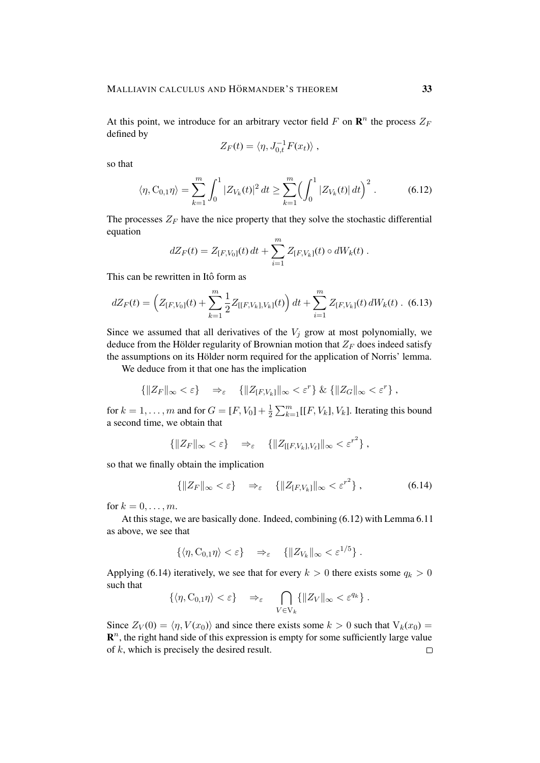At this point, we introduce for an arbitrary vector field $F$ on $\mathbf{R}^n$ the process $Z_F$ defined by

$$Z_F(t) = \langle \eta, J_{0,t}^{-1} F(x_t) \rangle ,$$

so that

$$\langle \eta, \mathrm{C}_{0,1} \eta \rangle = \sum_{k=1}^m \int_0^1 |Z_{V_k}(t)|^2 \, dt \geq \sum_{k=1}^m \Big( \int_0^1 |Z_{V_k}(t)| \, dt \Big)^2 . \tag{6.12}$$

The processes $Z_F$ have the nice property that they solve the stochastic differential equation

$$dZ_F(t) = Z_{[F,V_0]}(t) \, dt + \sum_{i=1}^m Z_{[F,V_k]}(t) \circ dW_k(t) .$$

This can be rewritten in Itô form as

$$dZ_F(t) = \Big( Z_{[F,V_0]}(t) + \sum_{k=1}^m \frac{1}{2} Z_{[[F,V_k],V_k]}(t) \Big) \, dt + \sum_{i=1}^m Z_{[F,V_k]}(t) \, dW_k(t) . \tag{6.13}$$

Since we assumed that all derivatives of the $V_j$ grow at most polynomially, we deduce from the Hölder regularity of Brownian motion that $Z_F$ does indeed satisfy the assumptions on its Hölder norm required for the application of Norris' lemma.

We deduce from it that one has the implication

$$\{ \|Z_F\|_\infty < \varepsilon \} \quad \Rightarrow_\varepsilon \quad \{ \|Z_{[F,V_k]}\|_\infty < \varepsilon^r \} \; \& \; \{ \|Z_G\|_\infty < \varepsilon^r \} ,$$

for $k = 1, \ldots, m$ and for $G = [F, V_0] + \frac{1}{2} \sum_{k=1}^m [[F, V_k], V_k]$. Iterating this bound a second time, we obtain that

$$\{ \|Z_F\|_\infty < \varepsilon \} \quad \Rightarrow_\varepsilon \quad \{ \|Z_{[[F,V_k],V_\ell]}\|_\infty < \varepsilon^{r^2} \} ,$$

so that we finally obtain the implication

$$\{ \|Z_F\|_\infty < \varepsilon \} \quad \Rightarrow_\varepsilon \quad \{ \|Z_{[F,V_k]}\|_\infty < \varepsilon^{r^2} \} , \tag{6.14}$$

for $k = 0, \ldots, m$.

At this stage, we are basically done. Indeed, combining (6.12) with Lemma 6.11 as above, we see that

$$\{ \langle \eta, \mathrm{C}_{0,1} \eta \rangle < \varepsilon \} \quad \Rightarrow_\varepsilon \quad \{ \|Z_{V_k}\|_\infty < \varepsilon^{1/5} \} .$$

Applying (6.14) iteratively, we see that for every $k > 0$ there exists some $q_k > 0$ such that

$$\{ \langle \eta, \mathrm{C}_{0,1} \eta \rangle < \varepsilon \} \quad \Rightarrow_\varepsilon \quad \bigcap_{V \in \mathrm{V}_k} \{ \|Z_V\|_\infty < \varepsilon^{q_k} \} .$$

Since $Z_V(0) = \langle \eta, V(x_0) \rangle$ and since there exists some $k > 0$ such that $\mathrm{V}_k(x_0) = \mathbf{R}^n$, the right hand side of this expression is empty for some sufficiently large value of $k$, which is precisely the desired result. □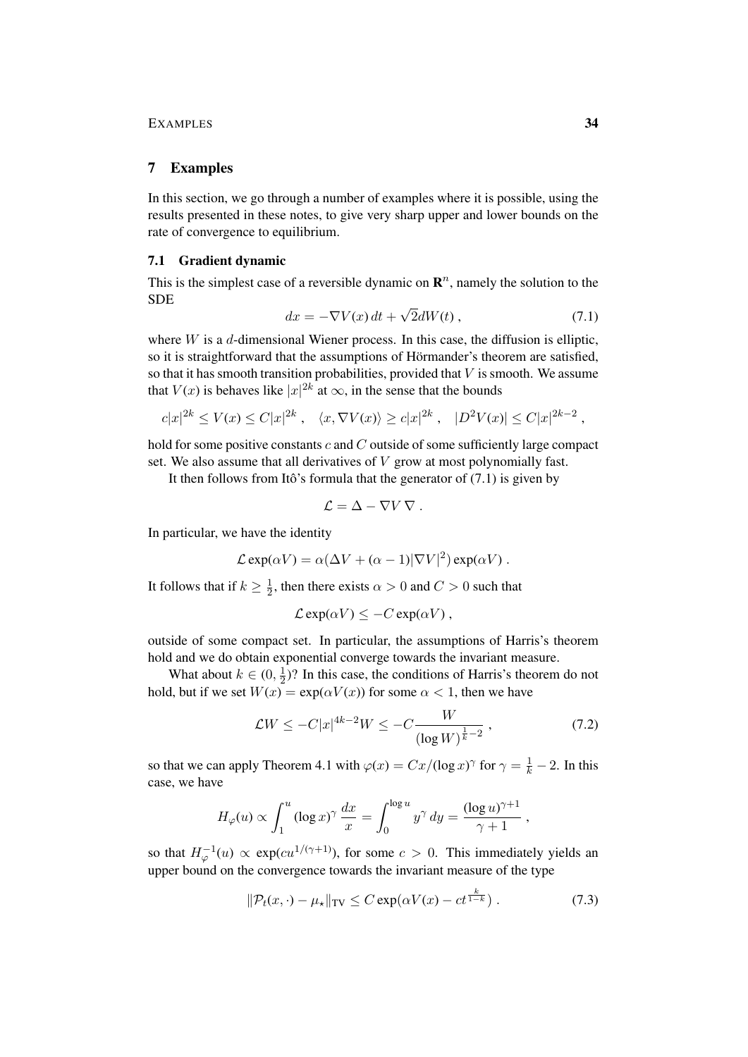## 7 Examples

In this section, we go through a number of examples where it is possible, using the results presented in these notes, to give very sharp upper and lower bounds on the rate of convergence to equilibrium.

### 7.1 Gradient dynamic

This is the simplest case of a reversible dynamic on $\mathbf{R}^n$, namely the solution to the SDE

$$dx = -\nabla V(x)\,dt + \sqrt{2}dW(t)\;, \tag{7.1}$$

where $W$ is a $d$-dimensional Wiener process. In this case, the diffusion is elliptic, so it is straightforward that the assumptions of Hörmander's theorem are satisfied, so that it has smooth transition probabilities, provided that $V$ is smooth. We assume that $V(x)$ is behaves like $|x|^{2k}$ at $\infty$, in the sense that the bounds

$$c|x|^{2k} \leq V(x) \leq C|x|^{2k}\;,\quad \langle x, \nabla V(x)\rangle \geq c|x|^{2k}\;,\quad |D^2V(x)| \leq C|x|^{2k-2}\;,$$

hold for some positive constants $c$ and $C$ outside of some sufficiently large compact set. We also assume that all derivatives of $V$ grow at most polynomially fast.

It then follows from Itô's formula that the generator of (7.1) is given by

$$\mathcal{L} = \Delta - \nabla V\,\nabla\;.$$

In particular, we have the identity

$$\mathcal{L}\exp(\alpha V) = \alpha(\Delta V + (\alpha - 1)|\nabla V|^2)\exp(\alpha V)\;.$$

It follows that if $k \geq \frac{1}{2}$, then there exists $\alpha > 0$ and $C > 0$ such that

$$\mathcal{L}\exp(\alpha V) \leq -C\exp(\alpha V)\;,$$

outside of some compact set. In particular, the assumptions of Harris's theorem hold and we do obtain exponential converge towards the invariant measure.

What about $k \in (0, \frac{1}{2})$? In this case, the conditions of Harris's theorem do not hold, but if we set $W(x) = \exp(\alpha V(x))$ for some $\alpha < 1$, then we have

$$\mathcal{L}W \leq -C|x|^{4k-2}W \leq -C\frac{W}{(\log W)^{\frac{1}{k}-2}}\;, \tag{7.2}$$

so that we can apply Theorem 4.1 with $\varphi(x) = Cx/(\log x)^\gamma$ for $\gamma = \frac{1}{k} - 2$. In this case, we have

$$H_\varphi(u) \propto \int_1^u (\log x)^\gamma\,\frac{dx}{x} = \int_0^{\log u} y^\gamma\,dy = \frac{(\log u)^{\gamma+1}}{\gamma+1}\;,$$

so that $H_\varphi^{-1}(u) \propto \exp(cu^{1/(\gamma+1)})$, for some $c > 0$. This immediately yields an upper bound on the convergence towards the invariant measure of the type

$$\|\mathcal{P}_t(x,\cdot) - \mu_\star\|_{\mathrm{TV}} \leq C\exp(\alpha V(x) - ct^{\frac{k}{1-k}})\;. \tag{7.3}$$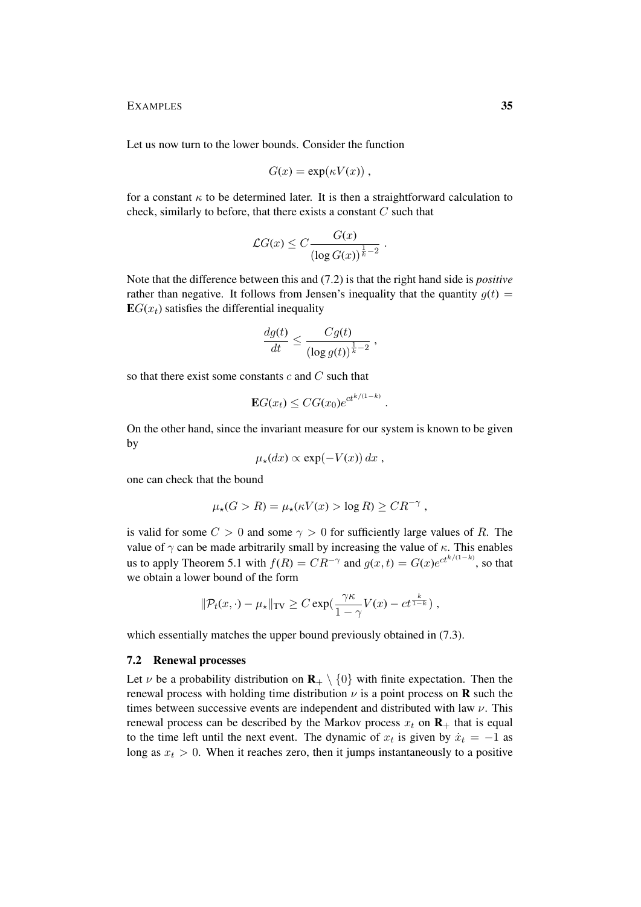Let us now turn to the lower bounds. Consider the function

$$G(x) = \exp(\kappa V(x)) \;,$$

for a constant $\kappa$ to be determined later. It is then a straightforward calculation to check, similarly to before, that there exists a constant $C$ such that

$$\mathcal{L}G(x) \le C \frac{G(x)}{(\log G(x))^{\frac{1}{k}-2}} \;.$$

Note that the difference between this and (7.2) is that the right hand side is *positive* rather than negative. It follows from Jensen's inequality that the quantity $g(t) = \mathbf{E}G(x_t)$ satisfies the differential inequality

$$\frac{dg(t)}{dt} \le \frac{Cg(t)}{(\log g(t))^{\frac{1}{k}-2}} \;,$$

so that there exist some constants $c$ and $C$ such that

$$\mathbf{E}G(x_t) \le CG(x_0)e^{ct^{k/(1-k)}} \;.$$

On the other hand, since the invariant measure for our system is known to be given by

$$\mu_\star(dx) \propto \exp(-V(x))\,dx \;,$$

one can check that the bound

$$\mu_\star(G > R) = \mu_\star(\kappa V(x) > \log R) \ge CR^{-\gamma} \;,$$

is valid for some $C > 0$ and some $\gamma > 0$ for sufficiently large values of $R$. The value of $\gamma$ can be made arbitrarily small by increasing the value of $\kappa$. This enables us to apply Theorem 5.1 with $f(R) = CR^{-\gamma}$ and $g(x,t) = G(x)e^{ct^{k/(1-k)}}$, so that we obtain a lower bound of the form

$$\|\mathcal{P}_t(x,\cdot) - \mu_\star\|_{\mathrm{TV}} \ge C\exp\big(\frac{\gamma\kappa}{1-\gamma}V(x) - ct^{\frac{k}{1-k}}\big) \;,$$

which essentially matches the upper bound previously obtained in (7.3).

### 7.2 Renewal processes

Let $\nu$ be a probability distribution on $\mathbf{R}_+ \setminus \{0\}$ with finite expectation. Then the renewal process with holding time distribution $\nu$ is a point process on $\mathbf{R}$ such the times between successive events are independent and distributed with law $\nu$. This renewal process can be described by the Markov process $x_t$ on $\mathbf{R}_+$ that is equal to the time left until the next event. The dynamic of $x_t$ is given by $\dot{x}_t = -1$ as long as $x_t > 0$. When it reaches zero, then it jumps instantaneously to a positive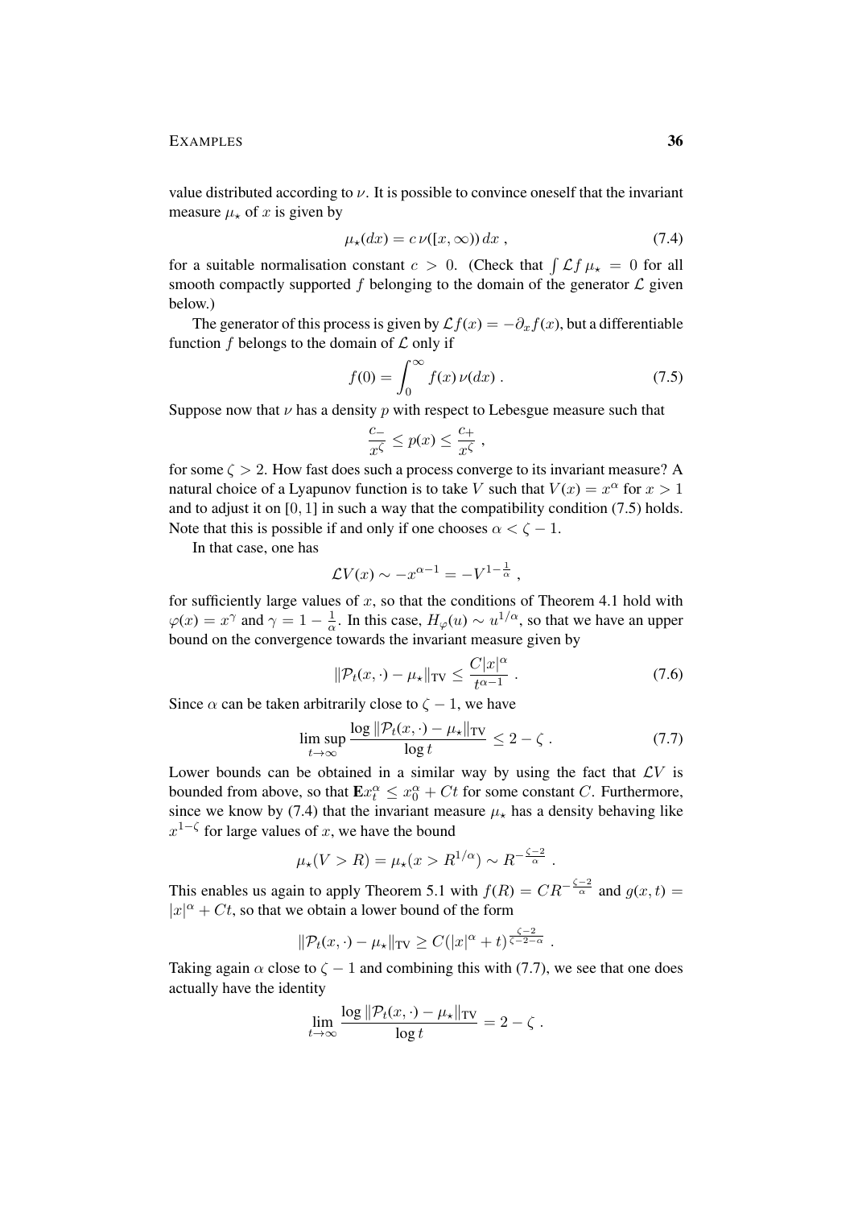value distributed according to $\nu$. It is possible to convince oneself that the invariant measure $\mu_\star$ of $x$ is given by

$$\mu_\star(dx) = c\,\nu([x,\infty))\,dx\;, \tag{7.4}$$

for a suitable normalisation constant $c > 0$. (Check that $\int \mathcal{L}f\,\mu_\star = 0$ for all smooth compactly supported $f$ belonging to the domain of the generator $\mathcal{L}$ given below.)

The generator of this process is given by $\mathcal{L}f(x) = -\partial_x f(x)$, but a differentiable function $f$ belongs to the domain of $\mathcal{L}$ only if

$$f(0) = \int_0^\infty f(x)\,\nu(dx)\;. \tag{7.5}$$

Suppose now that $\nu$ has a density $p$ with respect to Lebesgue measure such that

$$\frac{c_-}{x^\zeta} \le p(x) \le \frac{c_+}{x^\zeta}\;,$$

for some $\zeta > 2$. How fast does such a process converge to its invariant measure? A natural choice of a Lyapunov function is to take $V$ such that $V(x) = x^\alpha$ for $x > 1$ and to adjust it on $[0,1]$ in such a way that the compatibility condition (7.5) holds. Note that this is possible if and only if one chooses $\alpha < \zeta - 1$.

In that case, one has

$$\mathcal{L}V(x) \sim -x^{\alpha-1} = -V^{1-\frac{1}{\alpha}}\;,$$

for sufficiently large values of $x$, so that the conditions of Theorem 4.1 hold with $\varphi(x) = x^\gamma$ and $\gamma = 1 - \frac{1}{\alpha}$. In this case, $H_\varphi(u) \sim u^{1/\alpha}$, so that we have an upper bound on the convergence towards the invariant measure given by

$$\|\mathcal{P}_t(x,\cdot) - \mu_\star\|_{\mathrm{TV}} \le \frac{C|x|^\alpha}{t^{\alpha-1}}\;. \tag{7.6}$$

Since $\alpha$ can be taken arbitrarily close to $\zeta - 1$, we have

$$\limsup_{t\to\infty} \frac{\log \|\mathcal{P}_t(x,\cdot) - \mu_\star\|_{\mathrm{TV}}}{\log t} \le 2 - \zeta\;. \tag{7.7}$$

Lower bounds can be obtained in a similar way by using the fact that $\mathcal{L}V$ is bounded from above, so that $\mathbf{E}x_t^\alpha \le x_0^\alpha + Ct$ for some constant $C$. Furthermore, since we know by (7.4) that the invariant measure $\mu_\star$ has a density behaving like $x^{1-\zeta}$ for large values of $x$, we have the bound

$$\mu_\star(V > R) = \mu_\star(x > R^{1/\alpha}) \sim R^{-\frac{\zeta-2}{\alpha}}\;.$$

This enables us again to apply Theorem 5.1 with $f(R) = CR^{-\frac{\zeta-2}{\alpha}}$ and $g(x,t) = |x|^\alpha + Ct$, so that we obtain a lower bound of the form

$$\|\mathcal{P}_t(x,\cdot) - \mu_\star\|_{\mathrm{TV}} \ge C(|x|^\alpha + t)^{\frac{\zeta-2}{\zeta-2-\alpha}}\;.$$

Taking again $\alpha$ close to $\zeta - 1$ and combining this with (7.7), we see that one does actually have the identity

$$\lim_{t\to\infty} \frac{\log \|\mathcal{P}_t(x,\cdot) - \mu_\star\|_{\mathrm{TV}}}{\log t} = 2 - \zeta\;.$$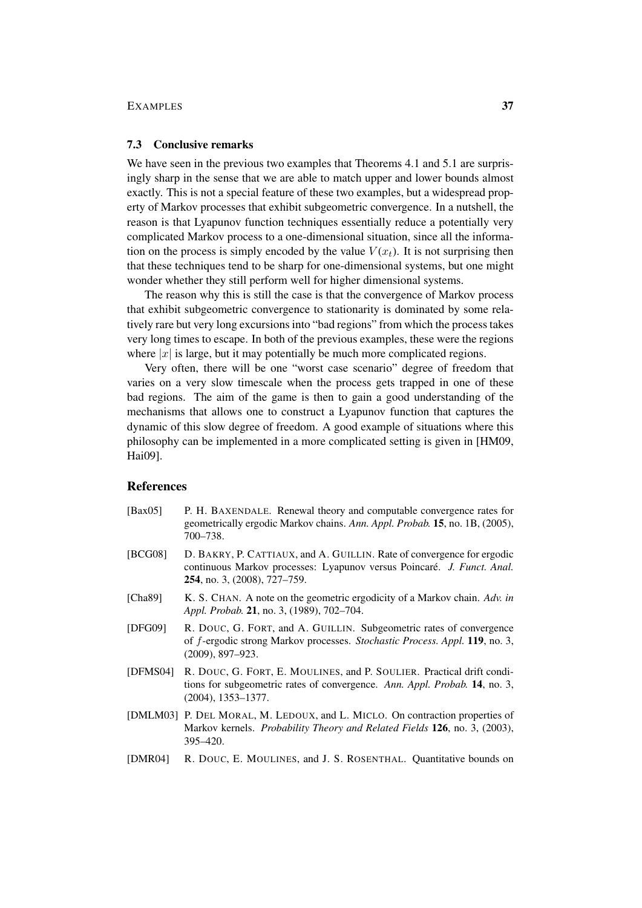### 7.3 Conclusive remarks

We have seen in the previous two examples that Theorems 4.1 and 5.1 are surprisingly sharp in the sense that we are able to match upper and lower bounds almost exactly. This is not a special feature of these two examples, but a widespread property of Markov processes that exhibit subgeometric convergence. In a nutshell, the reason is that Lyapunov function techniques essentially reduce a potentially very complicated Markov process to a one-dimensional situation, since all the information on the process is simply encoded by the value $V(x_t)$. It is not surprising then that these techniques tend to be sharp for one-dimensional systems, but one might wonder whether they still perform well for higher dimensional systems.

The reason why this is still the case is that the convergence of Markov process that exhibit subgeometric convergence to stationarity is dominated by some relatively rare but very long excursions into "bad regions" from which the process takes very long times to escape. In both of the previous examples, these were the regions where $|x|$ is large, but it may potentially be much more complicated regions.

Very often, there will be one "worst case scenario" degree of freedom that varies on a very slow timescale when the process gets trapped in one of these bad regions. The aim of the game is then to gain a good understanding of the mechanisms that allows one to construct a Lyapunov function that captures the dynamic of this slow degree of freedom. A good example of situations where this philosophy can be implemented in a more complicated setting is given in [HM09, Hai09].

## References

[Bax05] P. H. BAXENDALE. Renewal theory and computable convergence rates for geometrically ergodic Markov chains. *Ann. Appl. Probab.* **15**, no. 1B, (2005), 700–738.

[BCG08] D. BAKRY, P. CATTIAUX, and A. GUILLIN. Rate of convergence for ergodic continuous Markov processes: Lyapunov versus Poincaré. *J. Funct. Anal.* **254**, no. 3, (2008), 727–759.

[Cha89] K. S. CHAN. A note on the geometric ergodicity of a Markov chain. *Adv. in Appl. Probab.* **21**, no. 3, (1989), 702–704.

[DFG09] R. DOUC, G. FORT, and A. GUILLIN. Subgeometric rates of convergence of $f$-ergodic strong Markov processes. *Stochastic Process. Appl.* **119**, no. 3, (2009), 897–923.

[DFMS04] R. DOUC, G. FORT, E. MOULINES, and P. SOULIER. Practical drift conditions for subgeometric rates of convergence. *Ann. Appl. Probab.* **14**, no. 3, (2004), 1353–1377.

[DMLM03] P. DEL MORAL, M. LEDOUX, and L. MICLO. On contraction properties of Markov kernels. *Probability Theory and Related Fields* **126**, no. 3, (2003), 395–420.

[DMR04] R. DOUC, E. MOULINES, and J. S. ROSENTHAL. Quantitative bounds on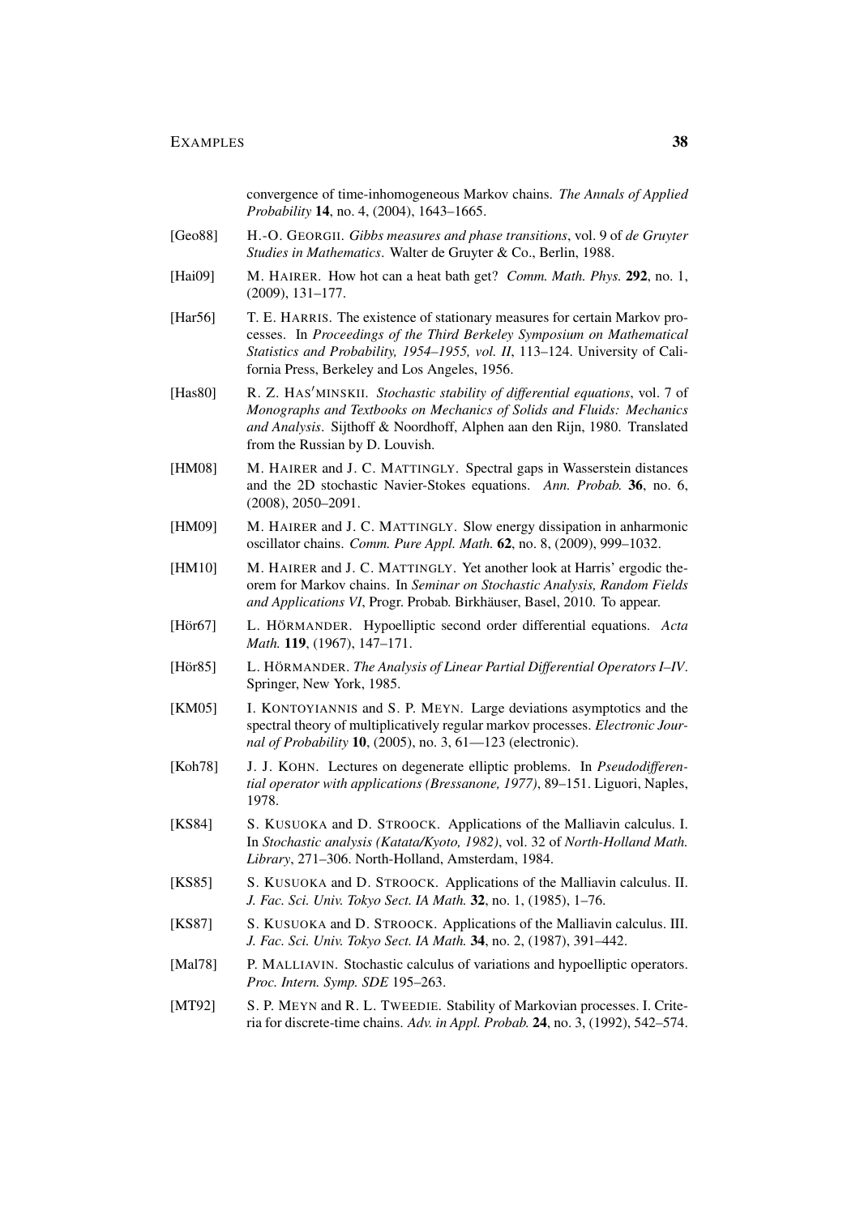convergence of time-inhomogeneous Markov chains. *The Annals of Applied Probability* **14**, no. 4, (2004), 1643–1665.

[Geo88] H.-O. GEORGII. *Gibbs measures and phase transitions*, vol. 9 of *de Gruyter Studies in Mathematics*. Walter de Gruyter & Co., Berlin, 1988.

[Hai09] M. HAIRER. How hot can a heat bath get? *Comm. Math. Phys.* **292**, no. 1, (2009), 131–177.

[Har56] T. E. HARRIS. The existence of stationary measures for certain Markov processes. In *Proceedings of the Third Berkeley Symposium on Mathematical Statistics and Probability, 1954–1955, vol. II*, 113–124. University of California Press, Berkeley and Los Angeles, 1956.

[Has80] R. Z. HAS′MINSKII. *Stochastic stability of differential equations*, vol. 7 of *Monographs and Textbooks on Mechanics of Solids and Fluids: Mechanics and Analysis*. Sijthoff & Noordhoff, Alphen aan den Rijn, 1980. Translated from the Russian by D. Louvish.

[HM08] M. HAIRER and J. C. MATTINGLY. Spectral gaps in Wasserstein distances and the 2D stochastic Navier-Stokes equations. *Ann. Probab.* **36**, no. 6, (2008), 2050–2091.

[HM09] M. HAIRER and J. C. MATTINGLY. Slow energy dissipation in anharmonic oscillator chains. *Comm. Pure Appl. Math.* **62**, no. 8, (2009), 999–1032.

[HM10] M. HAIRER and J. C. MATTINGLY. Yet another look at Harris' ergodic theorem for Markov chains. In *Seminar on Stochastic Analysis, Random Fields and Applications VI*, Progr. Probab. Birkhäuser, Basel, 2010. To appear.

[Hör67] L. HÖRMANDER. Hypoelliptic second order differential equations. *Acta Math.* **119**, (1967), 147–171.

[Hör85] L. HÖRMANDER. *The Analysis of Linear Partial Differential Operators I–IV*. Springer, New York, 1985.

[KM05] I. KONTOYIANNIS and S. P. MEYN. Large deviations asymptotics and the spectral theory of multiplicatively regular markov processes. *Electronic Journal of Probability* **10**, (2005), no. 3, 61—123 (electronic).

[Koh78] J. J. KOHN. Lectures on degenerate elliptic problems. In *Pseudodifferential operator with applications (Bressanone, 1977)*, 89–151. Liguori, Naples, 1978.

[KS84] S. KUSUOKA and D. STROOCK. Applications of the Malliavin calculus. I. In *Stochastic analysis (Katata/Kyoto, 1982)*, vol. 32 of *North-Holland Math. Library*, 271–306. North-Holland, Amsterdam, 1984.

[KS85] S. KUSUOKA and D. STROOCK. Applications of the Malliavin calculus. II. *J. Fac. Sci. Univ. Tokyo Sect. IA Math.* **32**, no. 1, (1985), 1–76.

[KS87] S. KUSUOKA and D. STROOCK. Applications of the Malliavin calculus. III. *J. Fac. Sci. Univ. Tokyo Sect. IA Math.* **34**, no. 2, (1987), 391–442.

[Mal78] P. MALLIAVIN. Stochastic calculus of variations and hypoelliptic operators. *Proc. Intern. Symp. SDE* 195–263.

[MT92] S. P. MEYN and R. L. TWEEDIE. Stability of Markovian processes. I. Criteria for discrete-time chains. *Adv. in Appl. Probab.* **24**, no. 3, (1992), 542–574.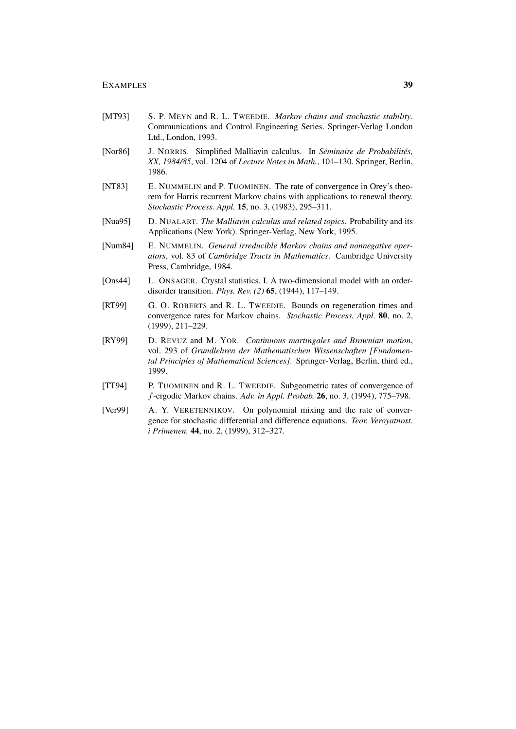[MT93] S. P. MEYN and R. L. TWEEDIE. *Markov chains and stochastic stability*. Communications and Control Engineering Series. Springer-Verlag London Ltd., London, 1993.

[Nor86] J. NORRIS. Simplified Malliavin calculus. In *Séminaire de Probabilités, XX, 1984/85*, vol. 1204 of *Lecture Notes in Math.*, 101–130. Springer, Berlin, 1986.

[NT83] E. NUMMELIN and P. TUOMINEN. The rate of convergence in Orey's theorem for Harris recurrent Markov chains with applications to renewal theory. *Stochastic Process. Appl.* **15**, no. 3, (1983), 295–311.

[Nua95] D. NUALART. *The Malliavin calculus and related topics*. Probability and its Applications (New York). Springer-Verlag, New York, 1995.

[Num84] E. NUMMELIN. *General irreducible Markov chains and nonnegative operators*, vol. 83 of *Cambridge Tracts in Mathematics*. Cambridge University Press, Cambridge, 1984.

[Ons44] L. ONSAGER. Crystal statistics. I. A two-dimensional model with an order-disorder transition. *Phys. Rev. (2)* **65**, (1944), 117–149.

[RT99] G. O. ROBERTS and R. L. TWEEDIE. Bounds on regeneration times and convergence rates for Markov chains. *Stochastic Process. Appl.* **80**, no. 2, (1999), 211–229.

[RY99] D. REVUZ and M. YOR. *Continuous martingales and Brownian motion*, vol. 293 of *Grundlehren der Mathematischen Wissenschaften [Fundamental Principles of Mathematical Sciences]*. Springer-Verlag, Berlin, third ed., 1999.

[TT94] P. TUOMINEN and R. L. TWEEDIE. Subgeometric rates of convergence of $f$-ergodic Markov chains. *Adv. in Appl. Probab.* **26**, no. 3, (1994), 775–798.

[Ver99] A. Y. VERETENNIKOV. On polynomial mixing and the rate of convergence for stochastic differential and difference equations. *Teor. Veroyatnost. i Primenen.* **44**, no. 2, (1999), 312–327.